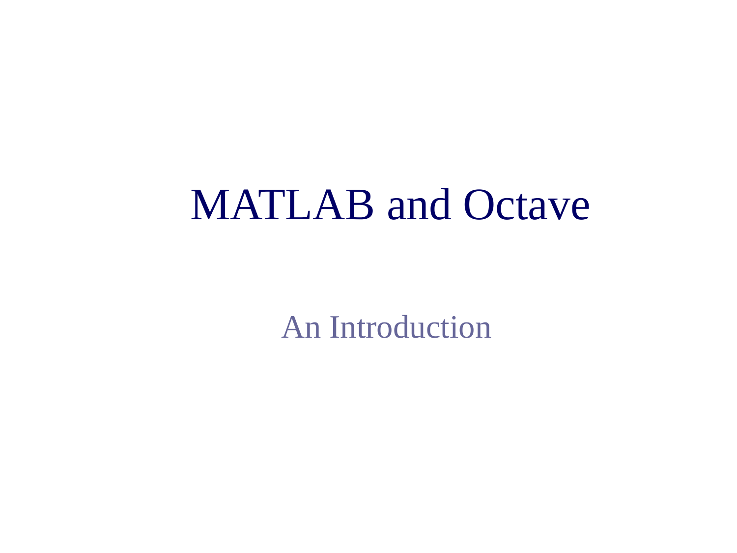# MATLAB and Octave

An Introduction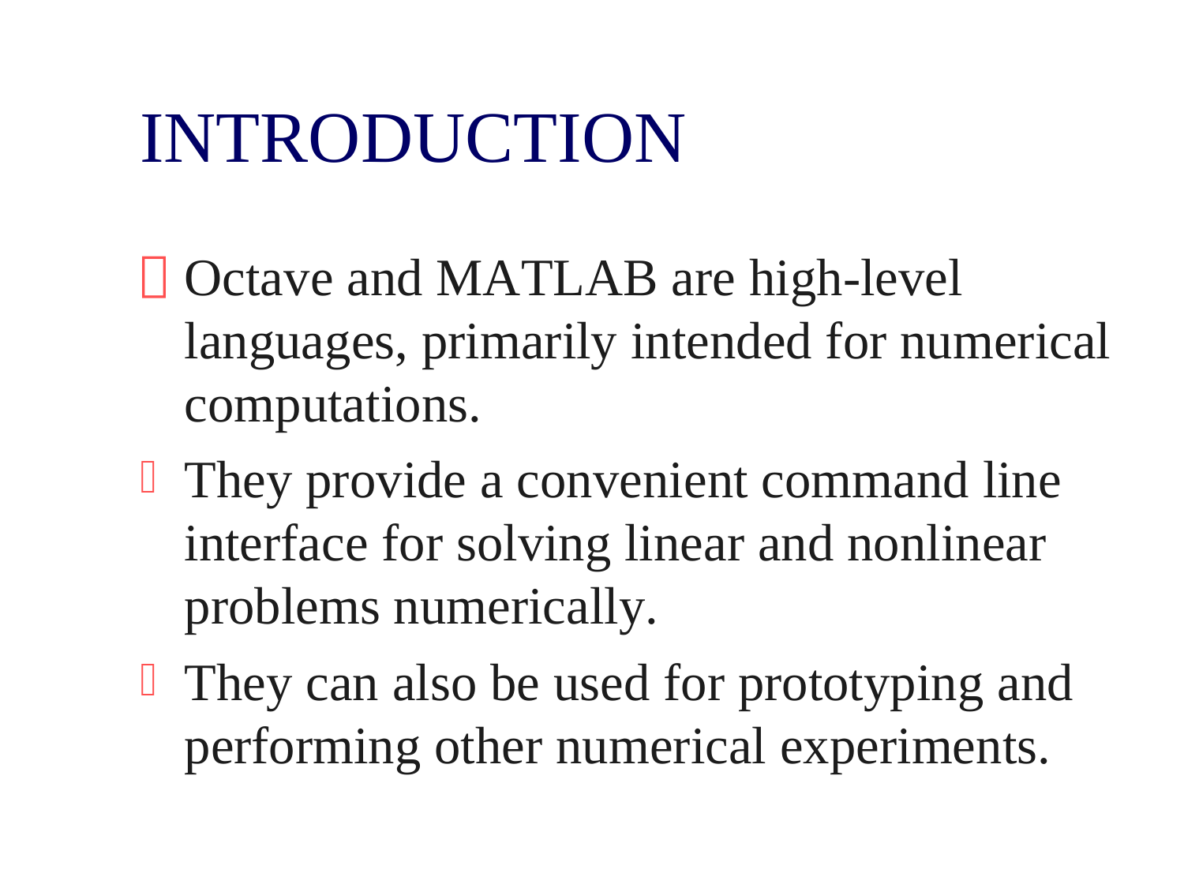# INTRODUCTION

- Octave and MATLAB are high-level languages, primarily intended for numerical computations.
- They provide a convenient command line interface for solving linear and nonlinear problems numerically.
- They can also be used for prototyping and performing other numerical experiments.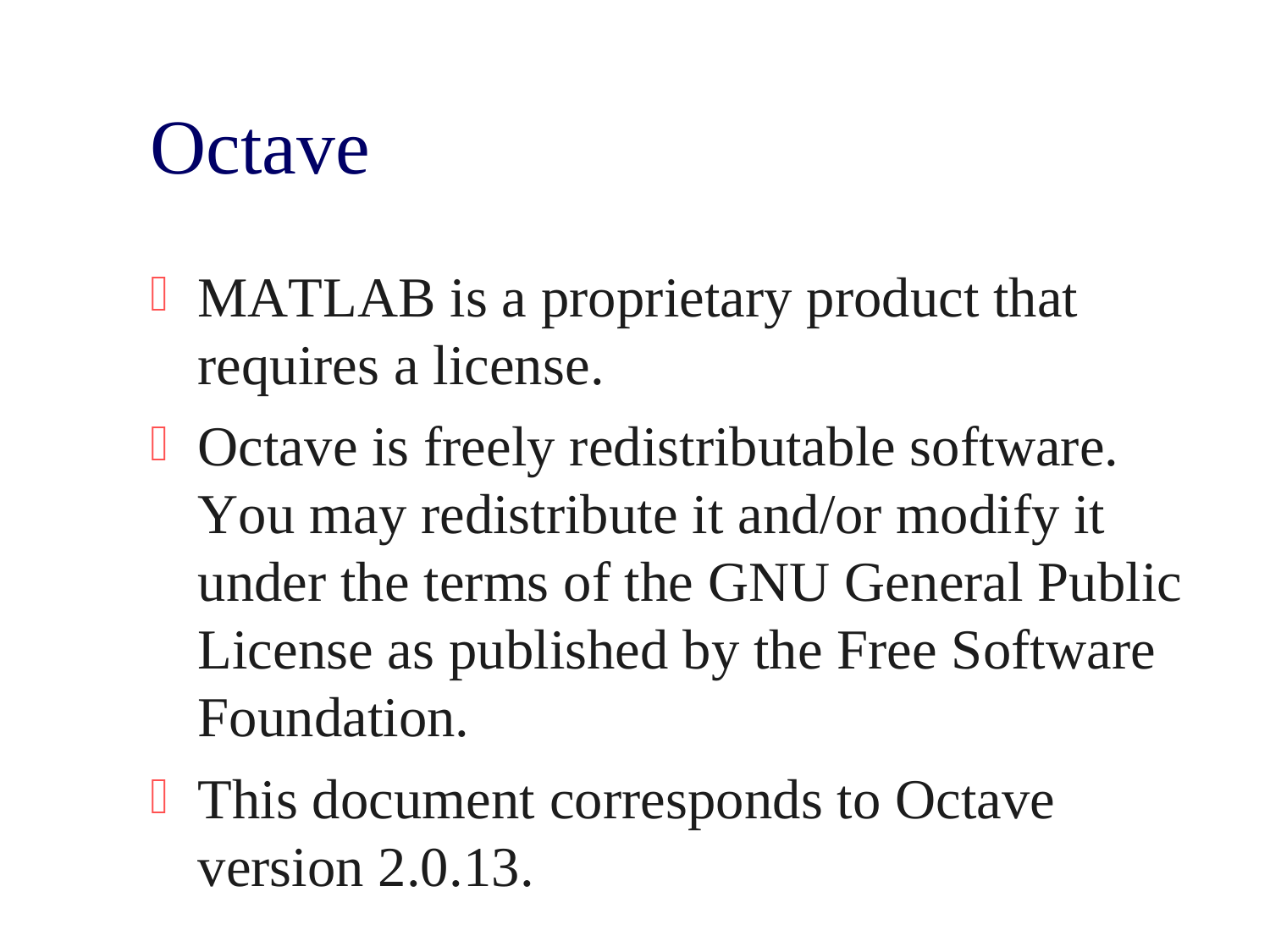# Octave

- MATLAB is a proprietary product that requires a license.
- Octave is freely redistributable software. You may redistribute it and/or modify it under the terms of the GNU General Public License as published by the Free Software Foundation.
- This document corresponds to Octave version 2.0.13.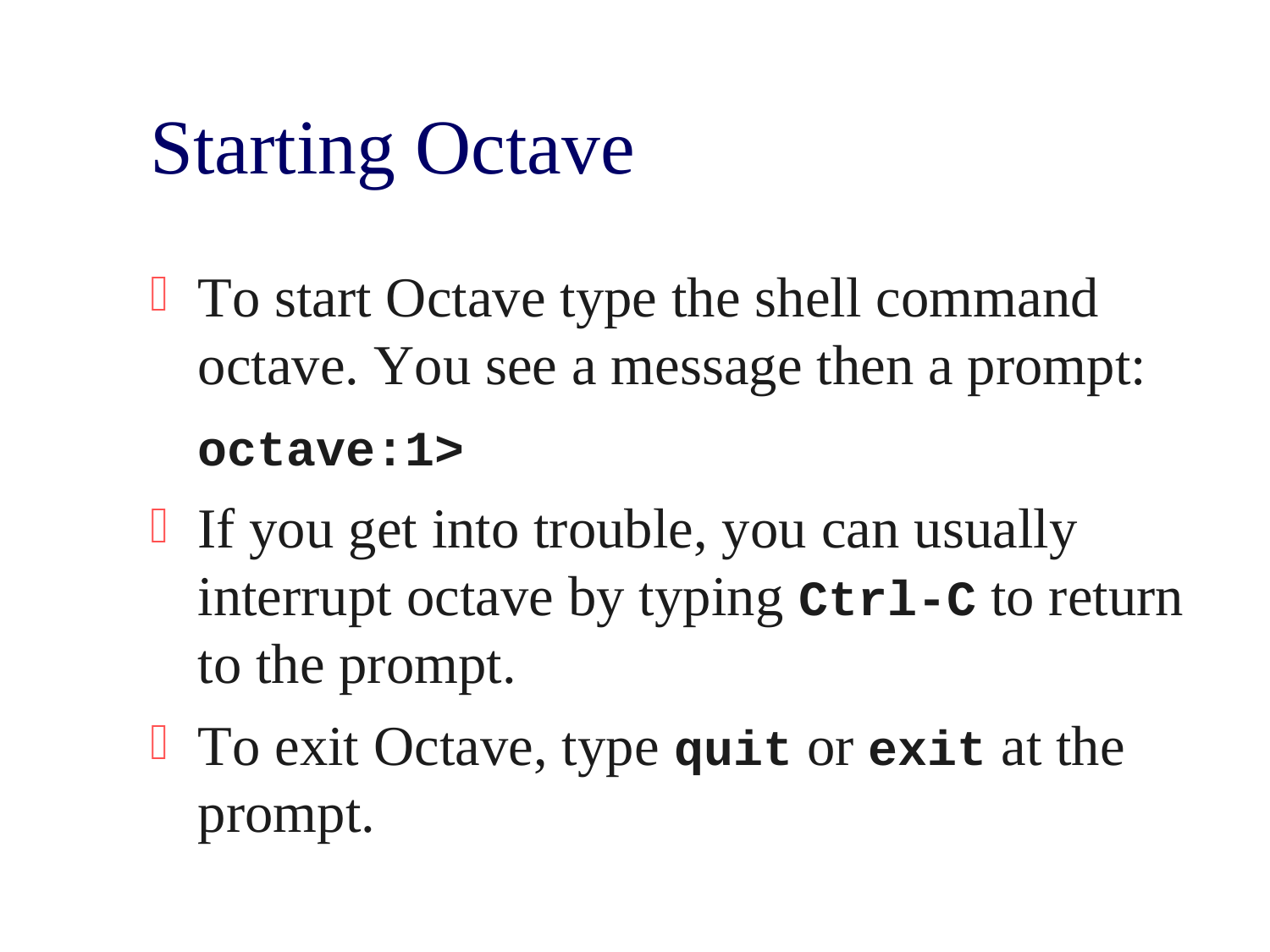# Starting Octave

- To start Octave type the shell command octave. You see a message then a prompt:

  **`octave:1>`**

- If you get into trouble, you can usually interrupt octave by typing **`Ctrl-C`** to return to the prompt.
- To exit Octave, type **`quit`** or **`exit`** at the prompt.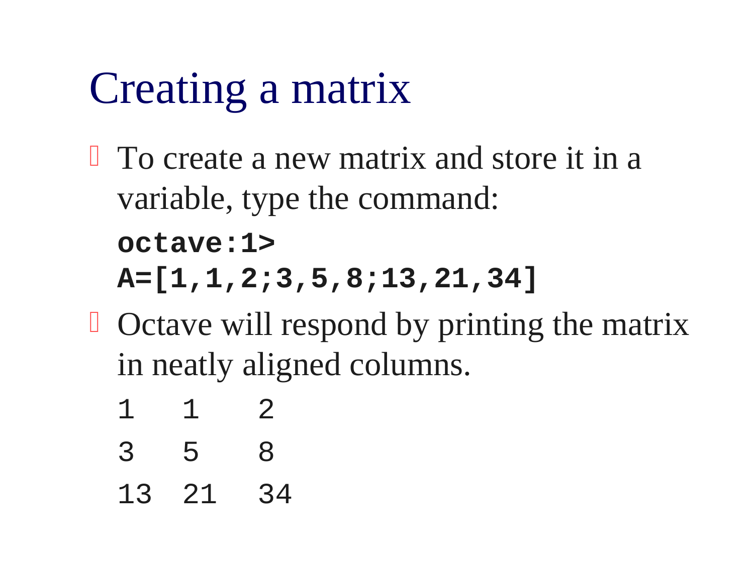# Creating a matrix

- To create a new matrix and store it in a variable, type the command:

```
octave:1>
A=[1,1,2;3,5,8;13,21,34]
```

- Octave will respond by printing the matrix in neatly aligned columns.

```
1   1    2
3   5    8
13  21   34
```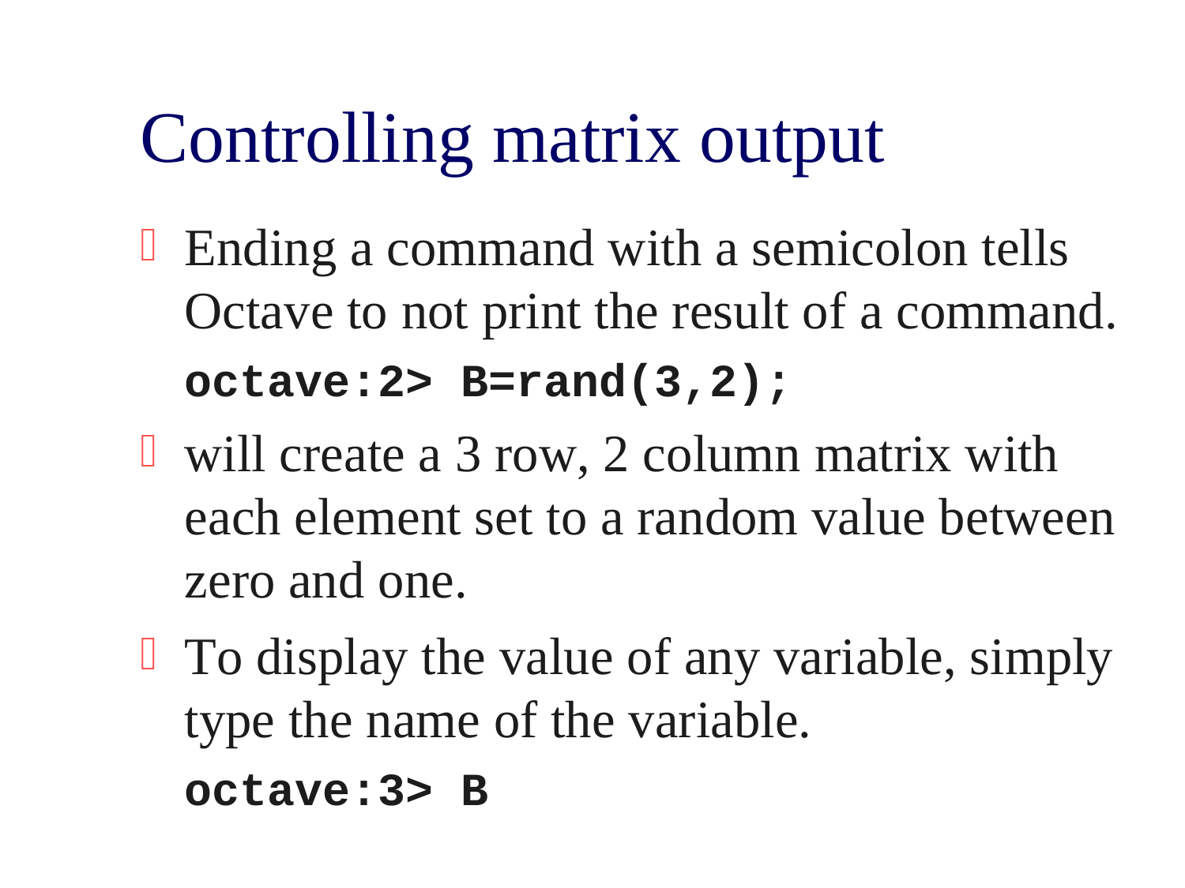# Controlling matrix output

- Ending a command with a semicolon tells Octave to not print the result of a command.

```
octave:2> B=rand(3,2);
```

- will create a 3 row, 2 column matrix with each element set to a random value between zero and one.
- To display the value of any variable, simply type the name of the variable.

```
octave:3> B
```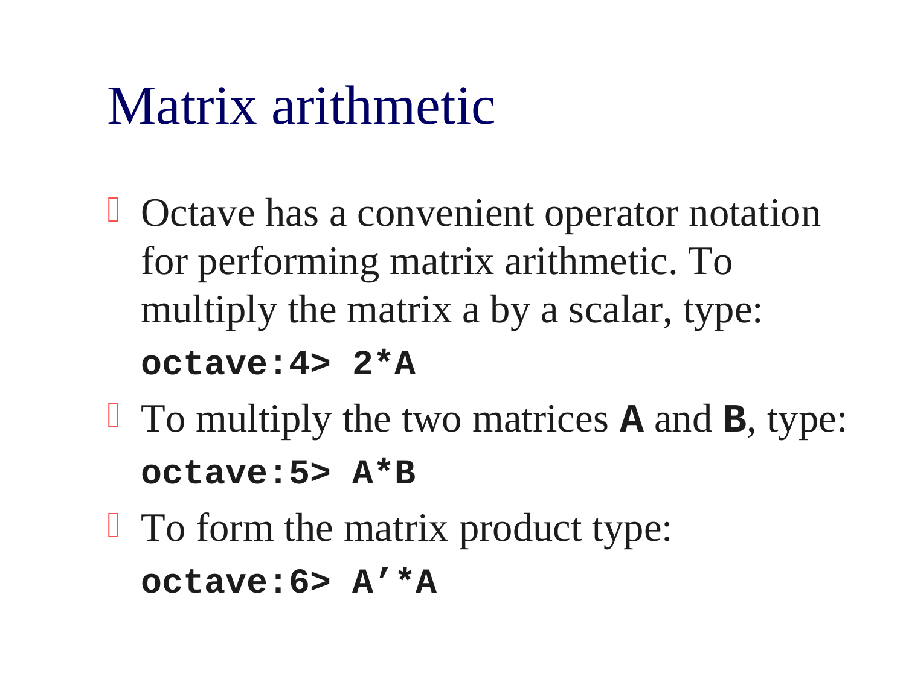# Matrix arithmetic

- Octave has a convenient operator notation for performing matrix arithmetic. To multiply the matrix a by a scalar, type:
  **`octave:4> 2*A`**
- To multiply the two matrices **A** and **B**, type:
  **`octave:5> A*B`**
- To form the matrix product type:
  **`octave:6> A'*A`**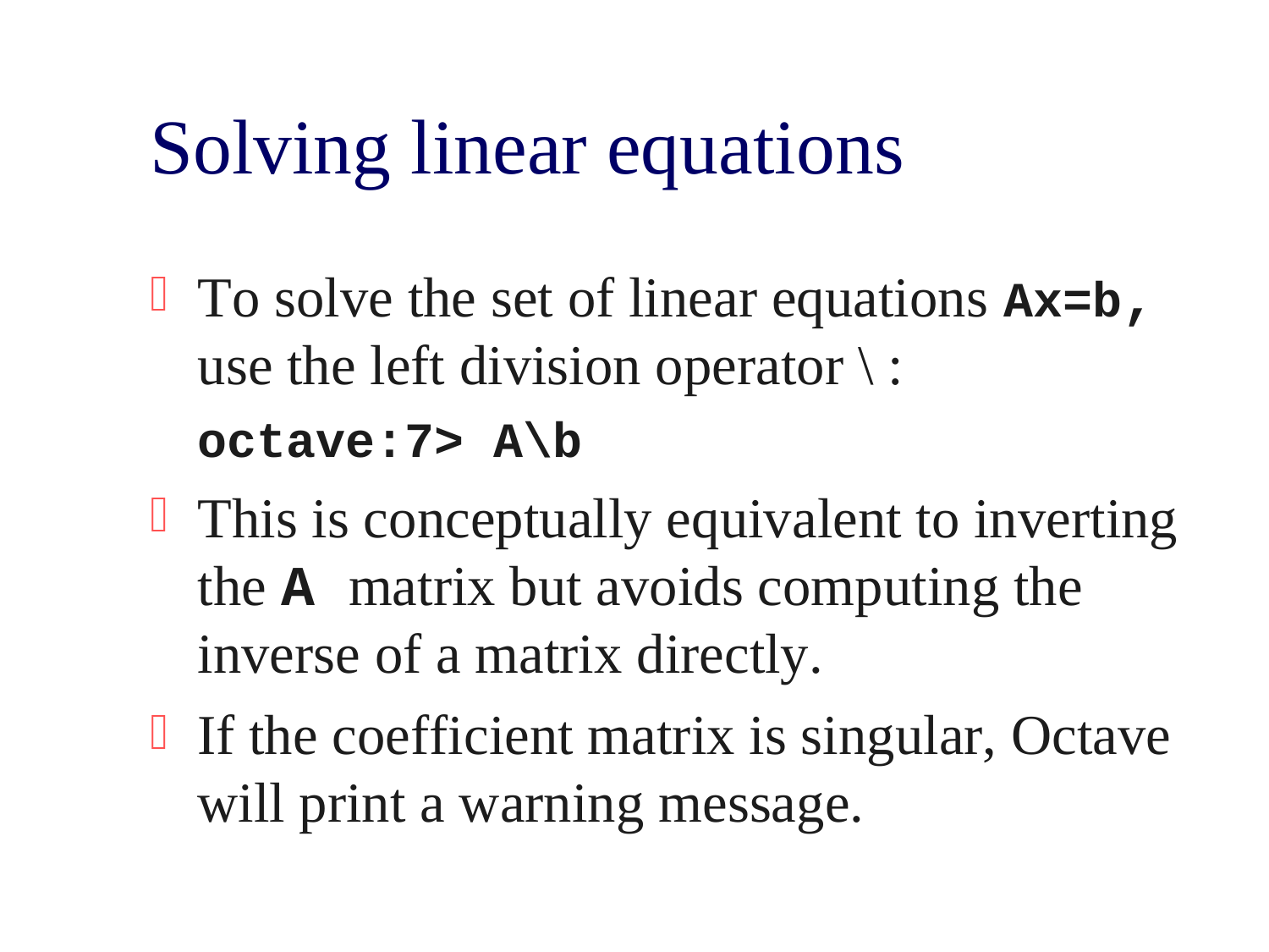# Solving linear equations

- To solve the set of linear equations **`Ax=b,`** use the left division operator \ :

  ```
  octave:7> A\b
  ```

- This is conceptually equivalent to inverting the **`A`** matrix but avoids computing the inverse of a matrix directly.
- If the coefficient matrix is singular, Octave will print a warning message.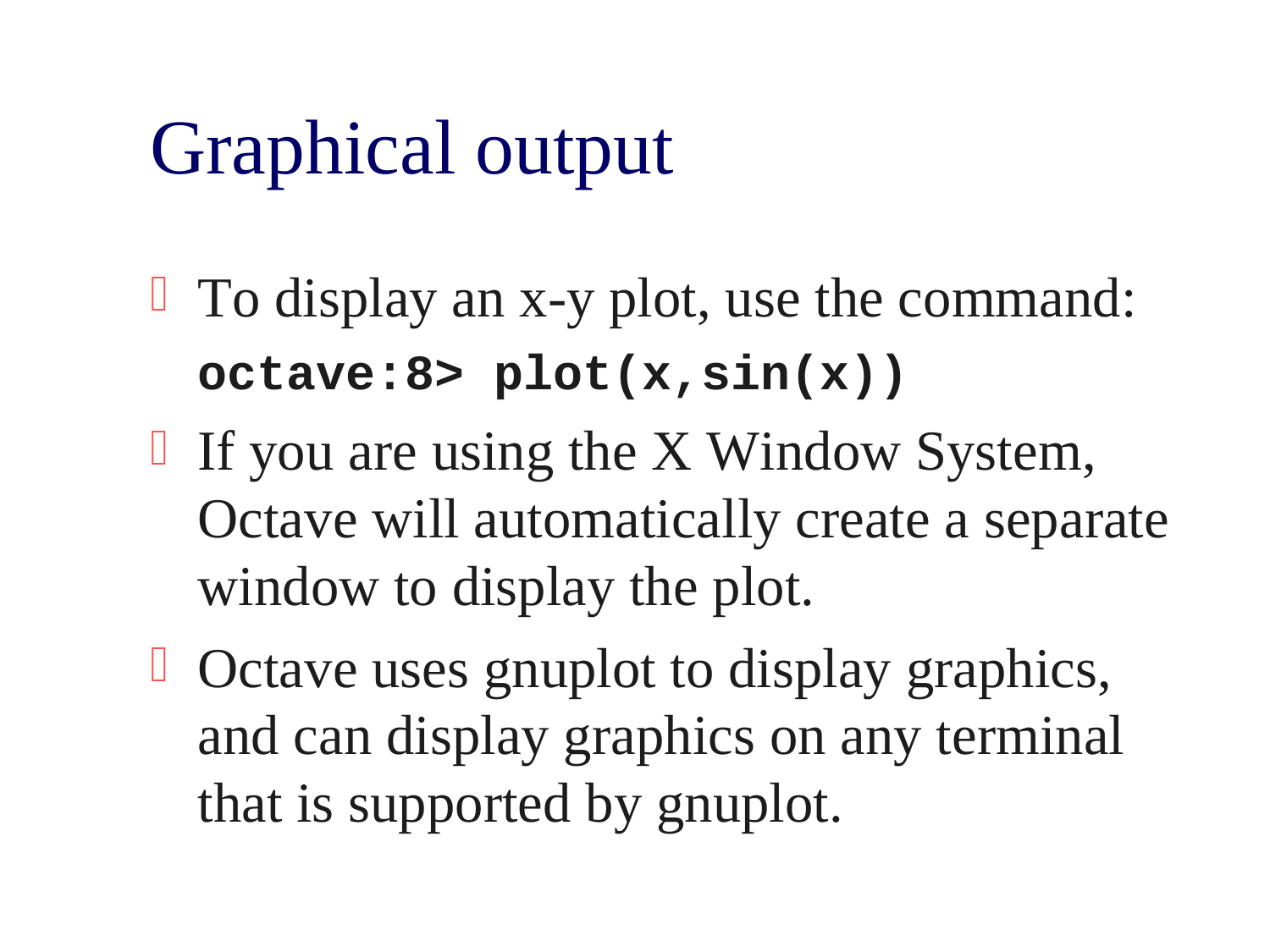# Graphical output

- To display an x-y plot, use the command:

  ```
  octave:8> plot(x,sin(x))
  ```

- If you are using the X Window System, Octave will automatically create a separate window to display the plot.
- Octave uses gnuplot to display graphics, and can display graphics on any terminal that is supported by gnuplot.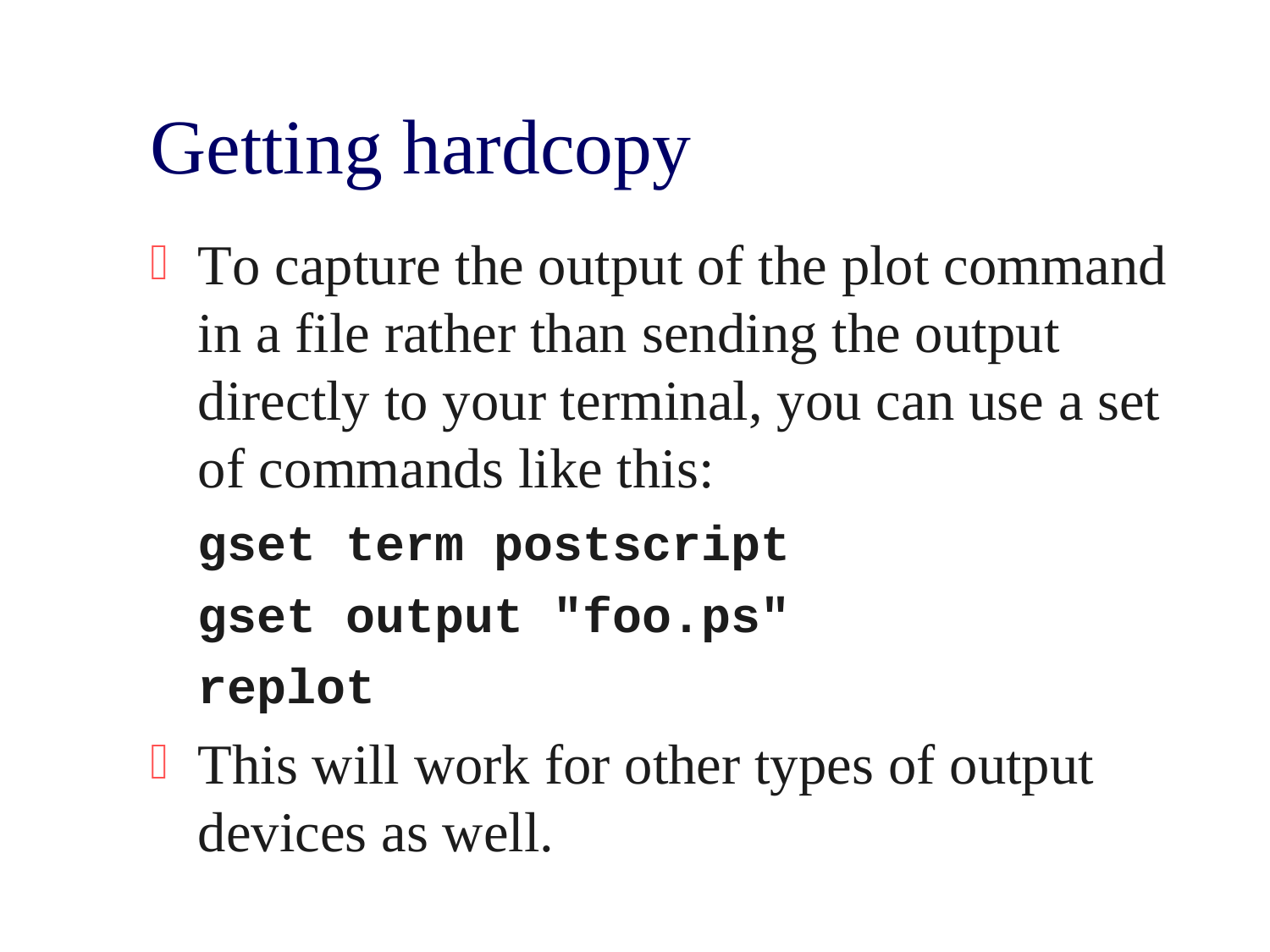# Getting hardcopy

- To capture the output of the plot command in a file rather than sending the output directly to your terminal, you can use a set of commands like this:

```
gset term postscript
gset output "foo.ps"
replot
```

- This will work for other types of output devices as well.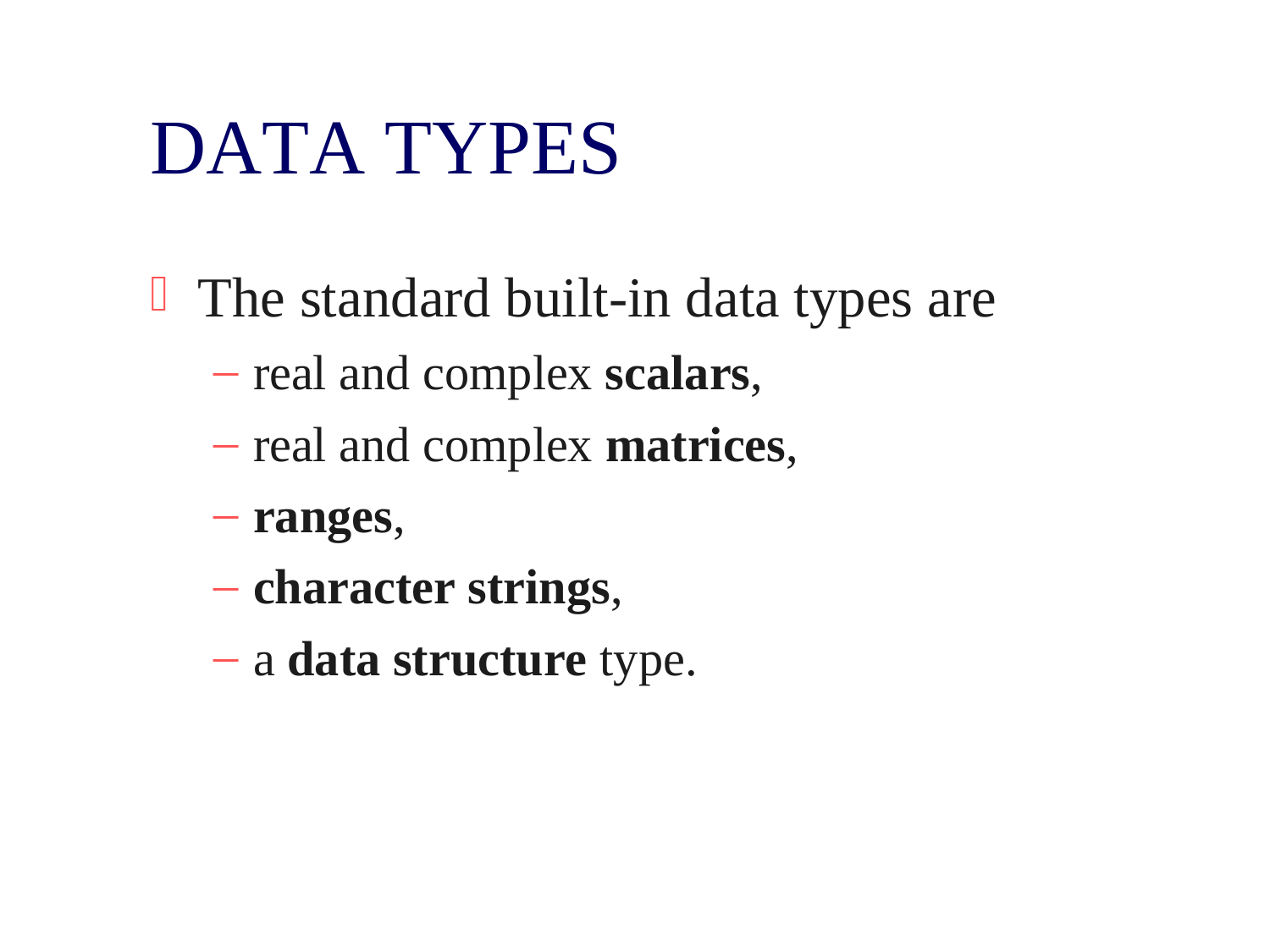# DATA TYPES

- The standard built-in data types are
  - real and complex **scalars**,
  - real and complex **matrices**,
  - **ranges**,
  - **character strings**,
  - a **data structure** type.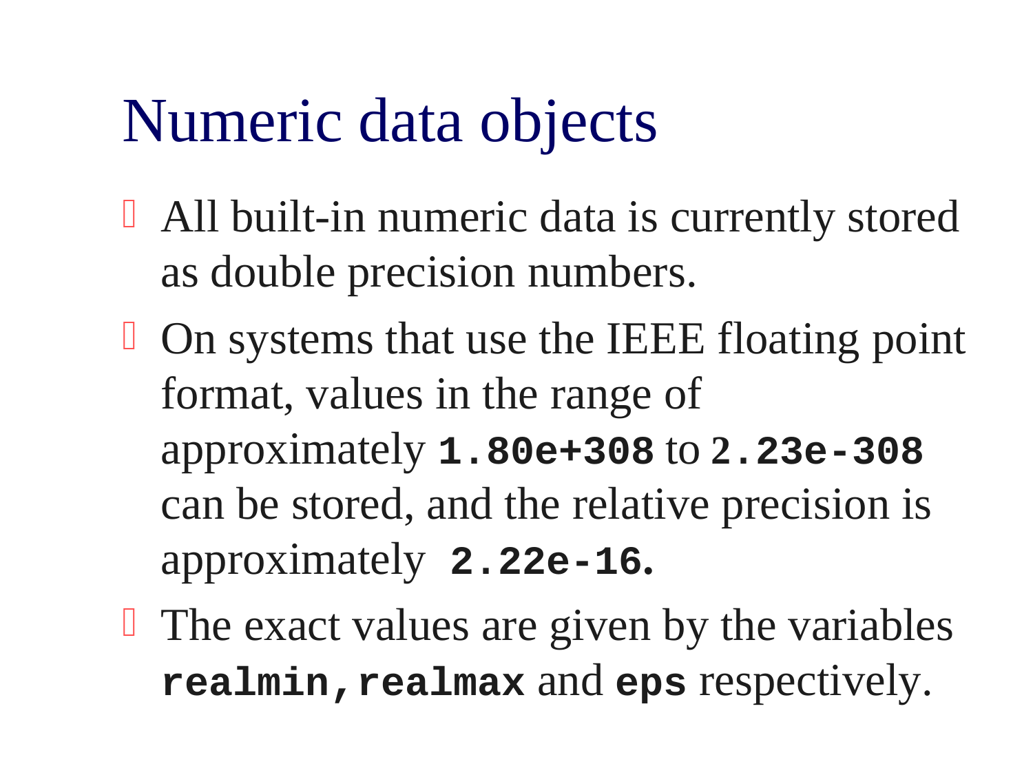# Numeric data objects

- All built-in numeric data is currently stored as double precision numbers.
- On systems that use the IEEE floating point format, values in the range of approximately **`1.80e+308`** to **`2.23e-308`** can be stored, and the relative precision is approximately **`2.22e-16`**.
- The exact values are given by the variables **`realmin,realmax`** and **`eps`** respectively.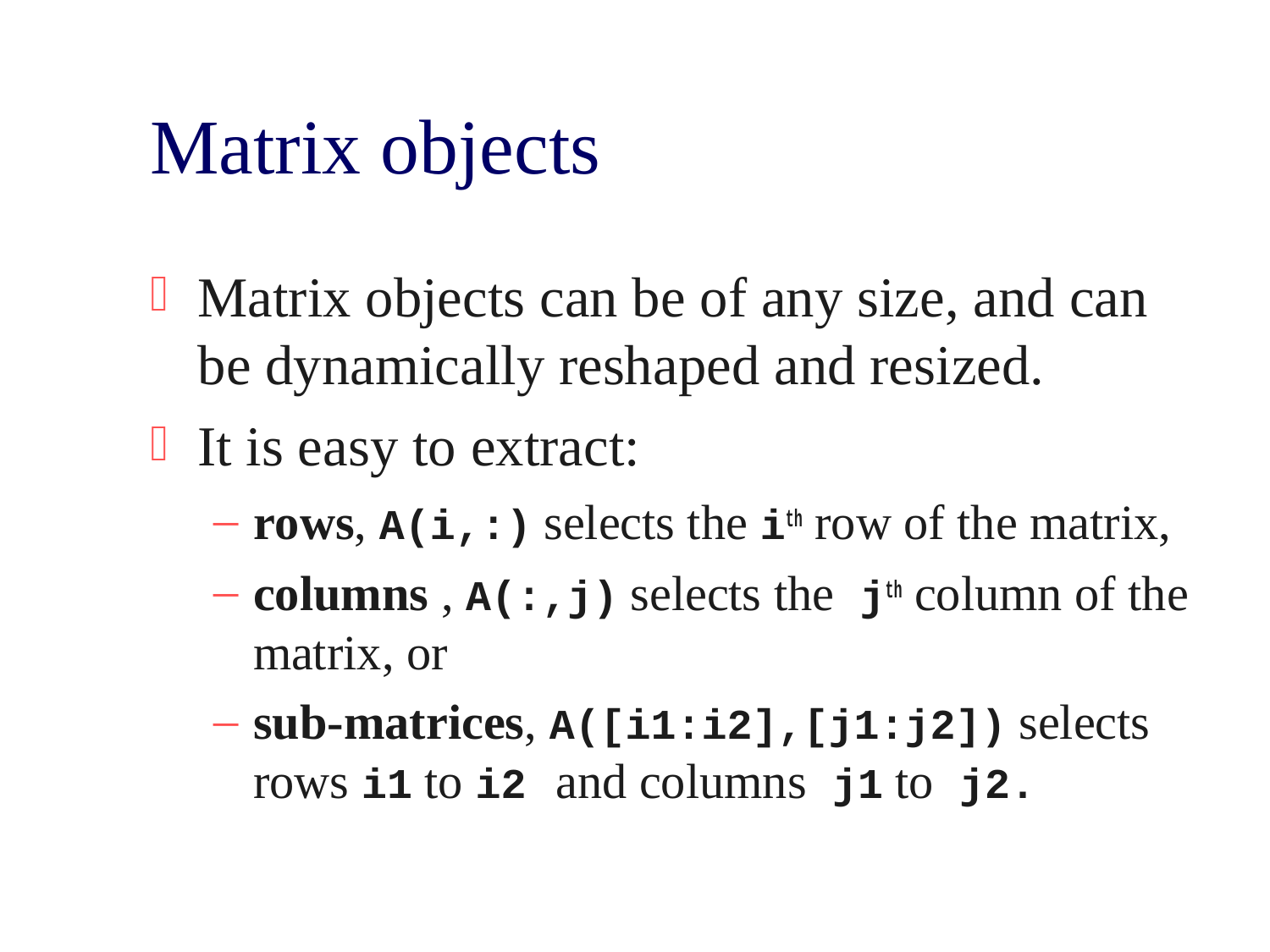# Matrix objects

- Matrix objects can be of any size, and can be dynamically reshaped and resized.
- It is easy to extract:
  - **rows**, **`A(i,:)`** selects the **`i`**th row of the matrix,
  - **columns** , **`A(:,j)`** selects the **`j`**th column of the matrix, or
  - **sub-matrices**, **`A([i1:i2],[j1:j2])`** selects rows **`i1`** to **`i2`** and columns **`j1`** to **`j2`**.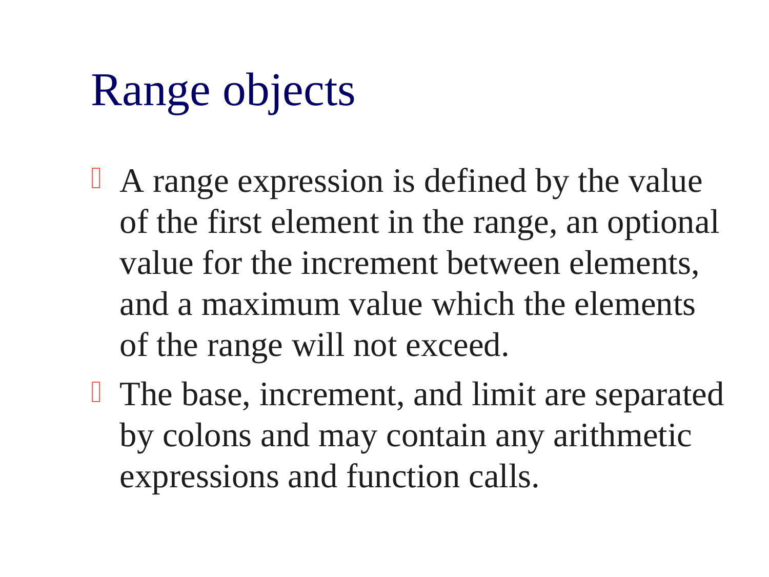# Range objects

- A range expression is defined by the value of the first element in the range, an optional value for the increment between elements, and a maximum value which the elements of the range will not exceed.
- The base, increment, and limit are separated by colons and may contain any arithmetic expressions and function calls.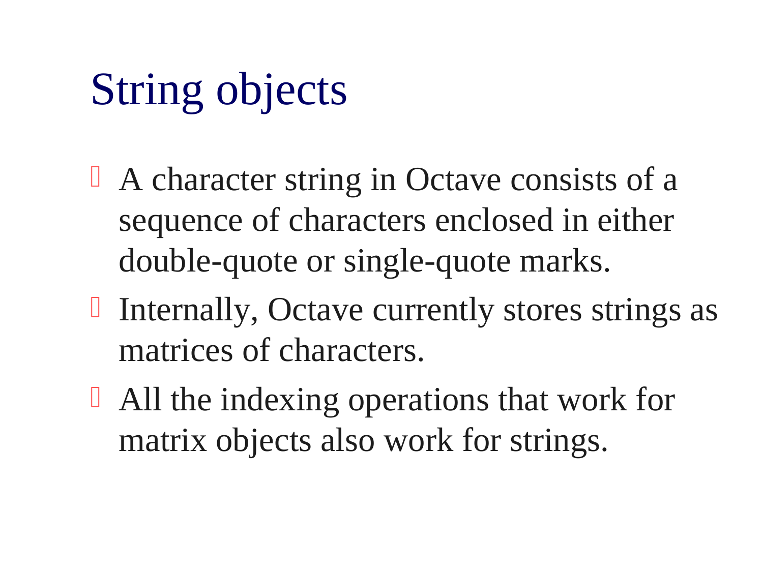# String objects

- A character string in Octave consists of a sequence of characters enclosed in either double-quote or single-quote marks.
- Internally, Octave currently stores strings as matrices of characters.
- All the indexing operations that work for matrix objects also work for strings.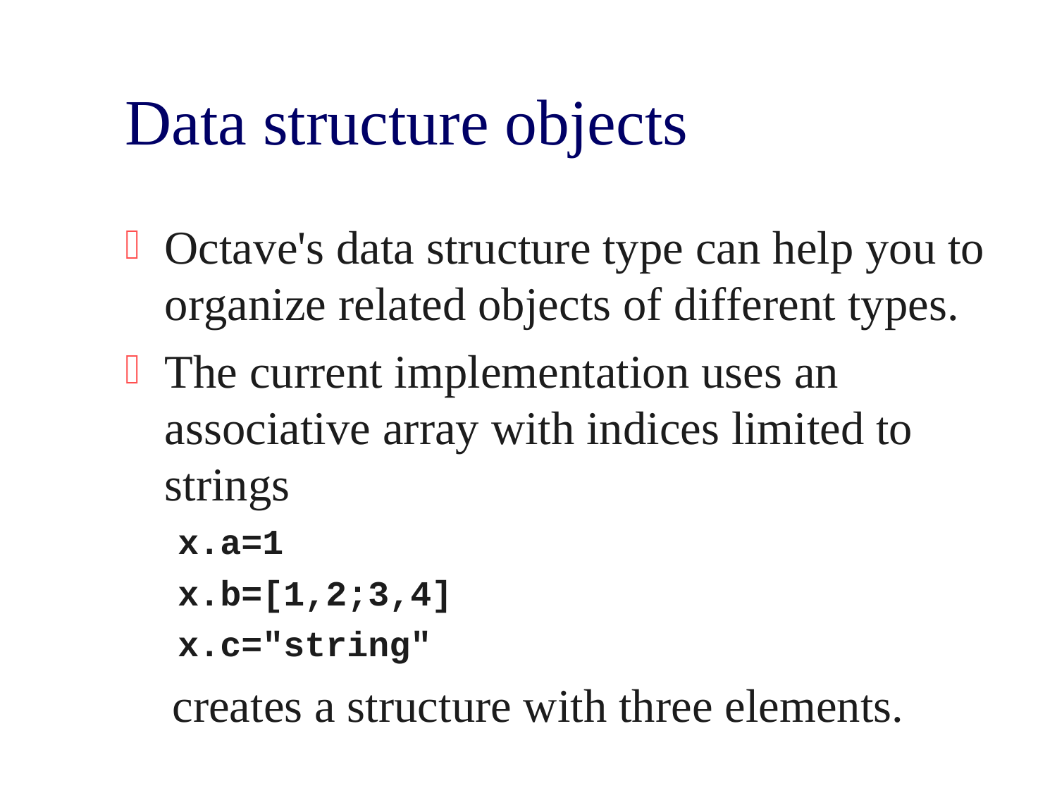# Data structure objects

- Octave's data structure type can help you to organize related objects of different types.
- The current implementation uses an associative array with indices limited to strings

```
x.a=1
x.b=[1,2;3,4]
x.c="string"
```

creates a structure with three elements.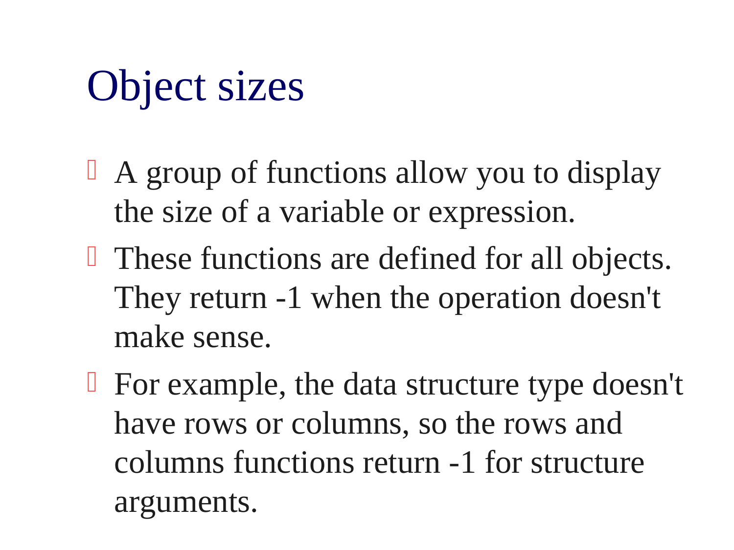# Object sizes

- A group of functions allow you to display the size of a variable or expression.
- These functions are defined for all objects. They return -1 when the operation doesn't make sense.
- For example, the data structure type doesn't have rows or columns, so the rows and columns functions return -1 for structure arguments.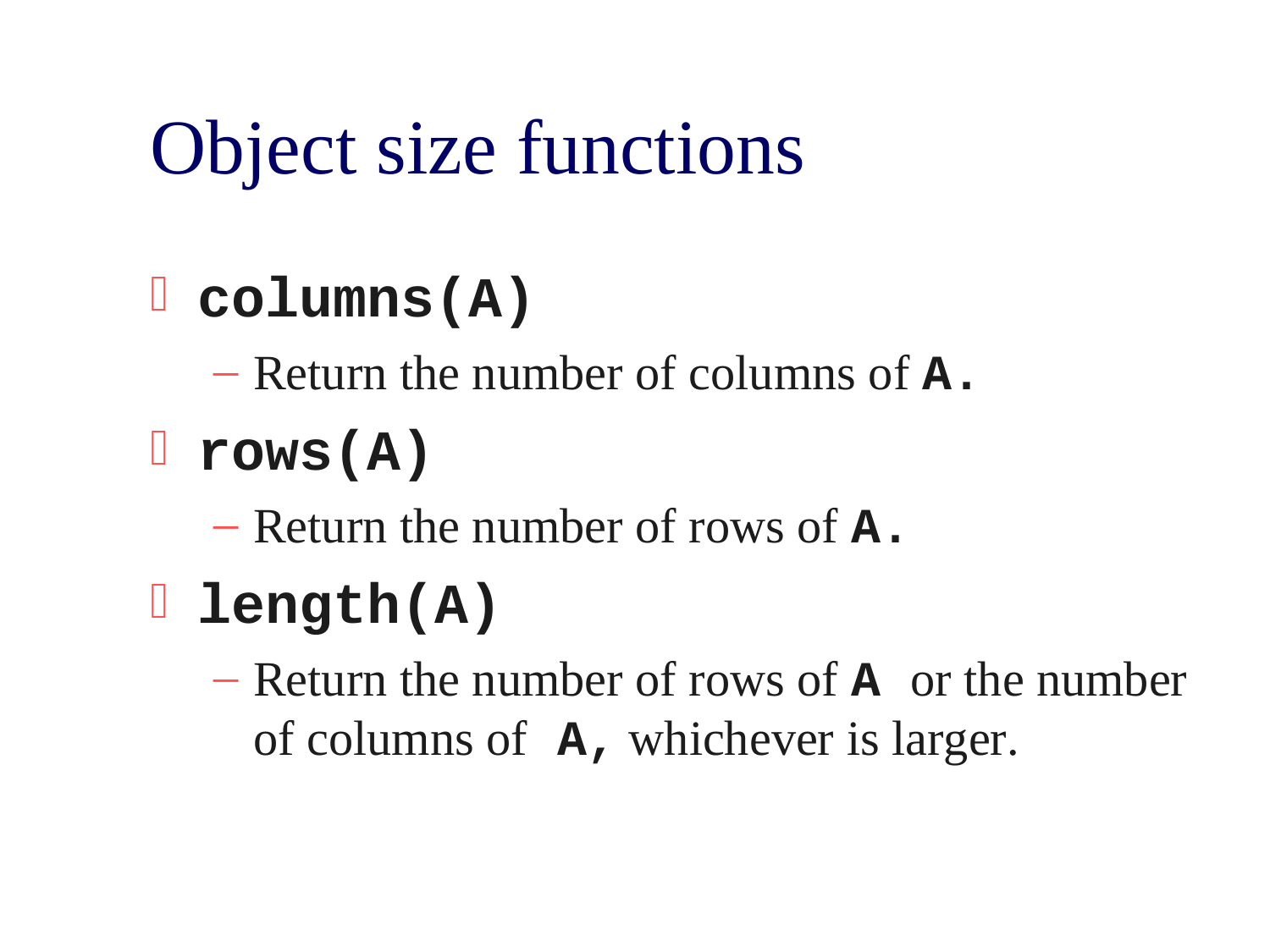# Object size functions

- **`columns(A)`**
  - Return the number of columns of **`A.`**
- **`rows(A)`**
  - Return the number of rows of **`A.`**
- **`length(A)`**
  - Return the number of rows of **`A`** or the number of columns of **`A,`** whichever is larger.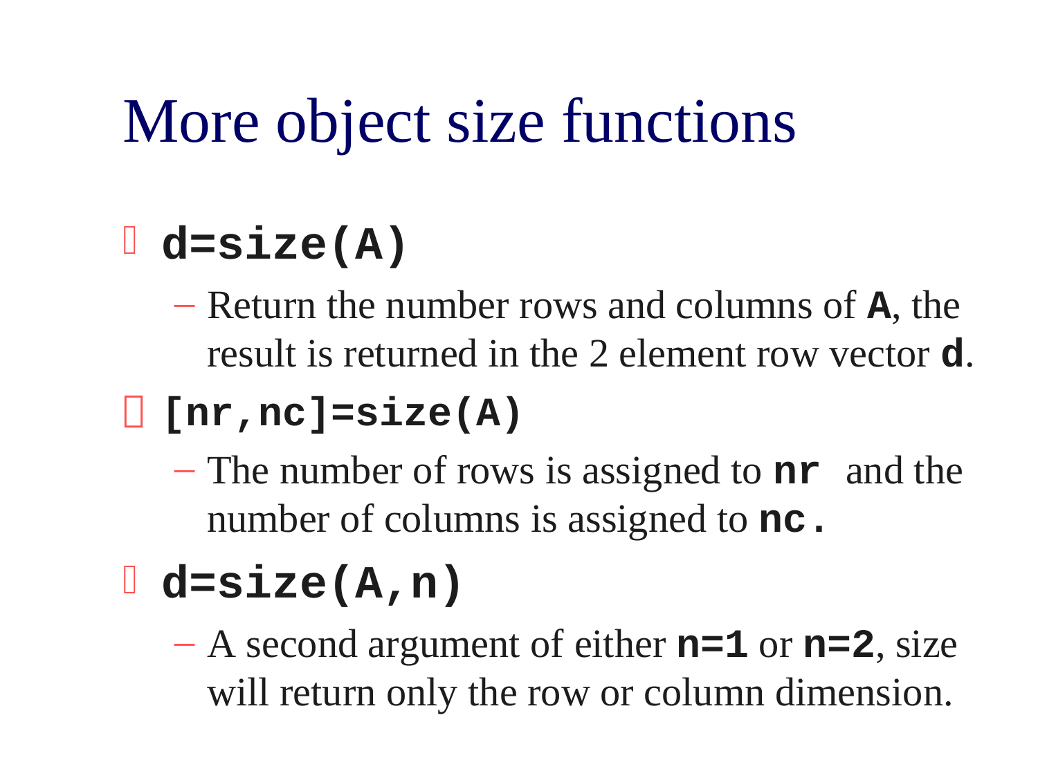# More object size functions

- `d=size(A)`
  - Return the number rows and columns of **A**, the result is returned in the 2 element row vector **d**.
- `[nr,nc]=size(A)`
  - The number of rows is assigned to **nr** and the number of columns is assigned to **nc.**
- `d=size(A,n)`
  - A second argument of either **n=1** or **n=2**, size will return only the row or column dimension.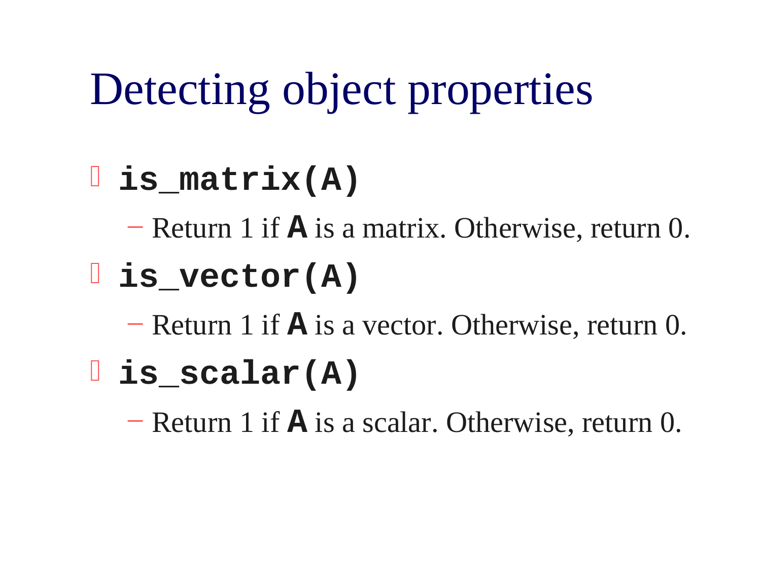# Detecting object properties

- **`is_matrix(A)`**
  - Return 1 if **`A`** is a matrix. Otherwise, return 0.
- **`is_vector(A)`**
  - Return 1 if **`A`** is a vector. Otherwise, return 0.
- **`is_scalar(A)`**
  - Return 1 if **`A`** is a scalar. Otherwise, return 0.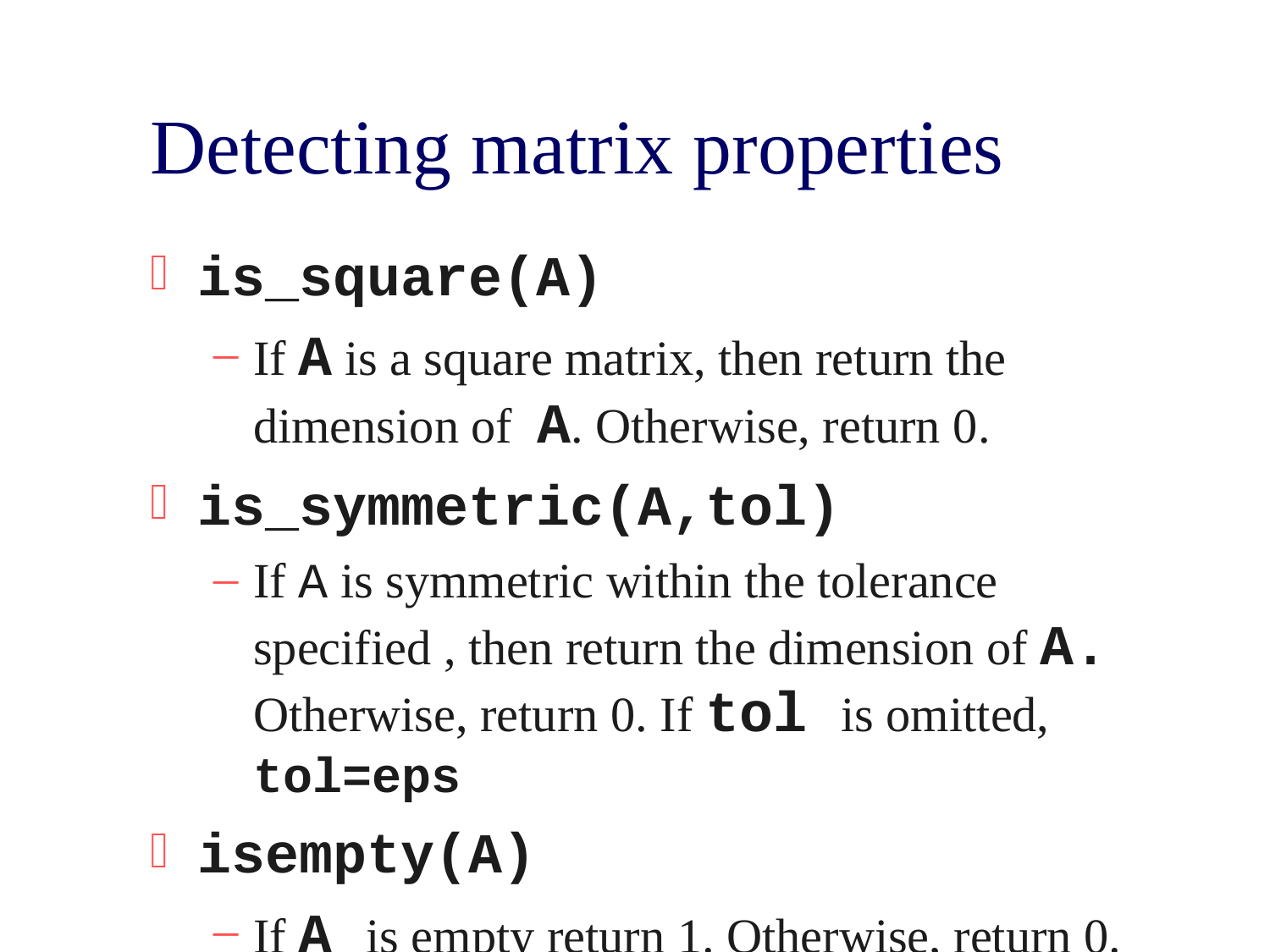# Detecting matrix properties

- **`is_square(A)`**
  - If **`A`** is a square matrix, then return the dimension of **`A`**. Otherwise, return 0.
- **`is_symmetric(A,tol)`**
  - If A is symmetric within the tolerance specified , then return the dimension of **`A.`** Otherwise, return 0. If **`tol`** is omitted, **`tol=eps`**
- **`isempty(A)`**
  - If **`A`** is empty return 1. Otherwise, return 0.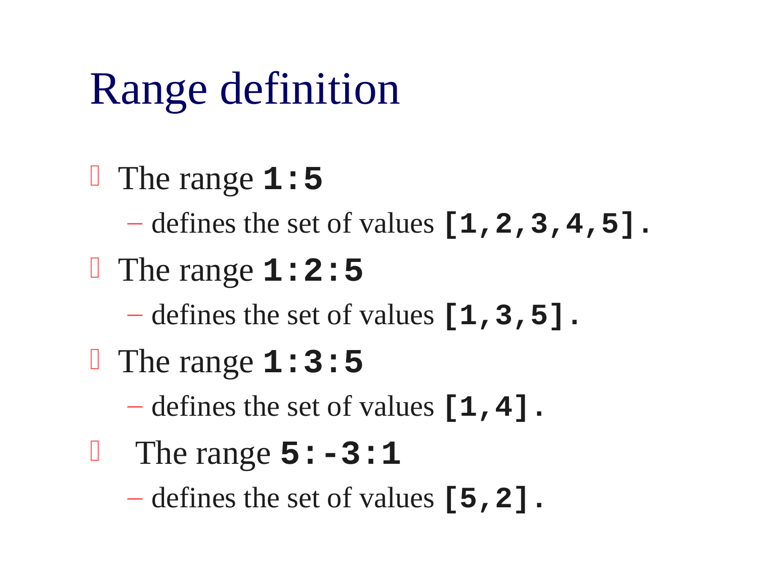# Range definition

- The range **`1:5`**
  - defines the set of values **`[1,2,3,4,5]`**.
- The range **`1:2:5`**
  - defines the set of values **`[1,3,5]`**.
- The range **`1:3:5`**
  - defines the set of values **`[1,4]`**.
- The range **`5:-3:1`**
  - defines the set of values **`[5,2]`**.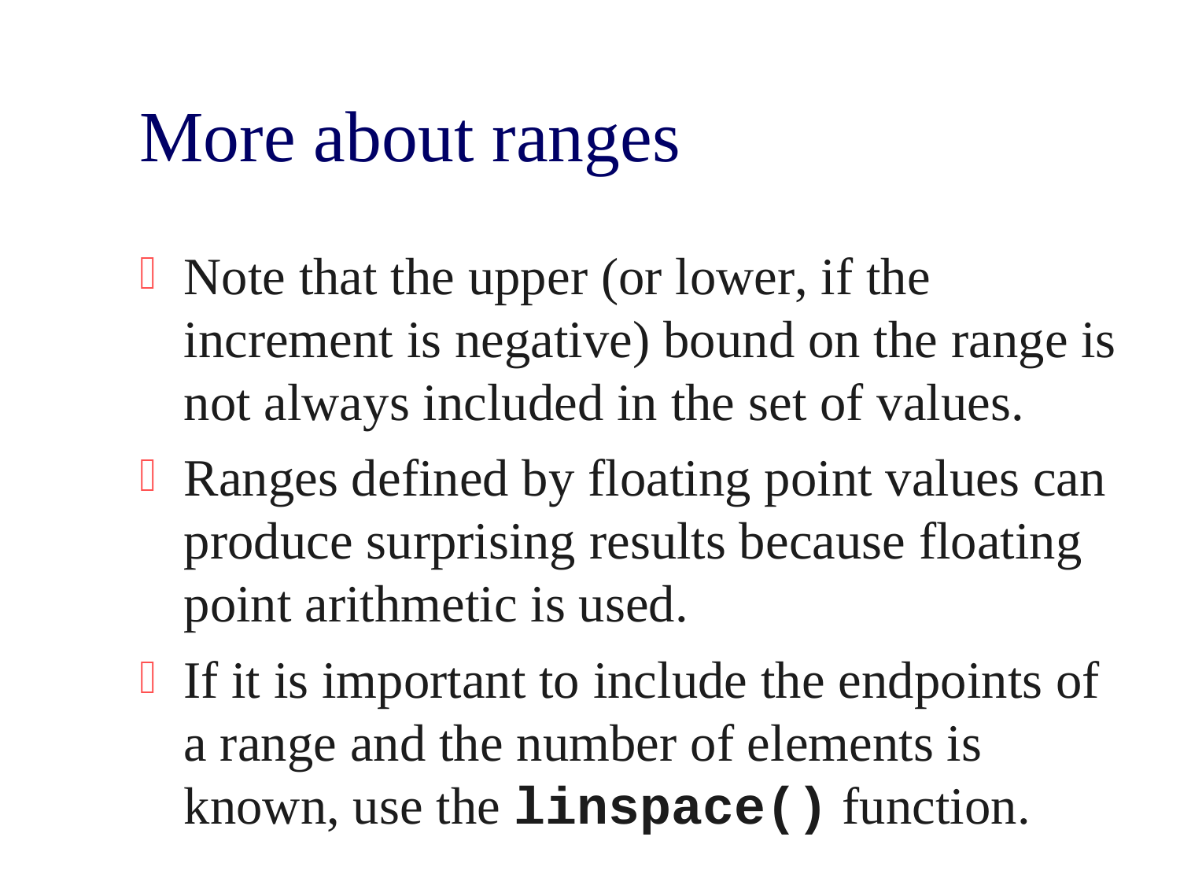# More about ranges

- Note that the upper (or lower, if the increment is negative) bound on the range is not always included in the set of values.
- Ranges defined by floating point values can produce surprising results because floating point arithmetic is used.
- If it is important to include the endpoints of a range and the number of elements is known, use the **`linspace()`** function.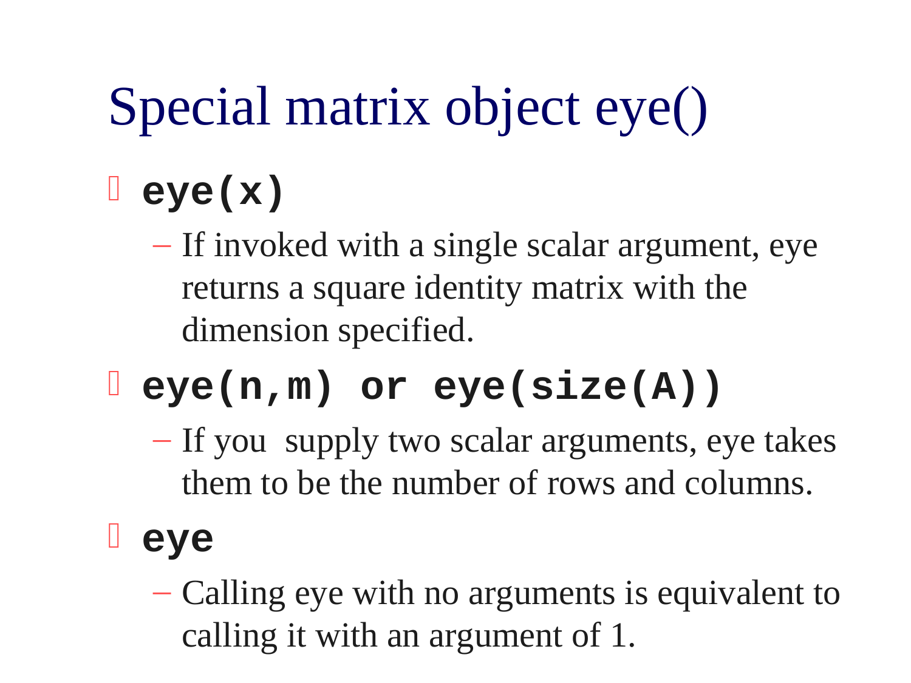# Special matrix object eye()

- **`eye(x)`**
  - If invoked with a single scalar argument, eye returns a square identity matrix with the dimension specified.
- **`eye(n,m) or eye(size(A))`**
  - If you supply two scalar arguments, eye takes them to be the number of rows and columns.
- **`eye`**
  - Calling eye with no arguments is equivalent to calling it with an argument of 1.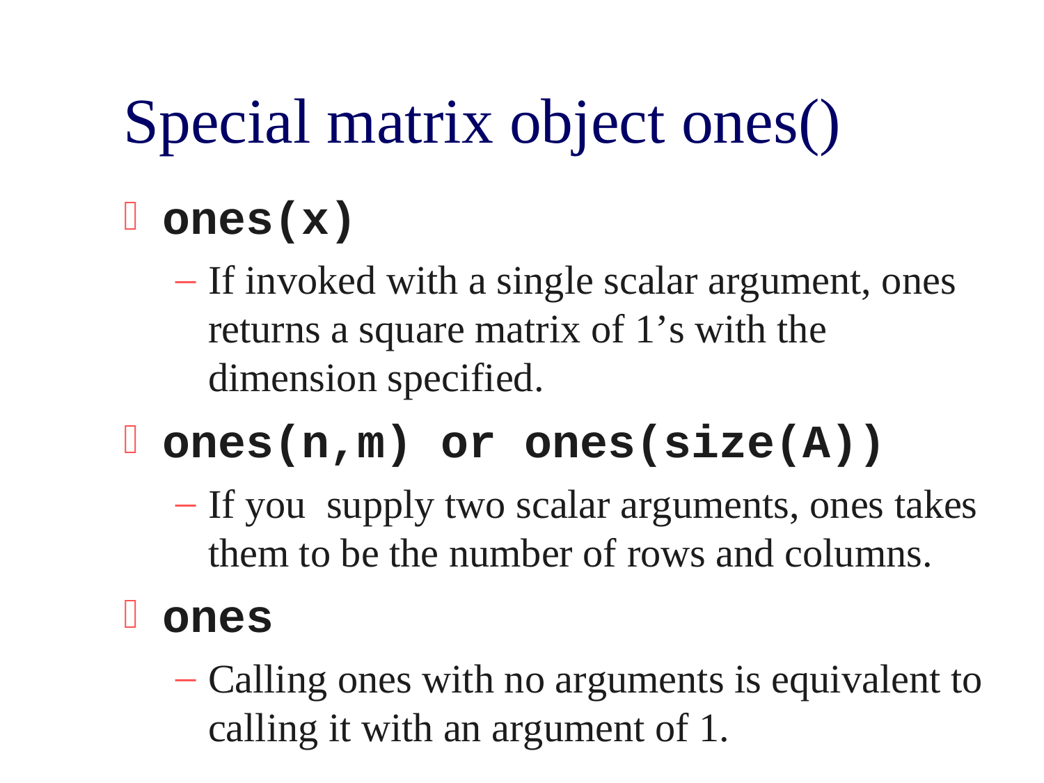# Special matrix object ones()

- **`ones(x)`**
  - If invoked with a single scalar argument, ones returns a square matrix of 1's with the dimension specified.
- **`ones(n,m) or ones(size(A))`**
  - If you supply two scalar arguments, ones takes them to be the number of rows and columns.
- **`ones`**
  - Calling ones with no arguments is equivalent to calling it with an argument of 1.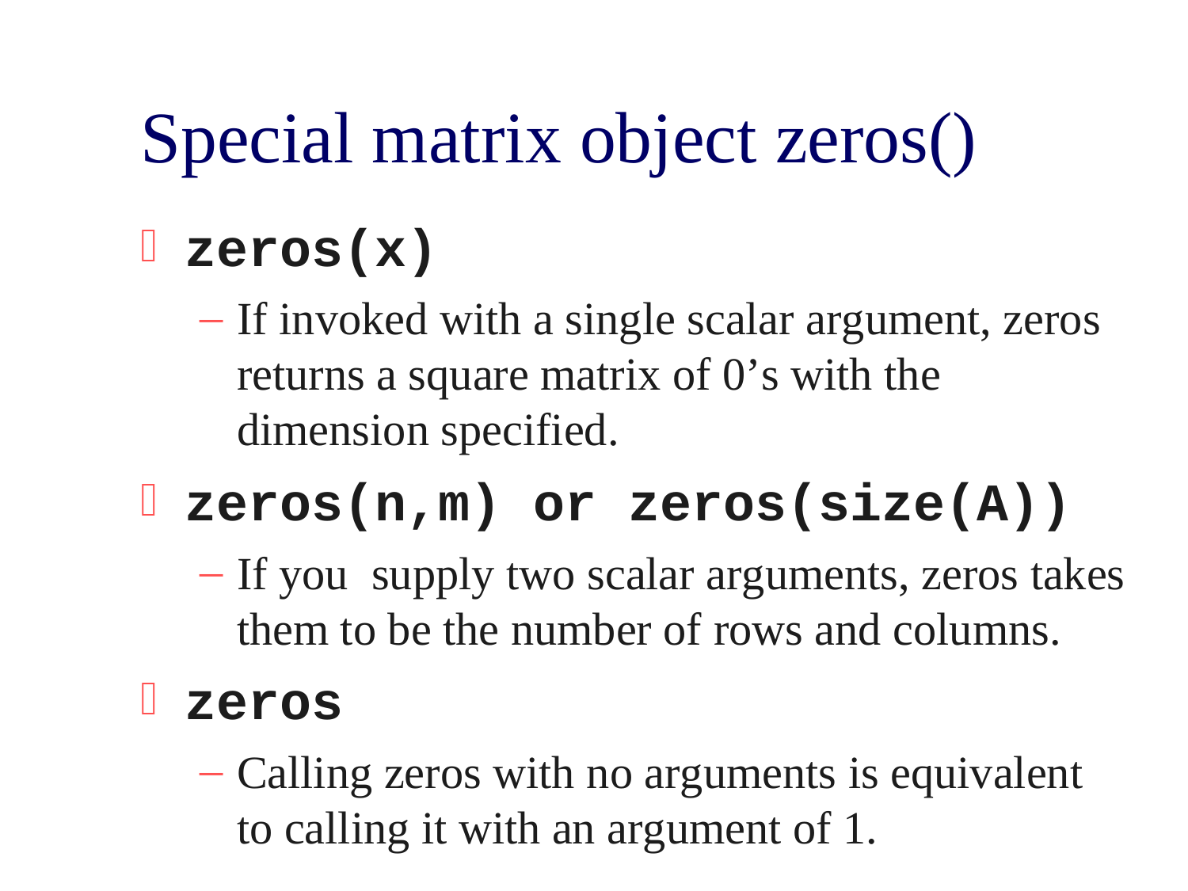# Special matrix object zeros()

- **`zeros(x)`**
  - If invoked with a single scalar argument, zeros returns a square matrix of 0's with the dimension specified.
- **`zeros(n,m) or zeros(size(A))`**
  - If you supply two scalar arguments, zeros takes them to be the number of rows and columns.
- **`zeros`**
  - Calling zeros with no arguments is equivalent to calling it with an argument of 1.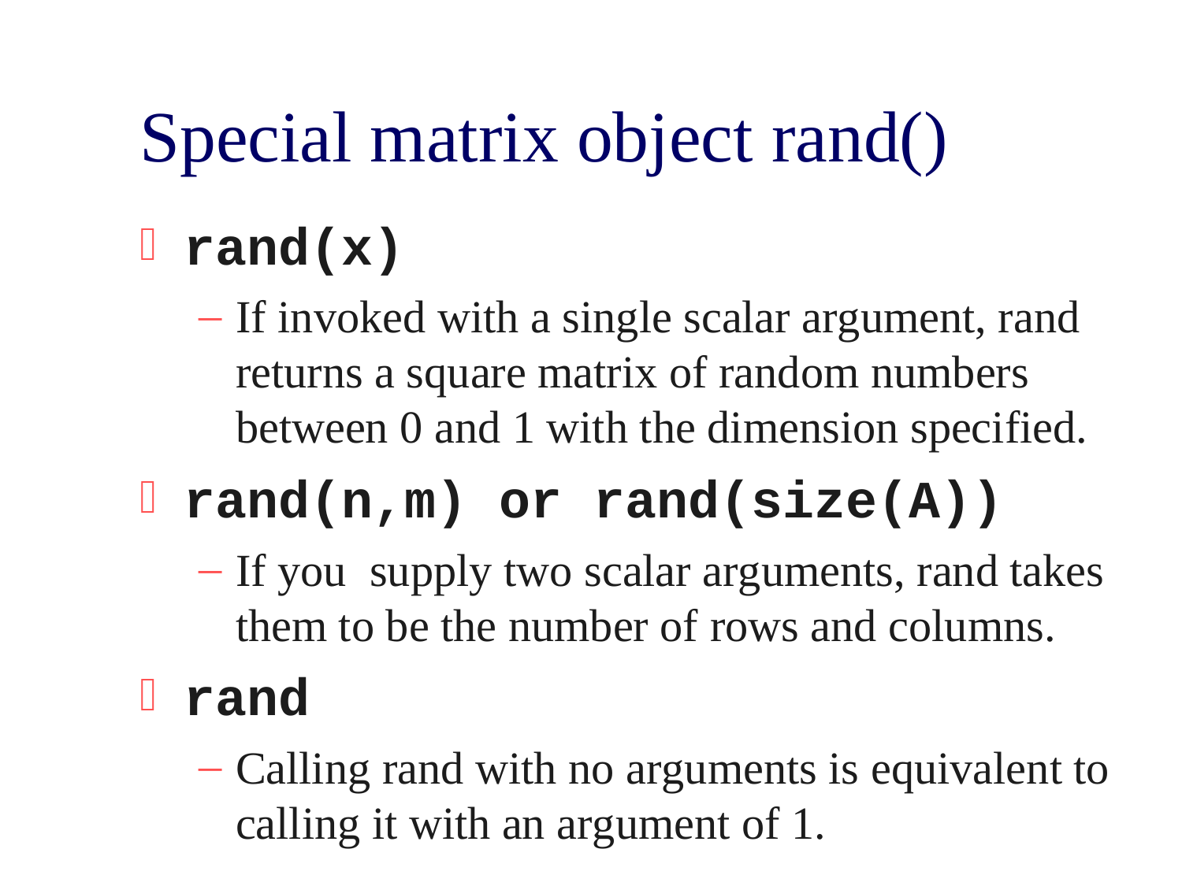# Special matrix object rand()

- **`rand(x)`**
  - If invoked with a single scalar argument, rand returns a square matrix of random numbers between 0 and 1 with the dimension specified.
- **`rand(n,m) or rand(size(A))`**
  - If you supply two scalar arguments, rand takes them to be the number of rows and columns.
- **`rand`**
  - Calling rand with no arguments is equivalent to calling it with an argument of 1.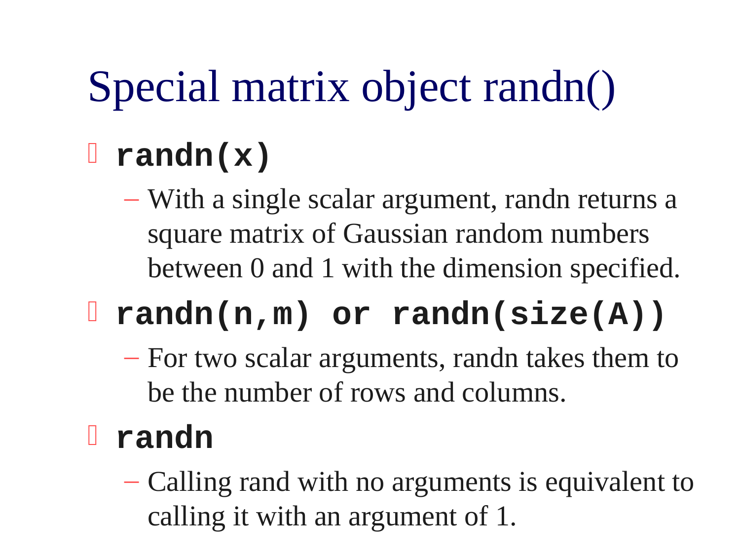# Special matrix object randn()

- **`randn(x)`**
  - With a single scalar argument, randn returns a square matrix of Gaussian random numbers between 0 and 1 with the dimension specified.
- **`randn(n,m) or randn(size(A))`**
  - For two scalar arguments, randn takes them to be the number of rows and columns.
- **`randn`**
  - Calling rand with no arguments is equivalent to calling it with an argument of 1.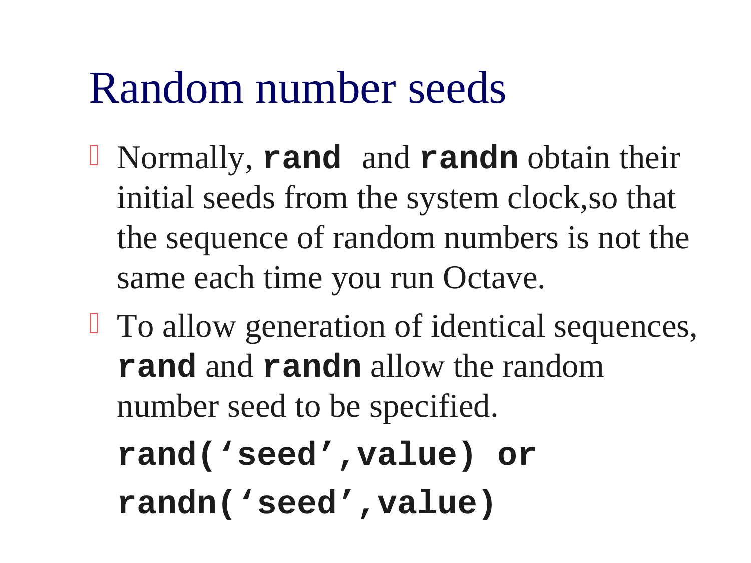# Random number seeds

- Normally, **`rand`** and **`randn`** obtain their initial seeds from the system clock,so that the sequence of random numbers is not the same each time you run Octave.
- To allow generation of identical sequences, **`rand`** and **`randn`** allow the random number seed to be specified.

  ```
  rand('seed',value) or
  randn('seed',value)
  ```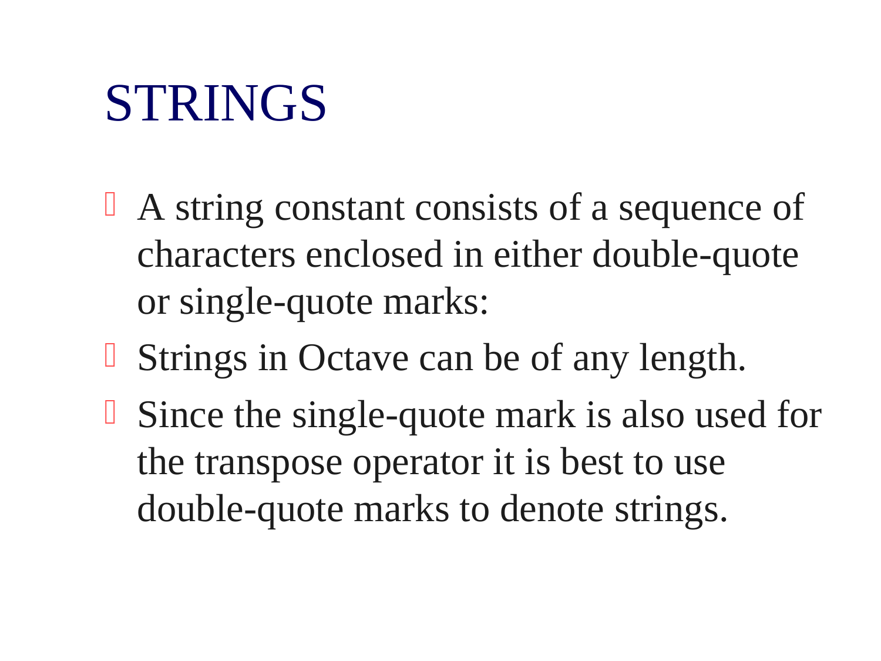# STRINGS

- A string constant consists of a sequence of characters enclosed in either double-quote or single-quote marks:
- Strings in Octave can be of any length.
- Since the single-quote mark is also used for the transpose operator it is best to use double-quote marks to denote strings.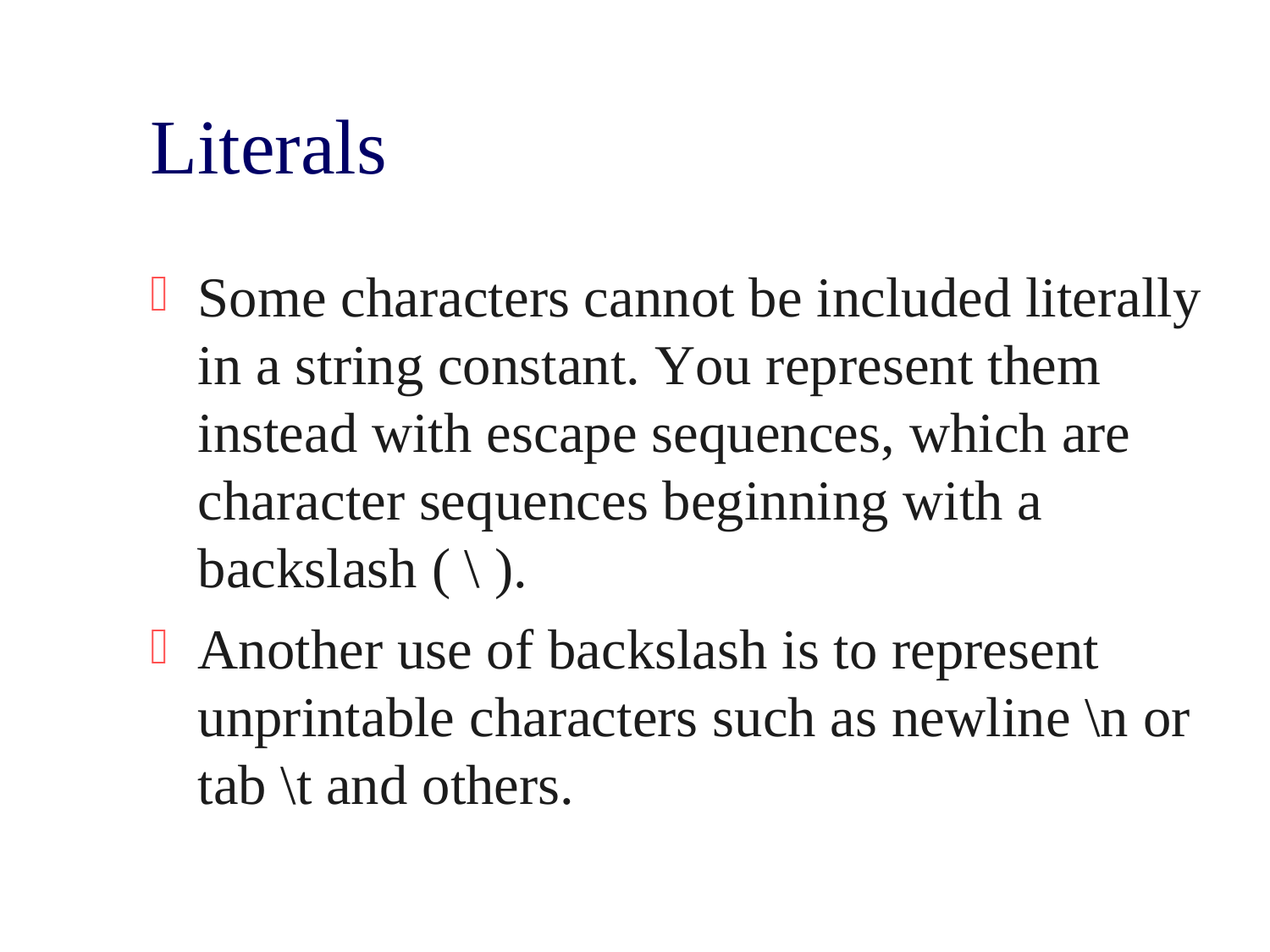# Literals

- Some characters cannot be included literally in a string constant. You represent them instead with escape sequences, which are character sequences beginning with a backslash ( \ ).
- Another use of backslash is to represent unprintable characters such as newline \n or tab \t and others.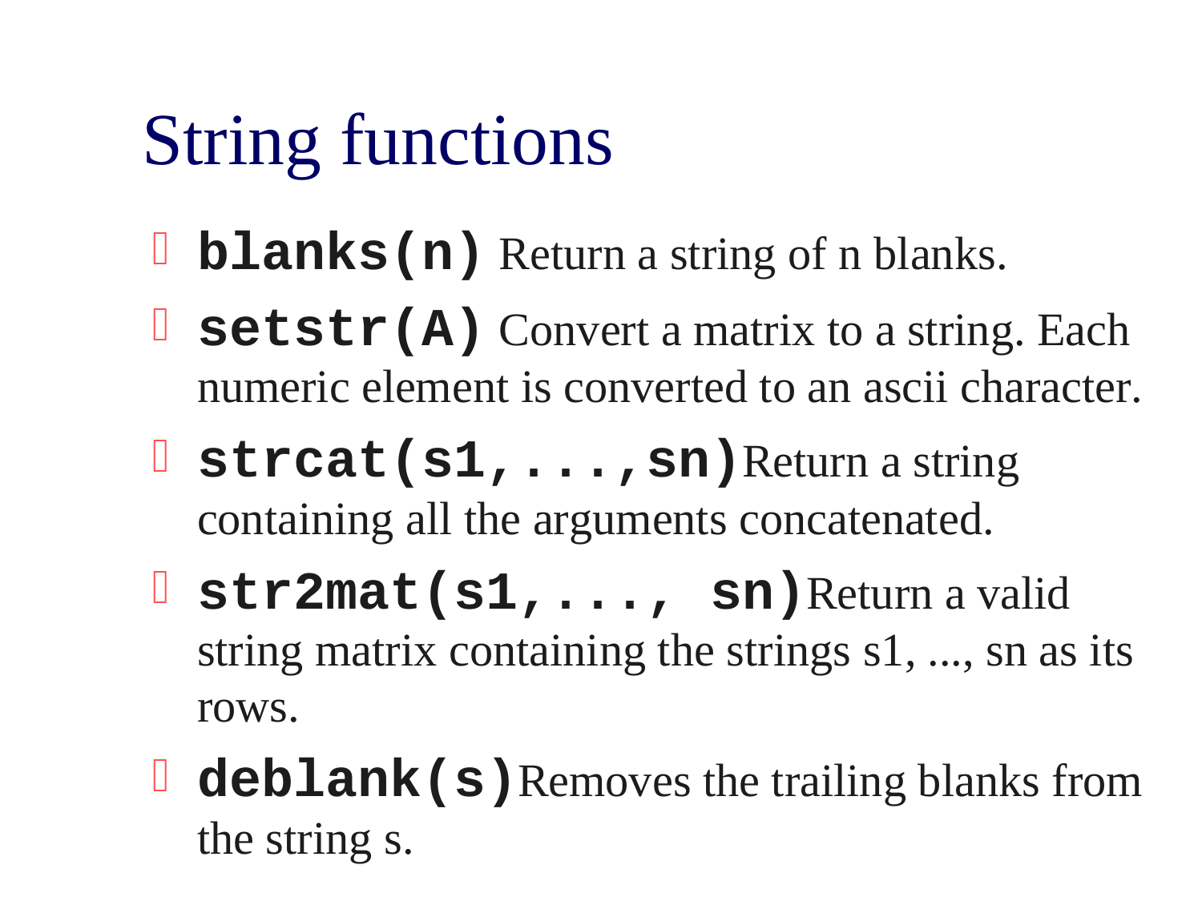# String functions

- **`blanks(n)`** Return a string of n blanks.
- **`setstr(A)`** Convert a matrix to a string. Each numeric element is converted to an ascii character.
- **`strcat(s1,...,sn)`** Return a string containing all the arguments concatenated.
- **`str2mat(s1,..., sn)`** Return a valid string matrix containing the strings s1, ..., sn as its rows.
- **`deblank(s)`** Removes the trailing blanks from the string s.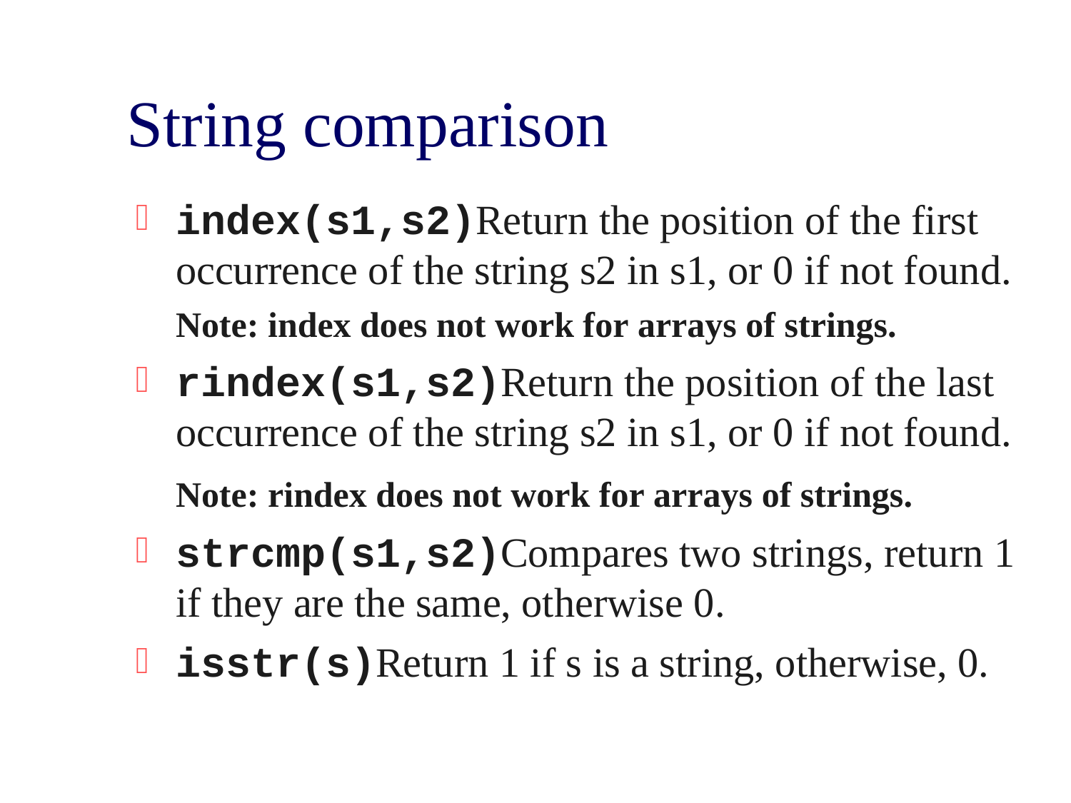# String comparison

- **`index(s1,s2)`** Return the position of the first occurrence of the string s2 in s1, or 0 if not found.
  **Note: index does not work for arrays of strings.**
- **`rindex(s1,s2)`** Return the position of the last occurrence of the string s2 in s1, or 0 if not found.
  **Note: rindex does not work for arrays of strings.**
- **`strcmp(s1,s2)`** Compares two strings, return 1 if they are the same, otherwise 0.
- **`isstr(s)`** Return 1 if s is a string, otherwise, 0.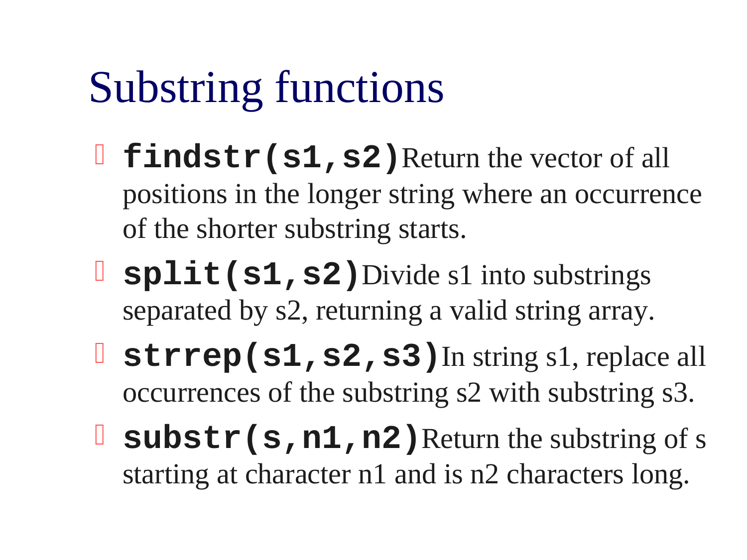# Substring functions

- **`findstr(s1,s2)`** Return the vector of all positions in the longer string where an occurrence of the shorter substring starts.
- **`split(s1,s2)`** Divide s1 into substrings separated by s2, returning a valid string array.
- **`strrep(s1,s2,s3)`** In string s1, replace all occurrences of the substring s2 with substring s3.
- **`substr(s,n1,n2)`** Return the substring of s starting at character n1 and is n2 characters long.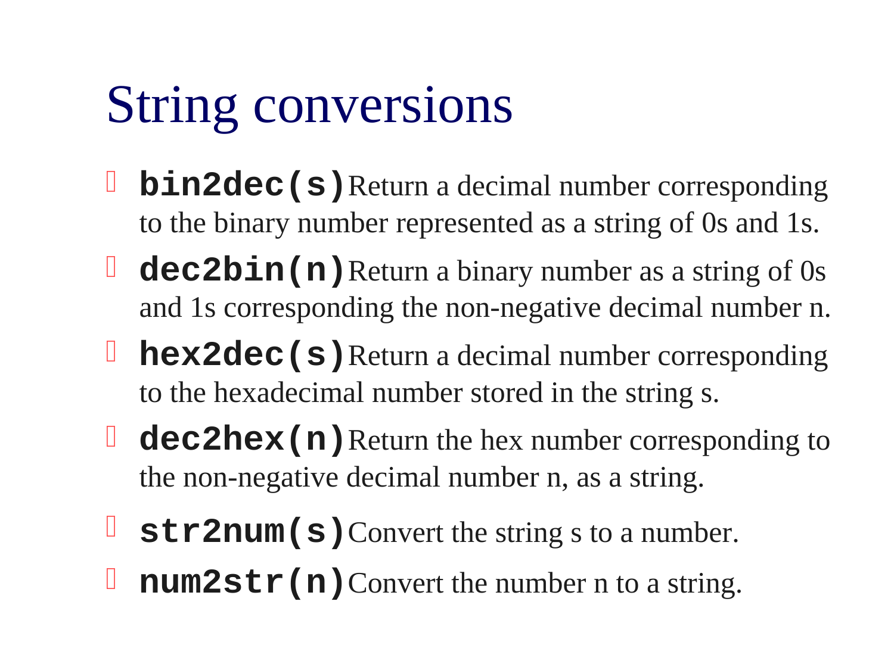# String conversions

- **`bin2dec(s)`** Return a decimal number corresponding to the binary number represented as a string of 0s and 1s.
- **`dec2bin(n)`** Return a binary number as a string of 0s and 1s corresponding the non-negative decimal number n.
- **`hex2dec(s)`** Return a decimal number corresponding to the hexadecimal number stored in the string s.
- **`dec2hex(n)`** Return the hex number corresponding to the non-negative decimal number n, as a string.
- **`str2num(s)`** Convert the string s to a number.
- **`num2str(n)`** Convert the number n to a string.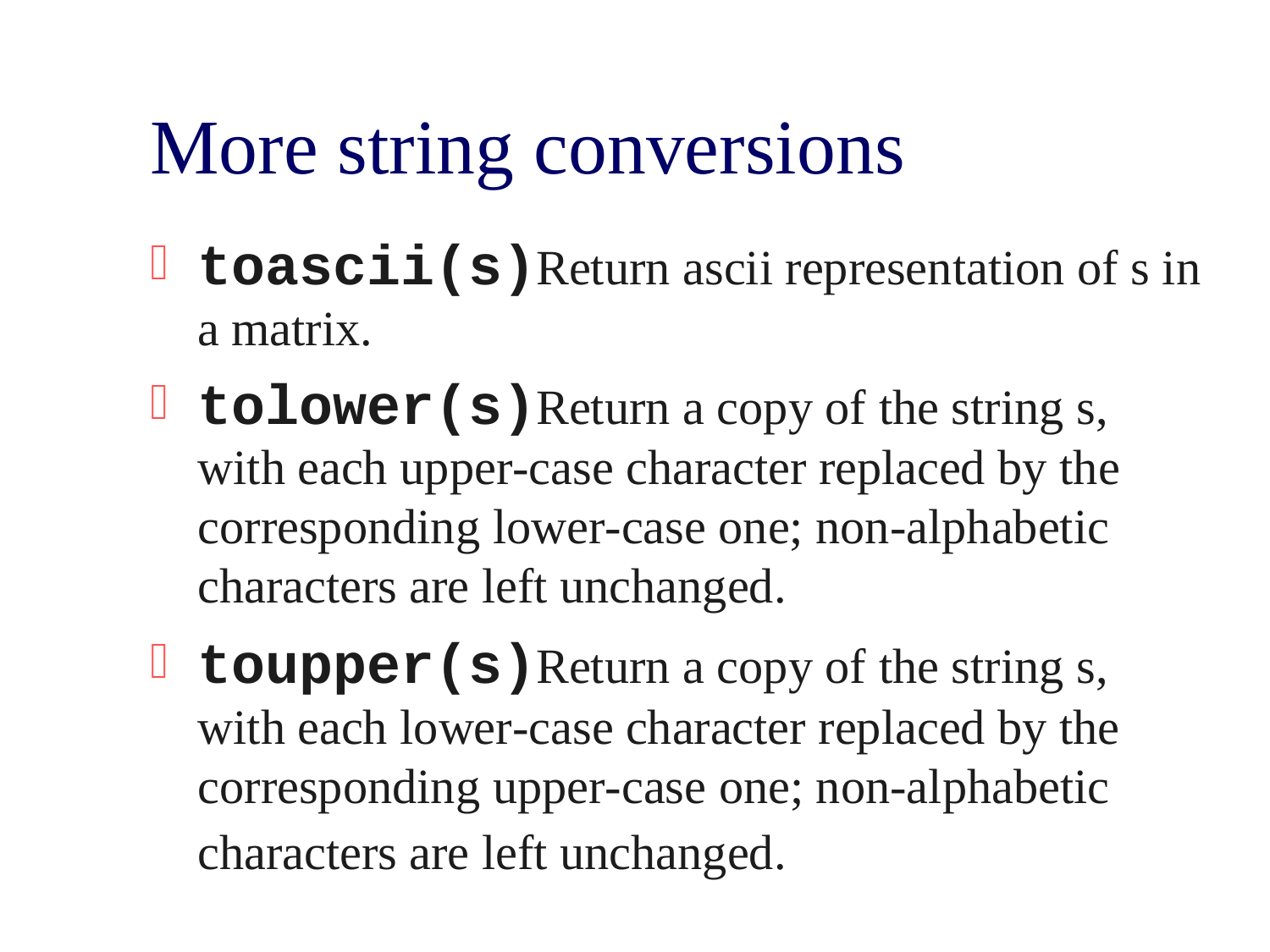# More string conversions

- **`toascii(s)`** Return ascii representation of s in a matrix.
- **`tolower(s)`** Return a copy of the string s, with each upper-case character replaced by the corresponding lower-case one; non-alphabetic characters are left unchanged.
- **`toupper(s)`** Return a copy of the string s, with each lower-case character replaced by the corresponding upper-case one; non-alphabetic characters are left unchanged.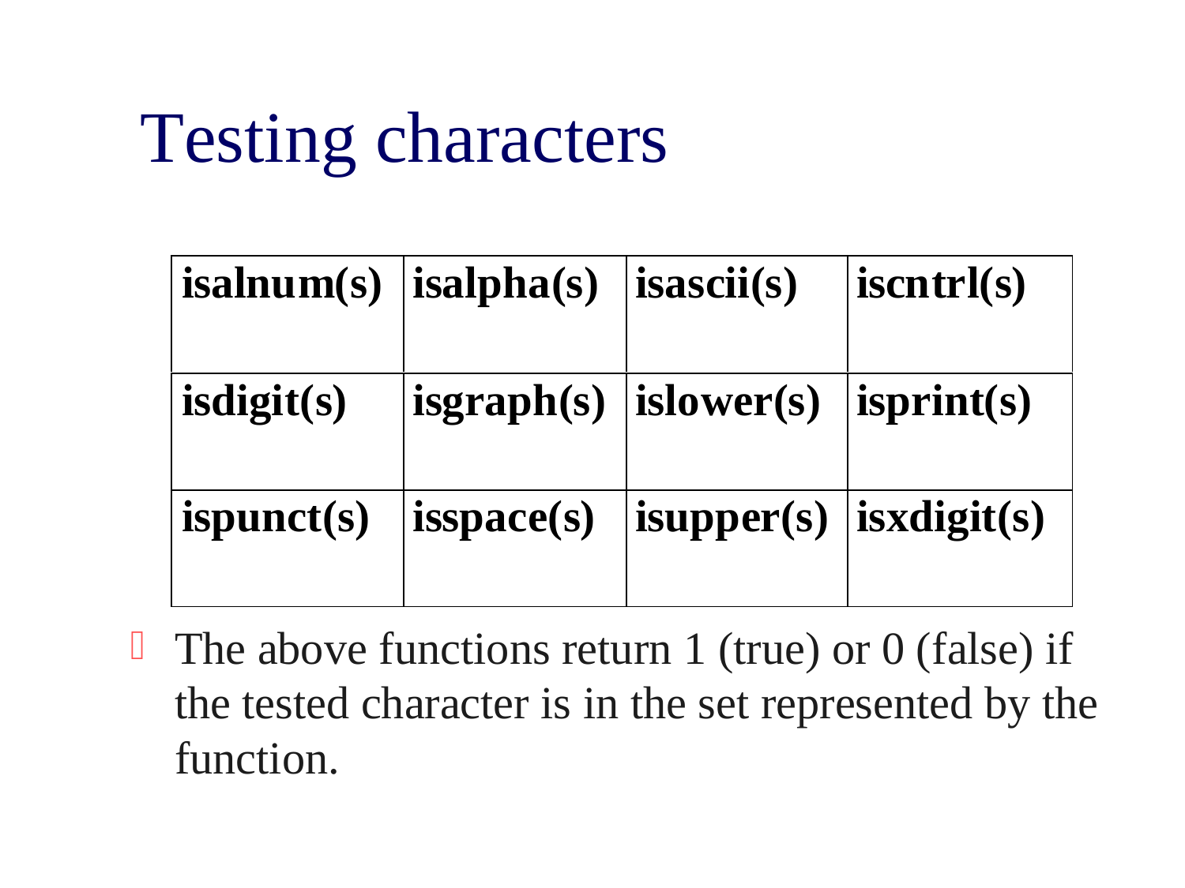# Testing characters

| **isalnum(s)** | **isalpha(s)** | **isascii(s)** | **iscntrl(s)** |
|---|---|---|---|
| **isdigit(s)** | **isgraph(s)** | **islower(s)** | **isprint(s)** |
| **ispunct(s)** | **isspace(s)** | **isupper(s)** | **isxdigit(s)** |

- The above functions return 1 (true) or 0 (false) if the tested character is in the set represented by the function.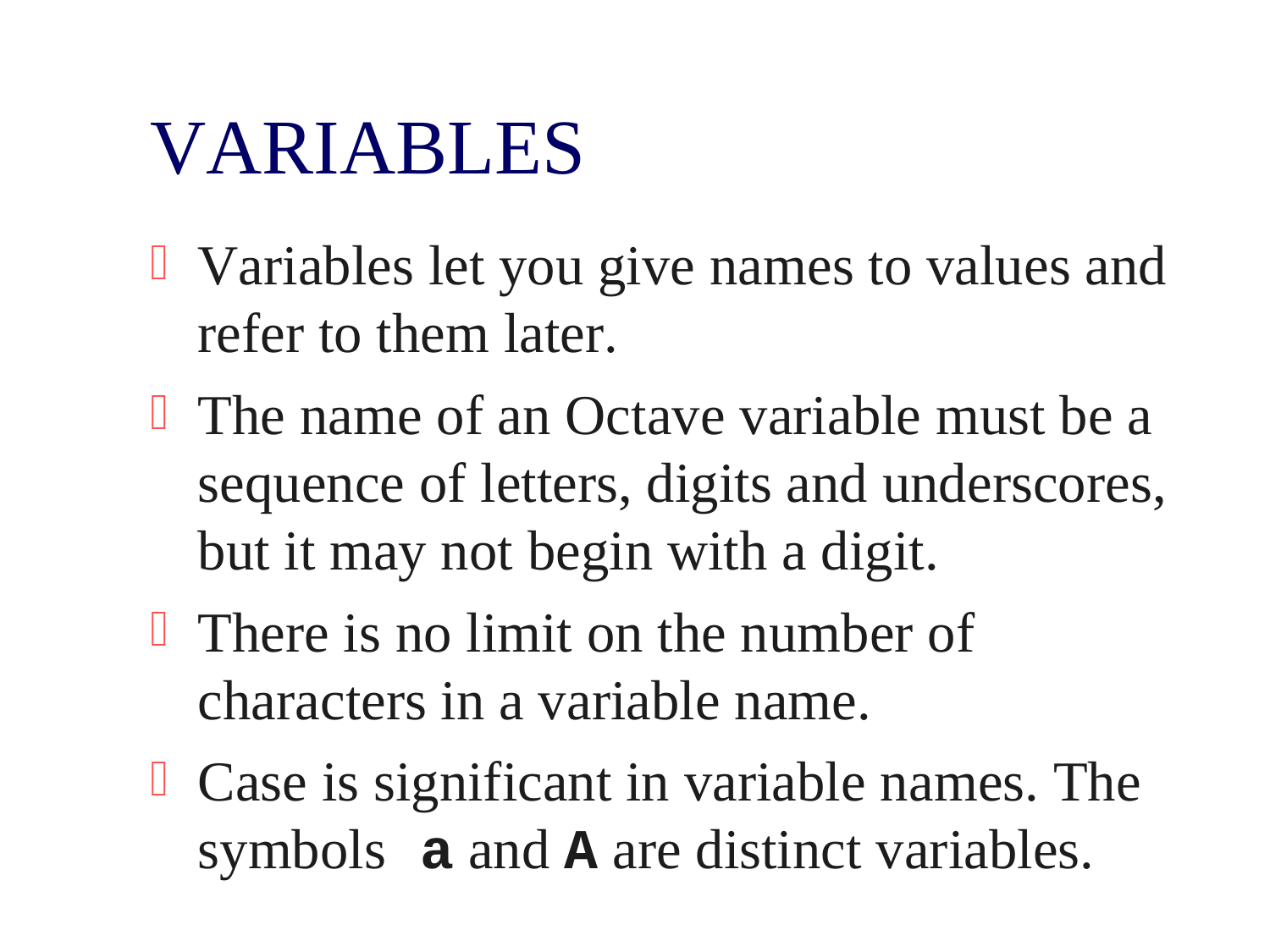# VARIABLES

- Variables let you give names to values and refer to them later.
- The name of an Octave variable must be a sequence of letters, digits and underscores, but it may not begin with a digit.
- There is no limit on the number of characters in a variable name.
- Case is significant in variable names. The symbols **a** and **A** are distinct variables.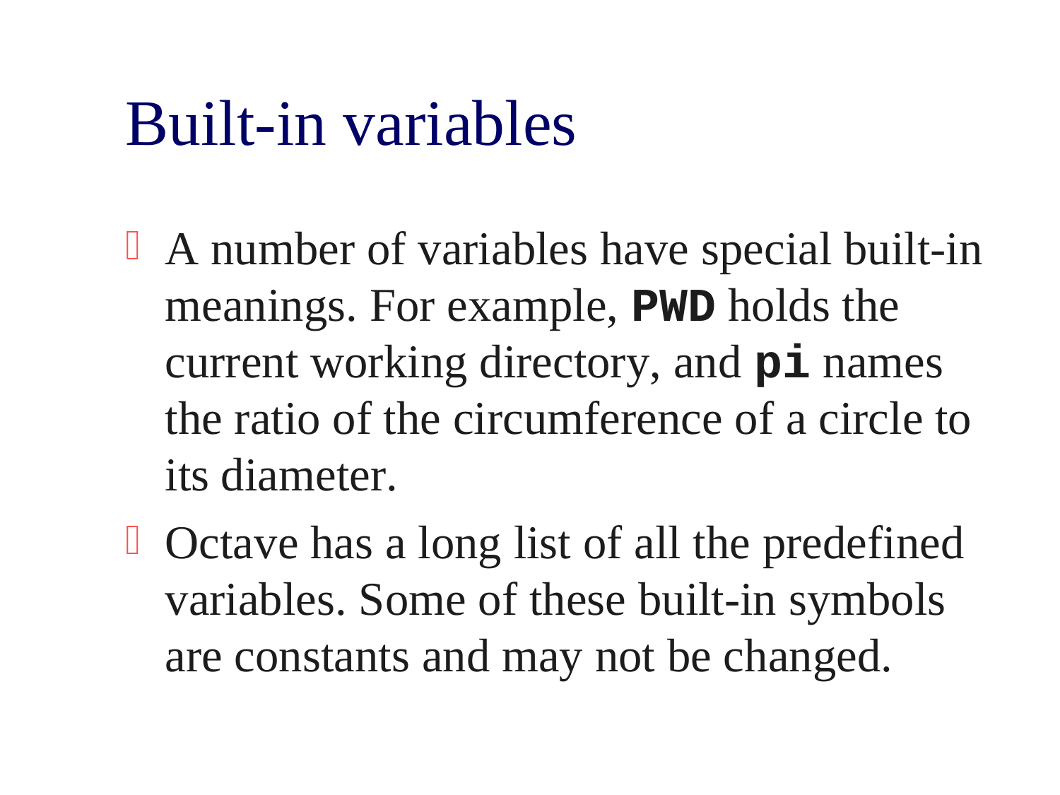# Built-in variables

- A number of variables have special built-in meanings. For example, **`PWD`** holds the current working directory, and **`pi`** names the ratio of the circumference of a circle to its diameter.
- Octave has a long list of all the predefined variables. Some of these built-in symbols are constants and may not be changed.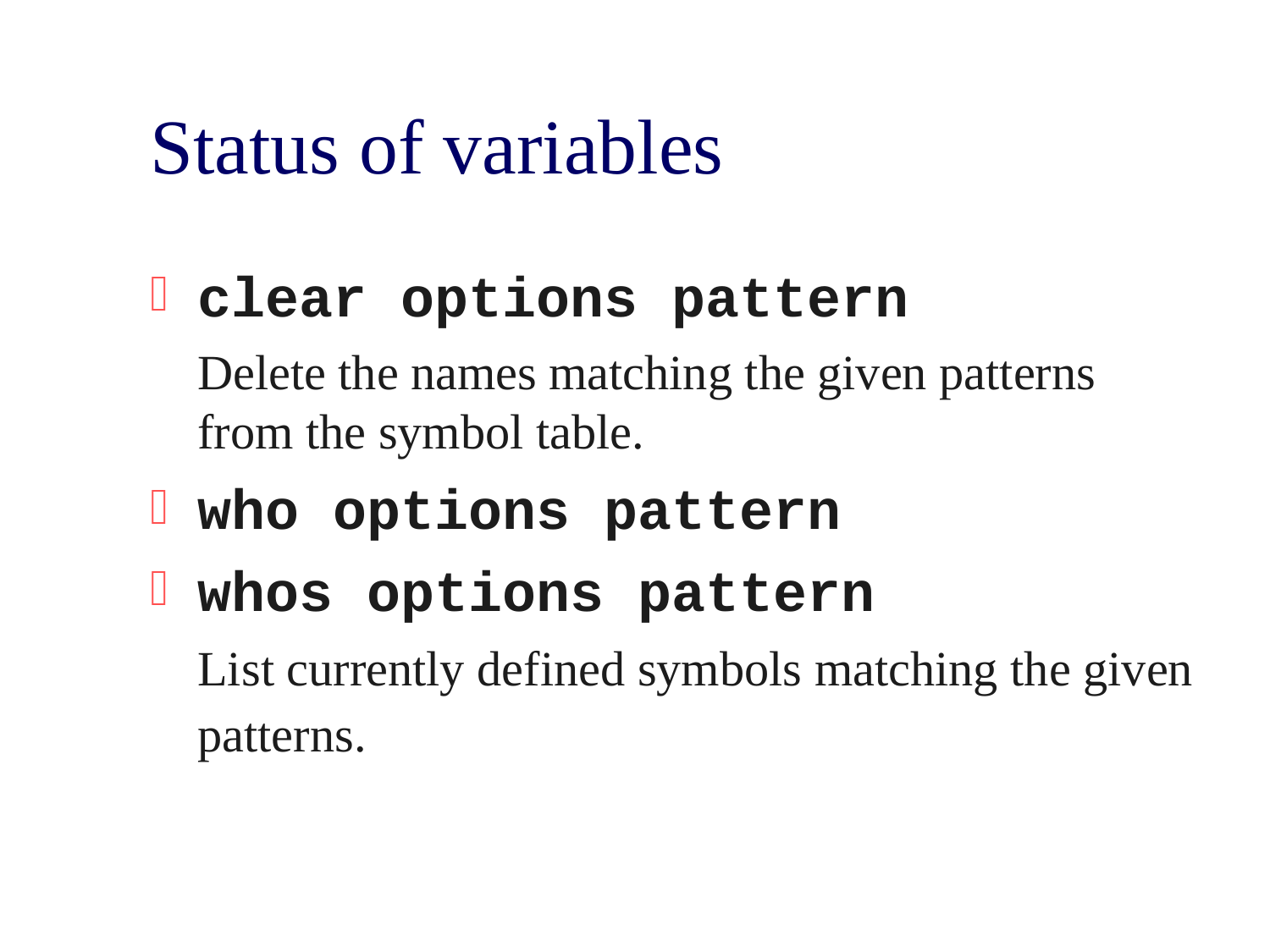# Status of variables

- **`clear options pattern`**

  Delete the names matching the given patterns from the symbol table.

- **`who options pattern`**
- **`whos options pattern`**

  List currently defined symbols matching the given patterns.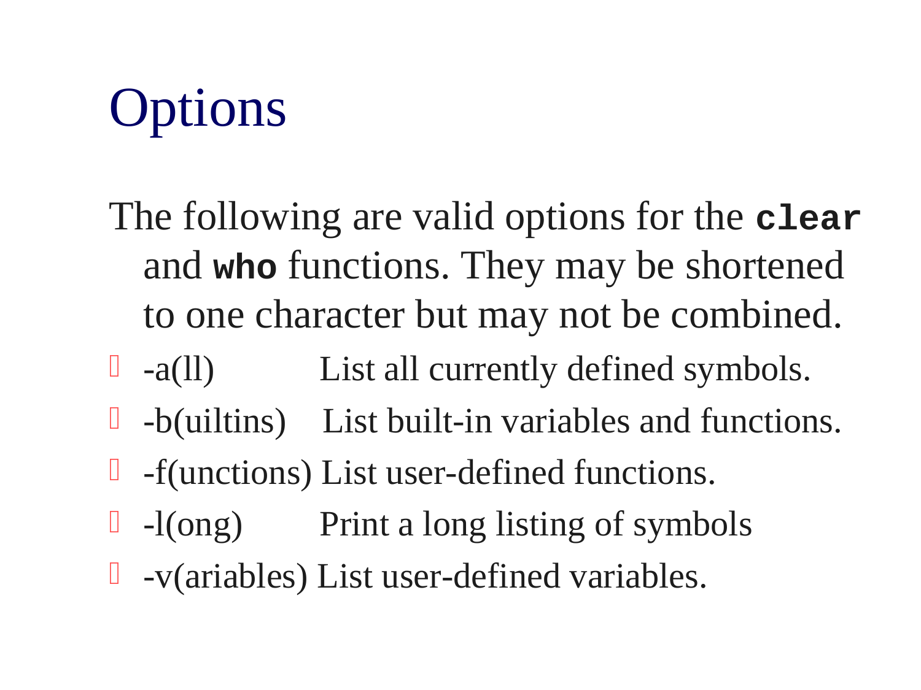# Options

The following are valid options for the **`clear`** and **`who`** functions. They may be shortened to one character but may not be combined.

- -a(ll) List all currently defined symbols.
- -b(uiltins) List built-in variables and functions.
- -f(unctions) List user-defined functions.
- -l(ong) Print a long listing of symbols
- -v(ariables) List user-defined variables.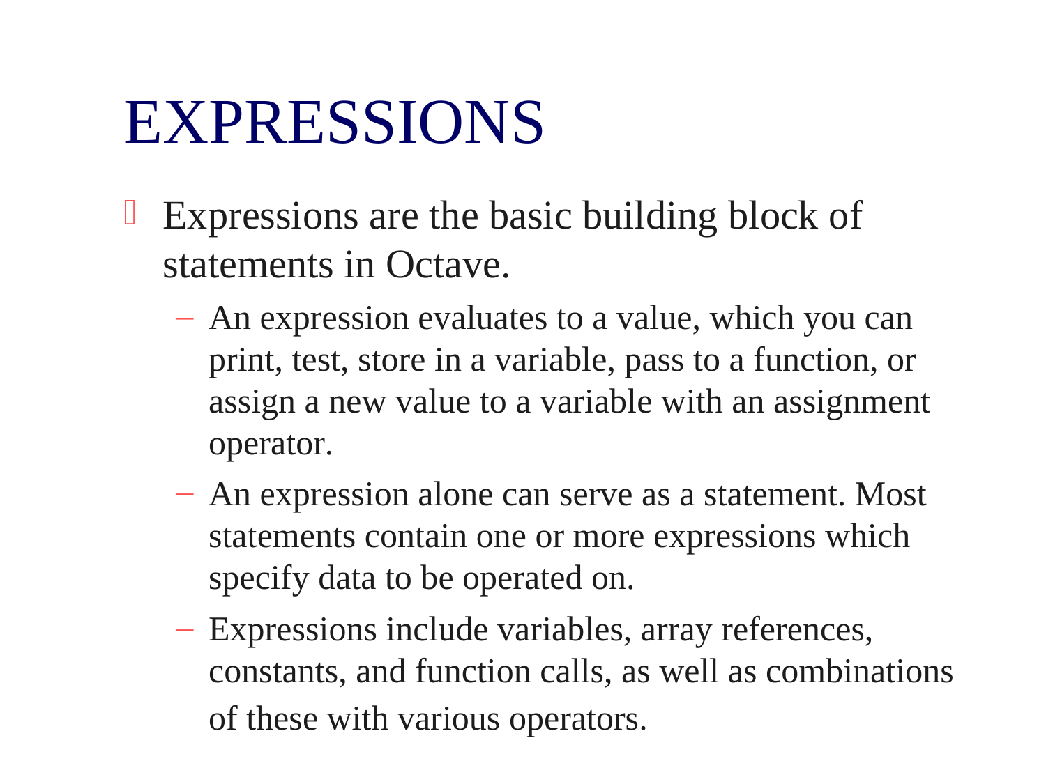# EXPRESSIONS

- Expressions are the basic building block of statements in Octave.
  - An expression evaluates to a value, which you can print, test, store in a variable, pass to a function, or assign a new value to a variable with an assignment operator.
  - An expression alone can serve as a statement. Most statements contain one or more expressions which specify data to be operated on.
  - Expressions include variables, array references, constants, and function calls, as well as combinations of these with various operators.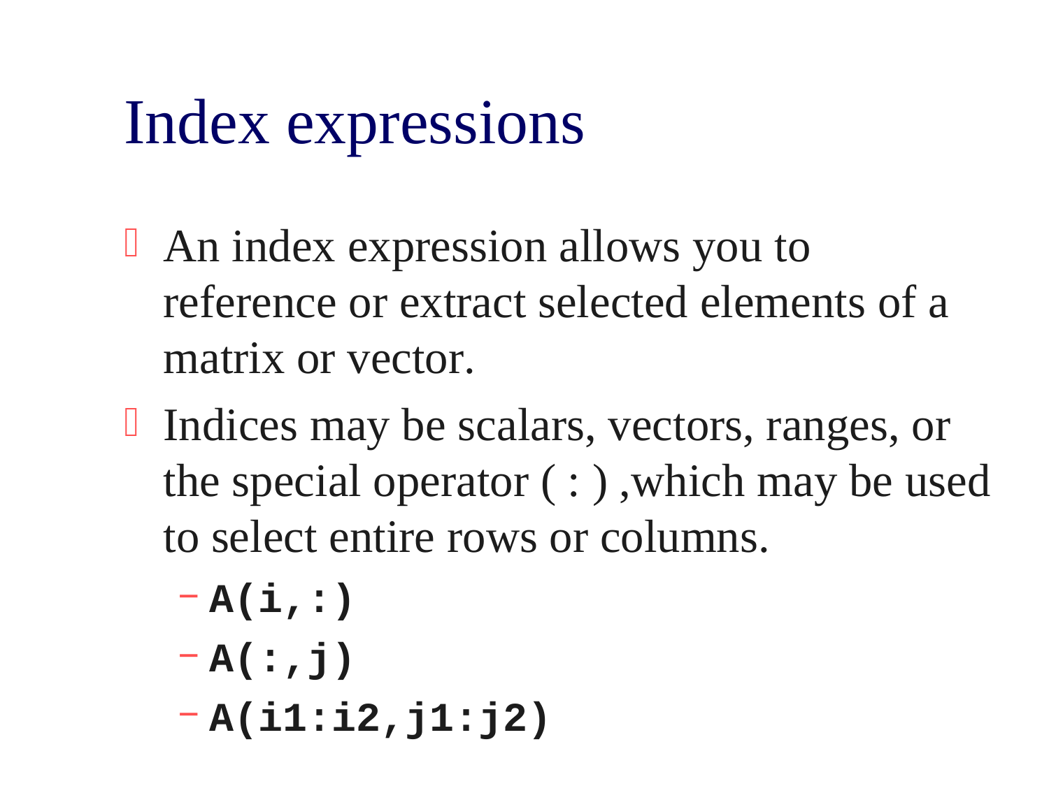# Index expressions

- An index expression allows you to reference or extract selected elements of a matrix or vector.
- Indices may be scalars, vectors, ranges, or the special operator ( : ) ,which may be used to select entire rows or columns.
  - `A(i,:)`
  - `A(:,j)`
  - `A(i1:i2,j1:j2)`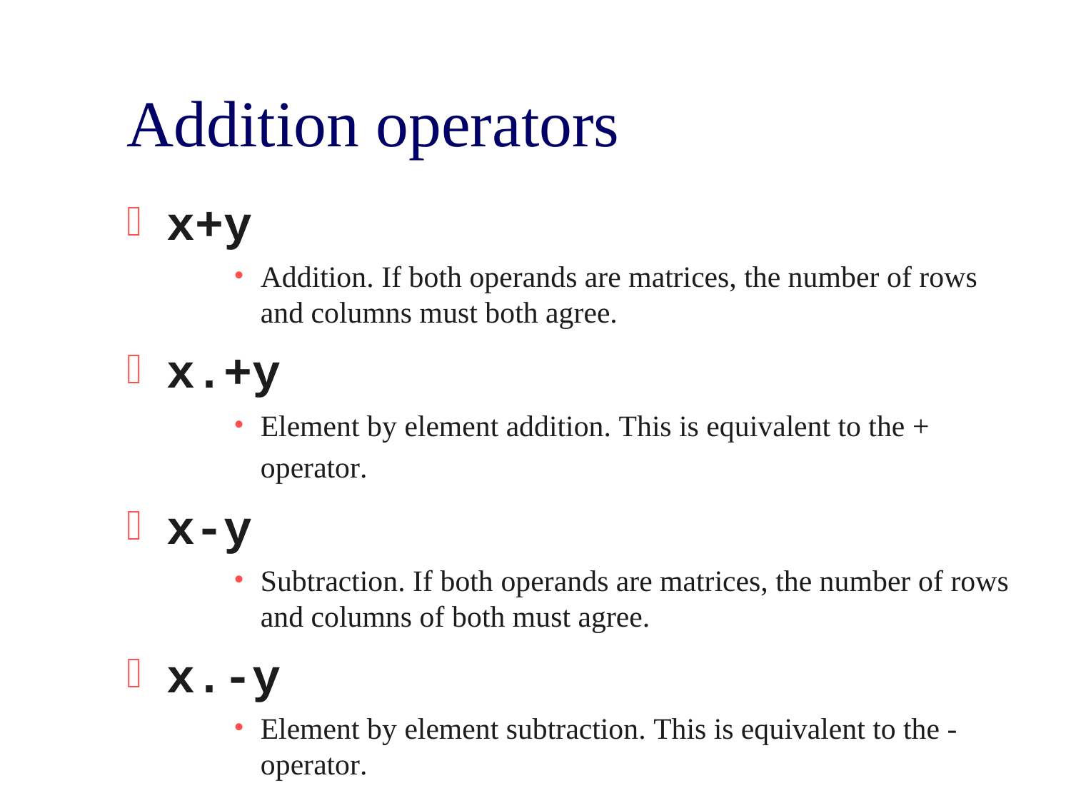# Addition operators

- **`x+y`**
  - Addition. If both operands are matrices, the number of rows and columns must both agree.
- **`x.+y`**
  - Element by element addition. This is equivalent to the + operator.
- **`x-y`**
  - Subtraction. If both operands are matrices, the number of rows and columns of both must agree.
- **`x.-y`**
  - Element by element subtraction. This is equivalent to the - operator.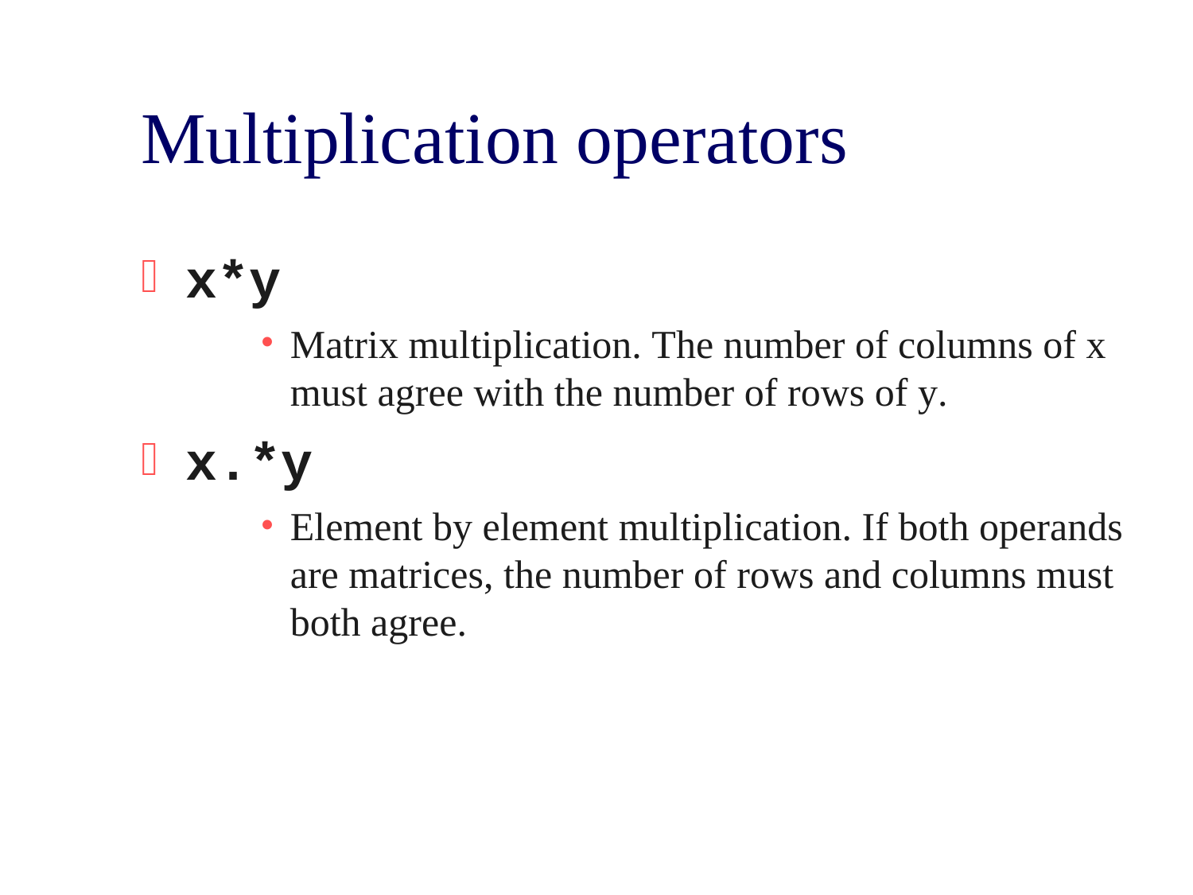# Multiplication operators

- **`x*y`**
  - Matrix multiplication. The number of columns of x must agree with the number of rows of y.
- **`x.*y`**
  - Element by element multiplication. If both operands are matrices, the number of rows and columns must both agree.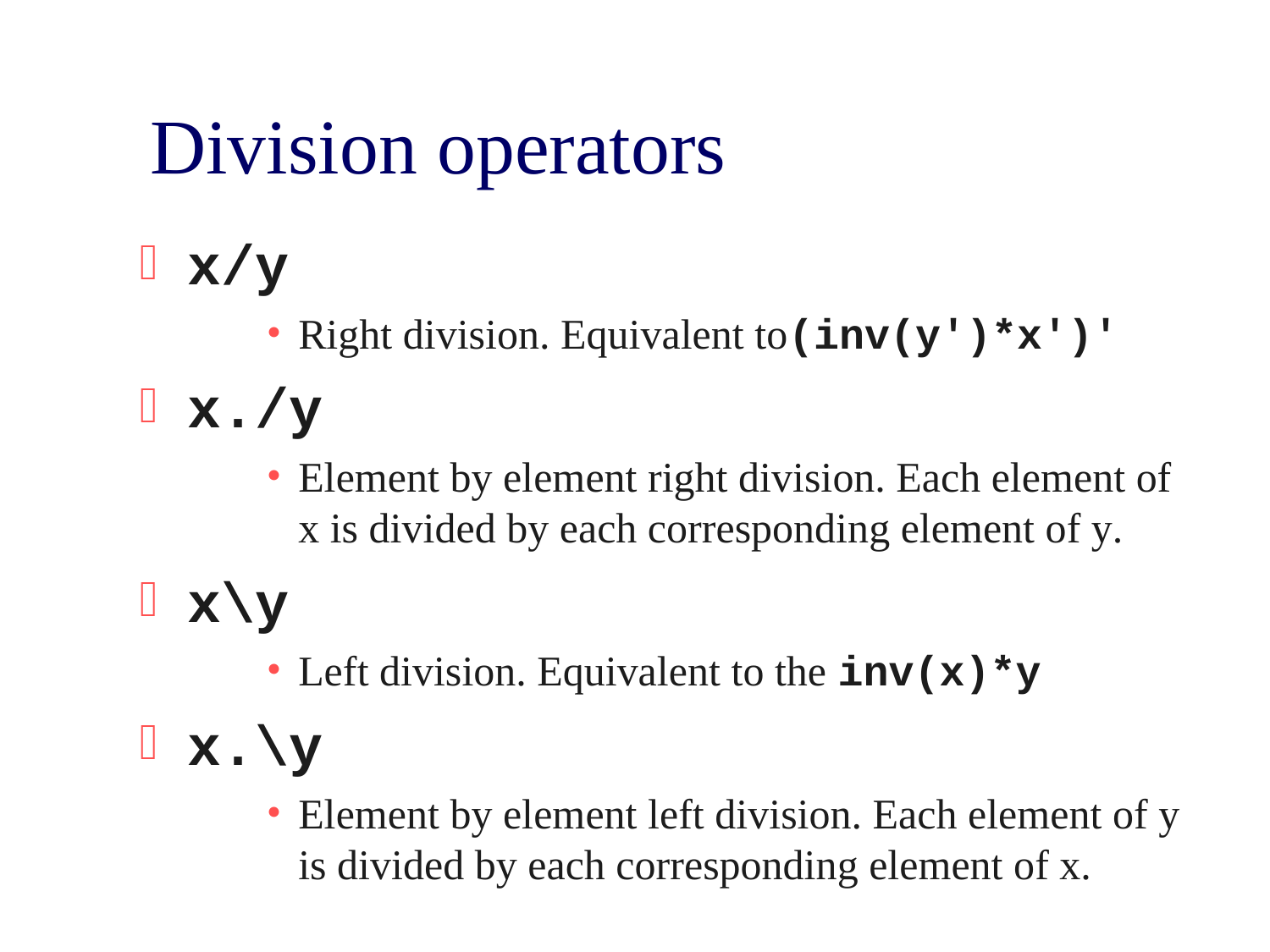# Division operators

- **`x/y`**
  - Right division. Equivalent to **`(inv(y')*x')'`**
- **`x./y`**
  - Element by element right division. Each element of x is divided by each corresponding element of y.
- **`x\y`**
  - Left division. Equivalent to the **`inv(x)*y`**
- **`x.\y`**
  - Element by element left division. Each element of y is divided by each corresponding element of x.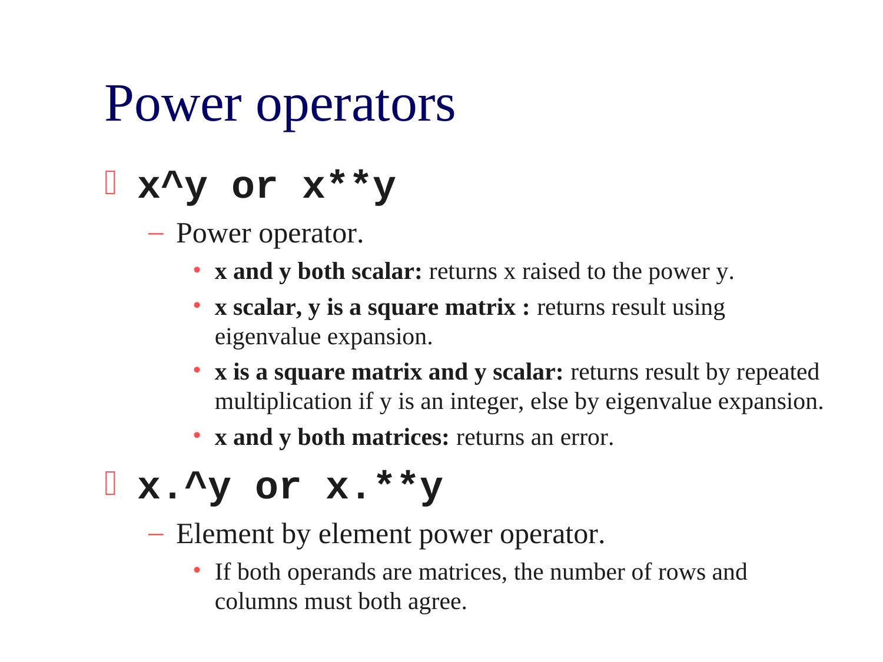# Power operators

- **`x^y or x**y`**
  - Power operator.
    - **x and y both scalar:** returns x raised to the power y.
    - **x scalar, y is a square matrix :** returns result using eigenvalue expansion.
    - **x is a square matrix and y scalar:** returns result by repeated multiplication if y is an integer, else by eigenvalue expansion.
    - **x and y both matrices:** returns an error.
- **`x.^y or x.**y`**
  - Element by element power operator.
    - If both operands are matrices, the number of rows and columns must both agree.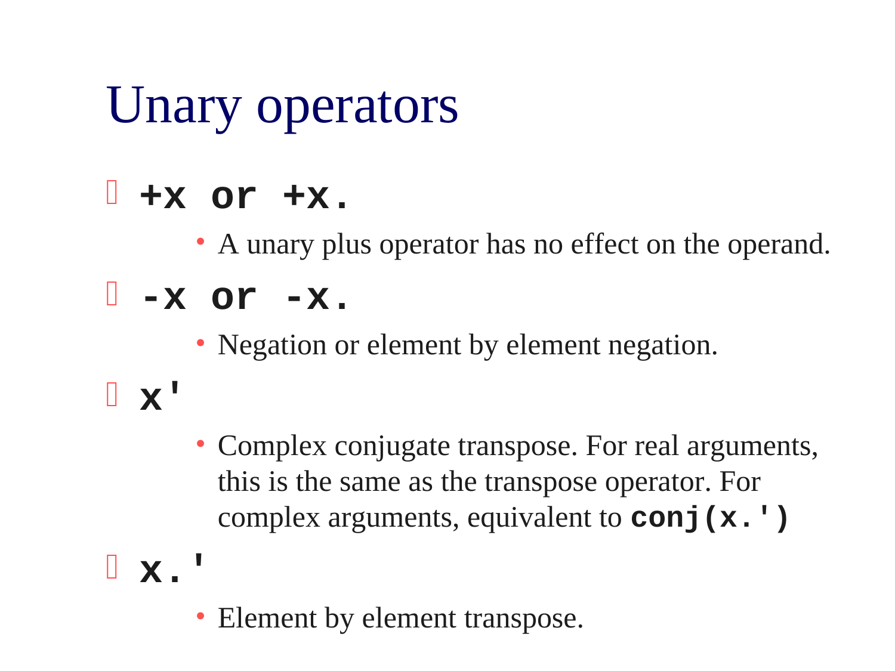# Unary operators

- **`+x or +x.`**
  - A unary plus operator has no effect on the operand.
- **`-x or -x.`**
  - Negation or element by element negation.
- **`x'`**
  - Complex conjugate transpose. For real arguments, this is the same as the transpose operator. For complex arguments, equivalent to **`conj(x.')`**
- **`x.'`**
  - Element by element transpose.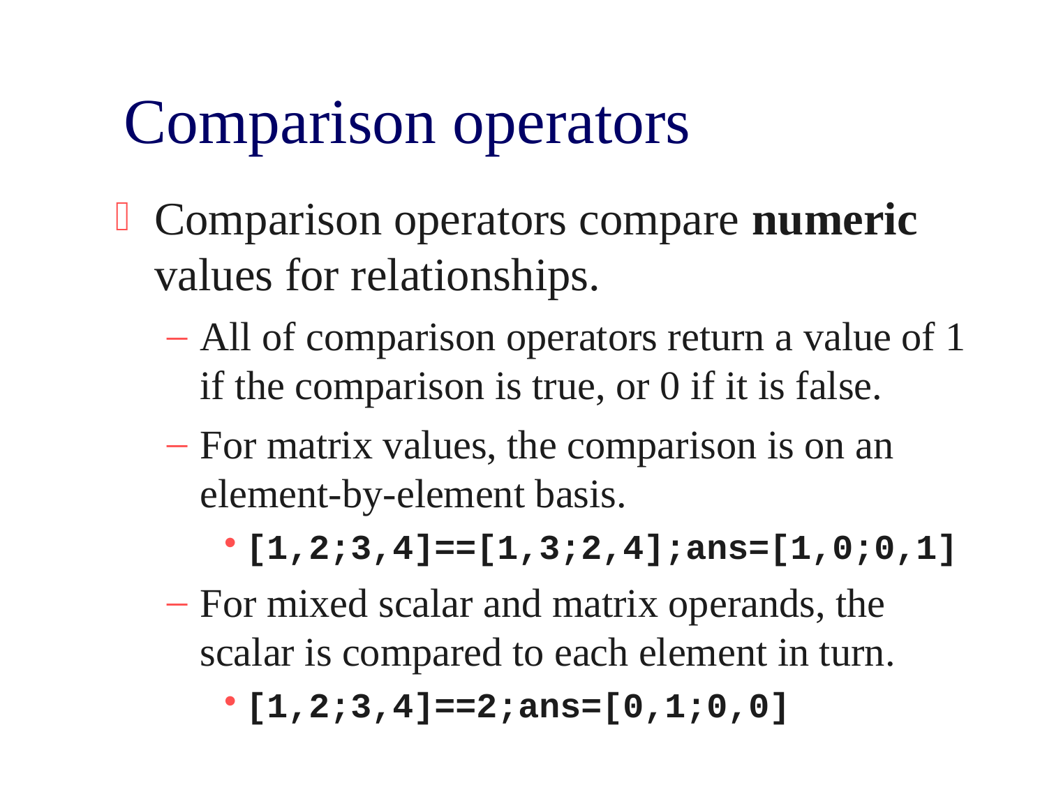# Comparison operators

- Comparison operators compare **numeric** values for relationships.
  - All of comparison operators return a value of 1 if the comparison is true, or 0 if it is false.
  - For matrix values, the comparison is on an element-by-element basis.
    - `[1,2;3,4]==[1,3;2,4];ans=[1,0;0,1]`
  - For mixed scalar and matrix operands, the scalar is compared to each element in turn.
    - `[1,2;3,4]==2;ans=[0,1;0,0]`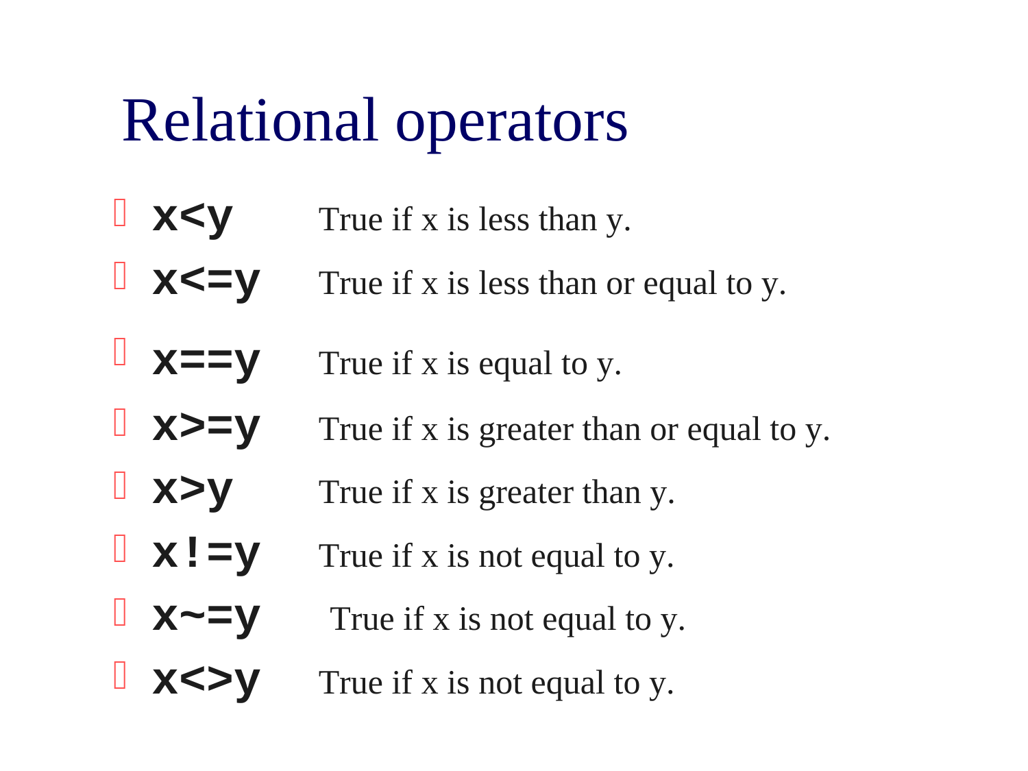# Relational operators

- **x<y** True if x is less than y.
- **x<=y** True if x is less than or equal to y.
- **x==y** True if x is equal to y.
- **x>=y** True if x is greater than or equal to y.
- **x>y** True if x is greater than y.
- **x!=y** True if x is not equal to y.
- **x~=y** True if x is not equal to y.
- **x<>y** True if x is not equal to y.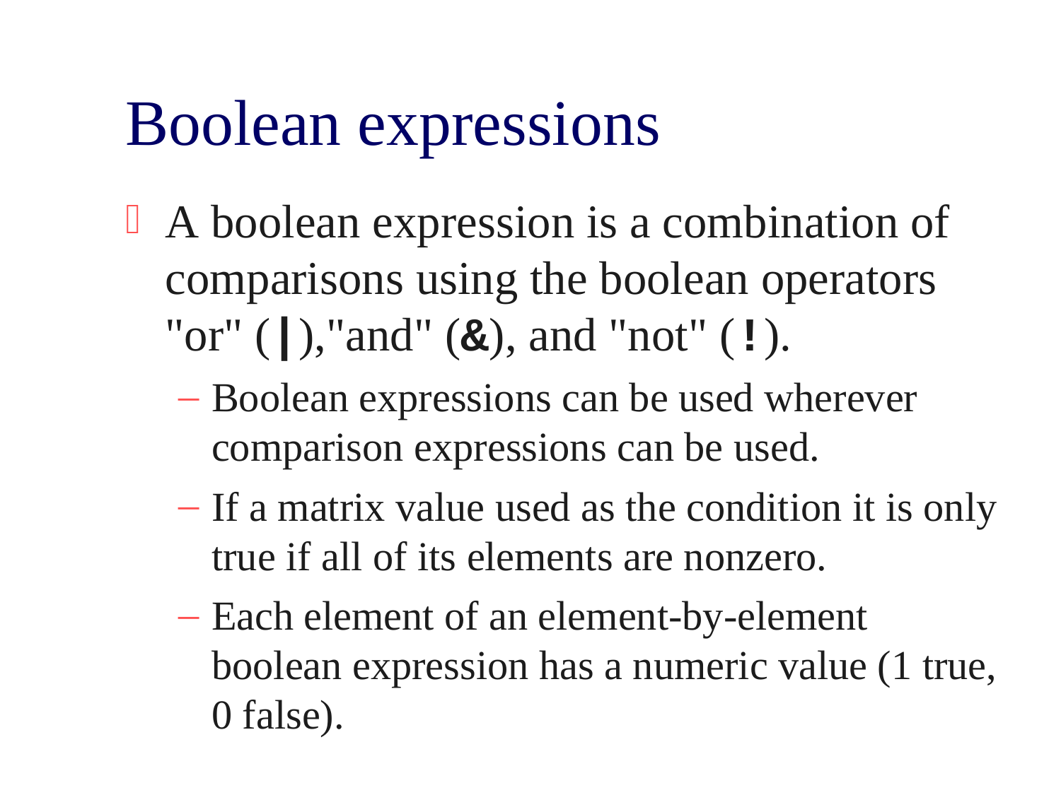# Boolean expressions

- A boolean expression is a combination of comparisons using the boolean operators "or" (**|**),"and" (**&**), and "not" (**!**).
  - Boolean expressions can be used wherever comparison expressions can be used.
  - If a matrix value used as the condition it is only true if all of its elements are nonzero.
  - Each element of an element-by-element boolean expression has a numeric value (1 true, 0 false).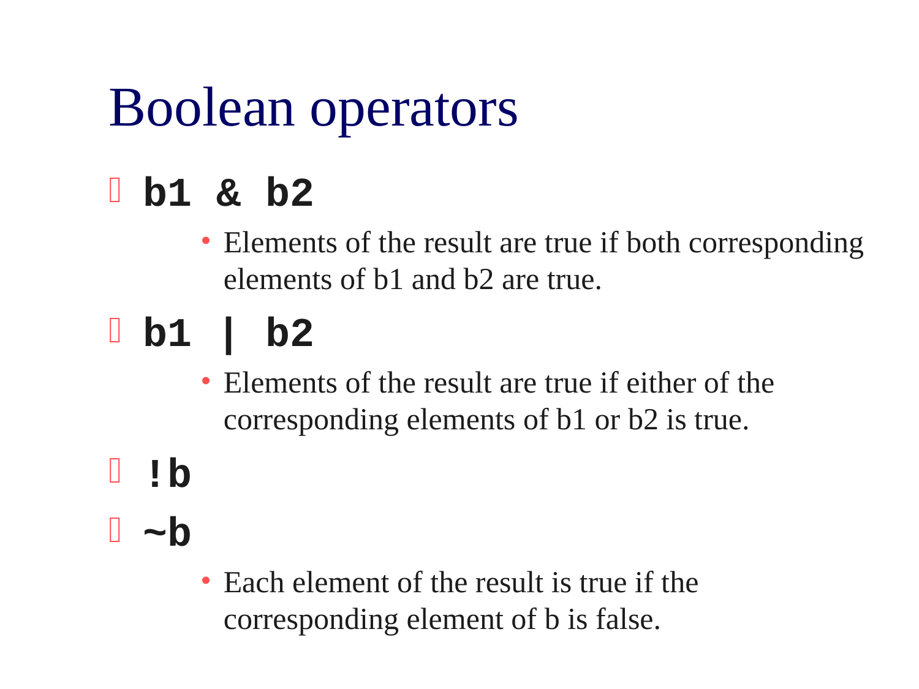# Boolean operators

- **`b1 & b2`**
  - Elements of the result are true if both corresponding elements of b1 and b2 are true.
- **`b1 | b2`**
  - Elements of the result are true if either of the corresponding elements of b1 or b2 is true.
- **`!b`**
- **`~b`**
  - Each element of the result is true if the corresponding element of b is false.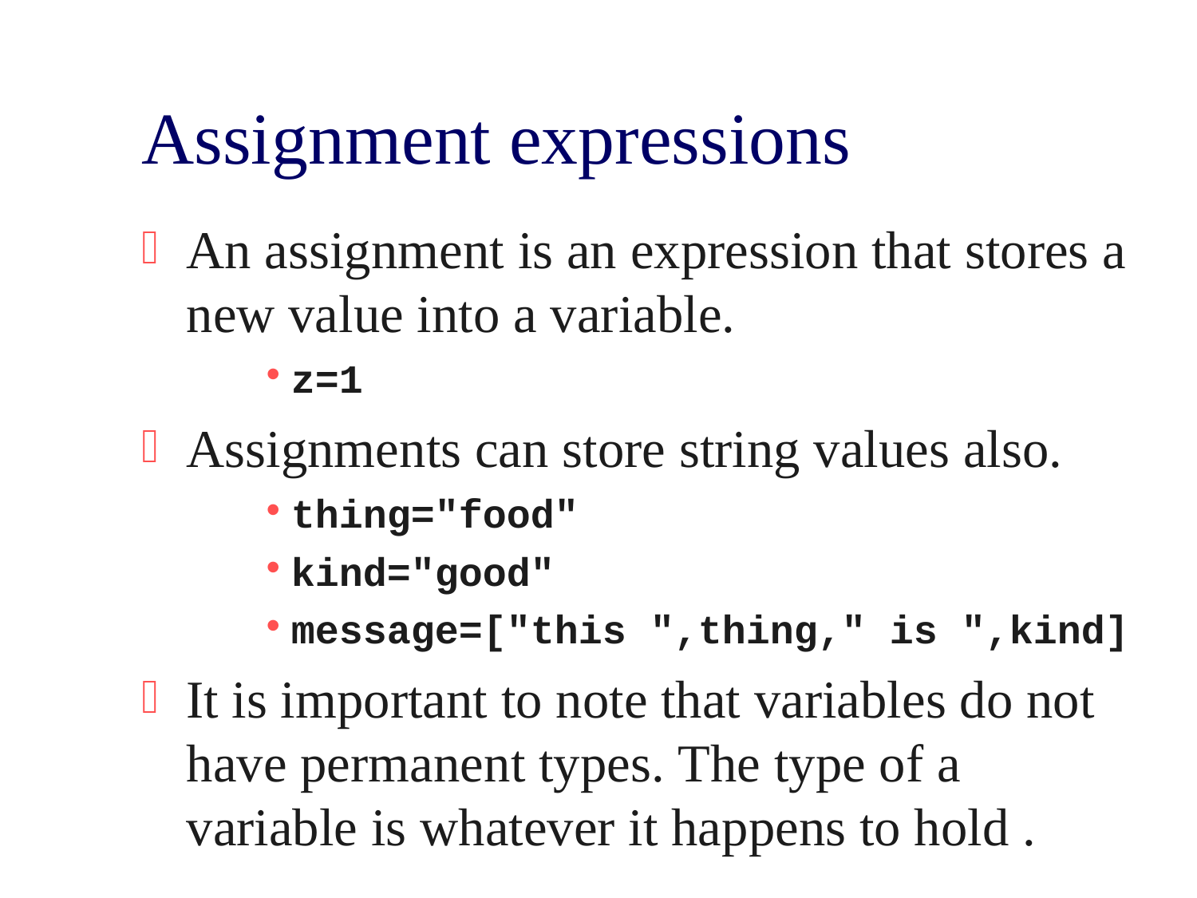# Assignment expressions

- An assignment is an expression that stores a new value into a variable.
  - `z=1`
- Assignments can store string values also.
  - `thing="food"`
  - `kind="good"`
  - `message=["this ",thing," is ",kind]`
- It is important to note that variables do not have permanent types. The type of a variable is whatever it happens to hold .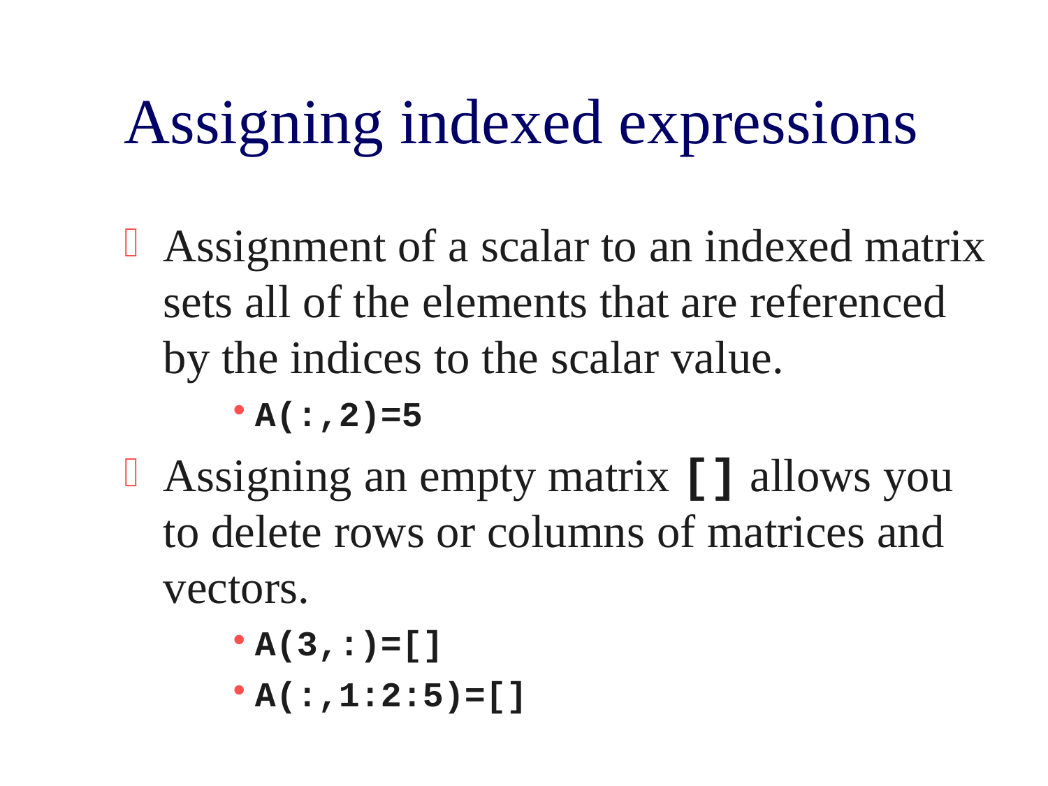# Assigning indexed expressions

- Assignment of a scalar to an indexed matrix sets all of the elements that are referenced by the indices to the scalar value.
  - `A(:,2)=5`
- Assigning an empty matrix `[]` allows you to delete rows or columns of matrices and vectors.
  - `A(3,:)=[]`
  - `A(:,1:2:5)=[]`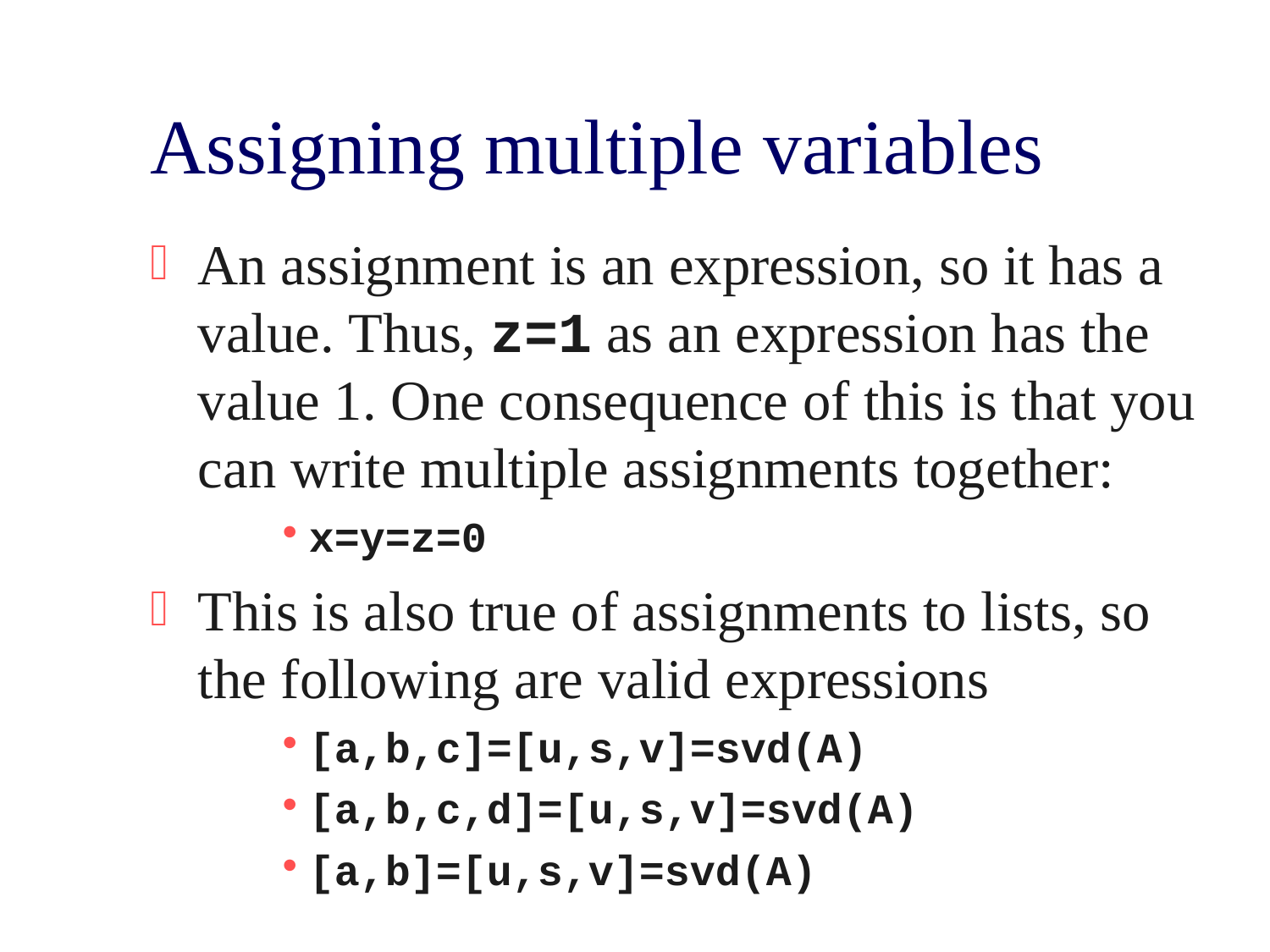# Assigning multiple variables

- An assignment is an expression, so it has a value. Thus, **`z=1`** as an expression has the value 1. One consequence of this is that you can write multiple assignments together:
  - **`x=y=z=0`**
- This is also true of assignments to lists, so the following are valid expressions
  - **`[a,b,c]=[u,s,v]=svd(A)`**
  - **`[a,b,c,d]=[u,s,v]=svd(A)`**
  - **`[a,b]=[u,s,v]=svd(A)`**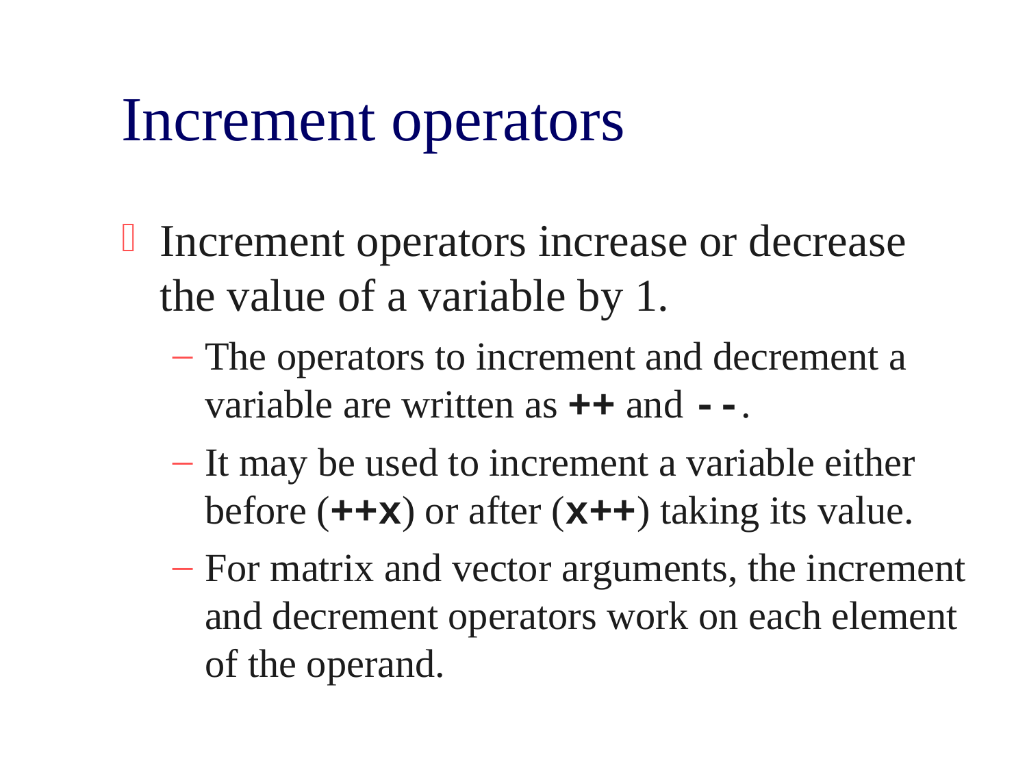# Increment operators

- Increment operators increase or decrease the value of a variable by 1.
  - The operators to increment and decrement a variable are written as **++** and **--**.
  - It may be used to increment a variable either before (**++x**) or after (**x++**) taking its value.
  - For matrix and vector arguments, the increment and decrement operators work on each element of the operand.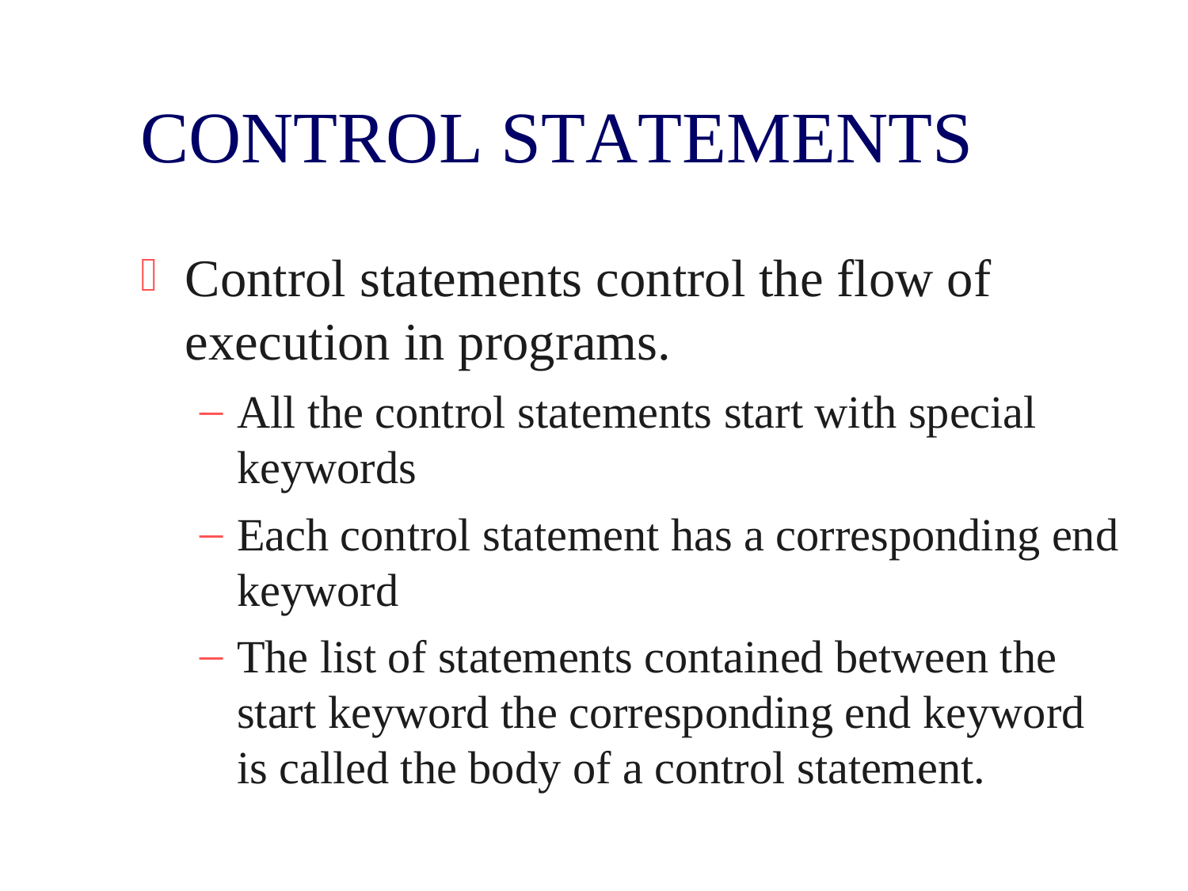# CONTROL STATEMENTS

- Control statements control the flow of execution in programs.
  - All the control statements start with special keywords
  - Each control statement has a corresponding end keyword
  - The list of statements contained between the start keyword the corresponding end keyword is called the body of a control statement.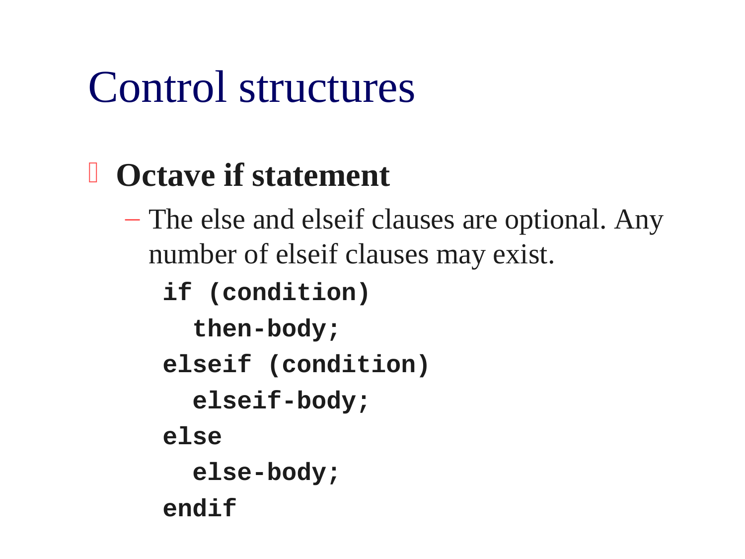# Control structures

- **Octave if statement**
  - The else and elseif clauses are optional. Any number of elseif clauses may exist.

```
if (condition)
  then-body;
elseif (condition)
  elseif-body;
else
  else-body;
endif
```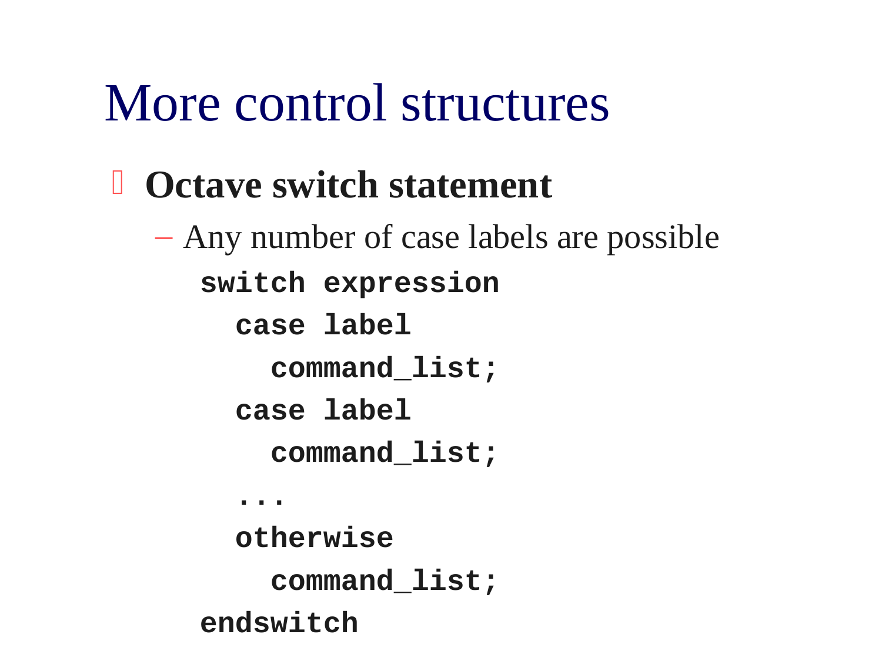# More control structures

- **Octave switch statement**
  - Any number of case labels are possible

```
switch expression
  case label
    command_list;
  case label
    command_list;
  ...
  otherwise
    command_list;
endswitch
```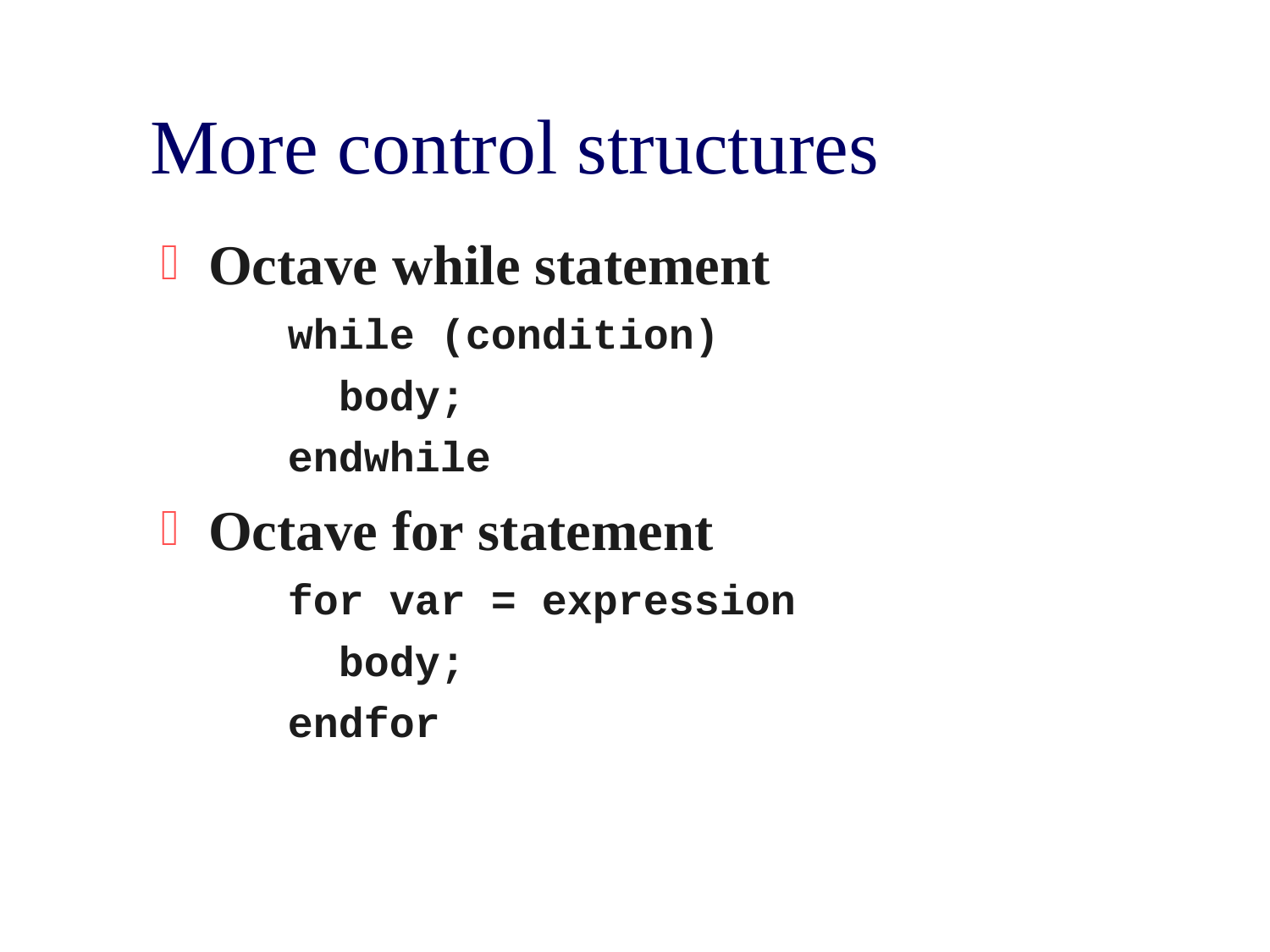# More control structures

- **Octave while statement**

```
while (condition)
  body;
endwhile
```

- **Octave for statement**

```
for var = expression
  body;
endfor
```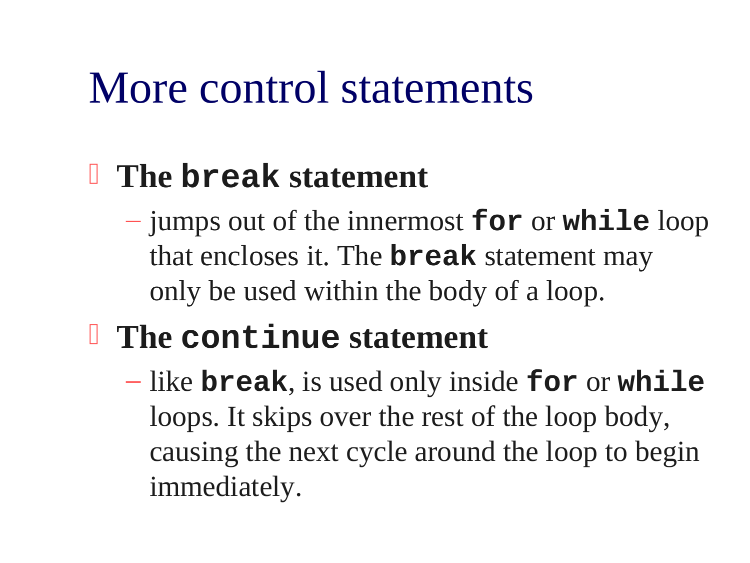# More control statements

- **The `break` statement**
  - jumps out of the innermost **`for`** or **`while`** loop that encloses it. The **`break`** statement may only be used within the body of a loop.
- **The `continue` statement**
  - like **`break`**, is used only inside **`for`** or **`while`** loops. It skips over the rest of the loop body, causing the next cycle around the loop to begin immediately.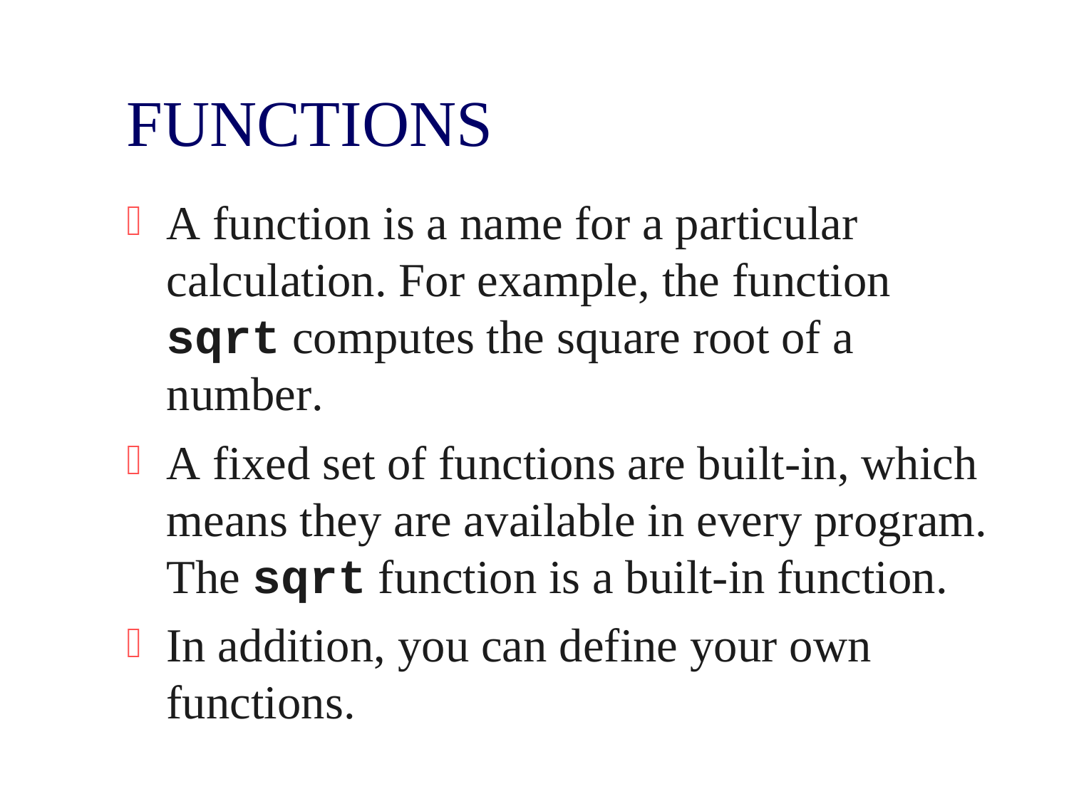# FUNCTIONS

- A function is a name for a particular calculation. For example, the function **`sqrt`** computes the square root of a number.
- A fixed set of functions are built-in, which means they are available in every program. The **`sqrt`** function is a built-in function.
- In addition, you can define your own functions.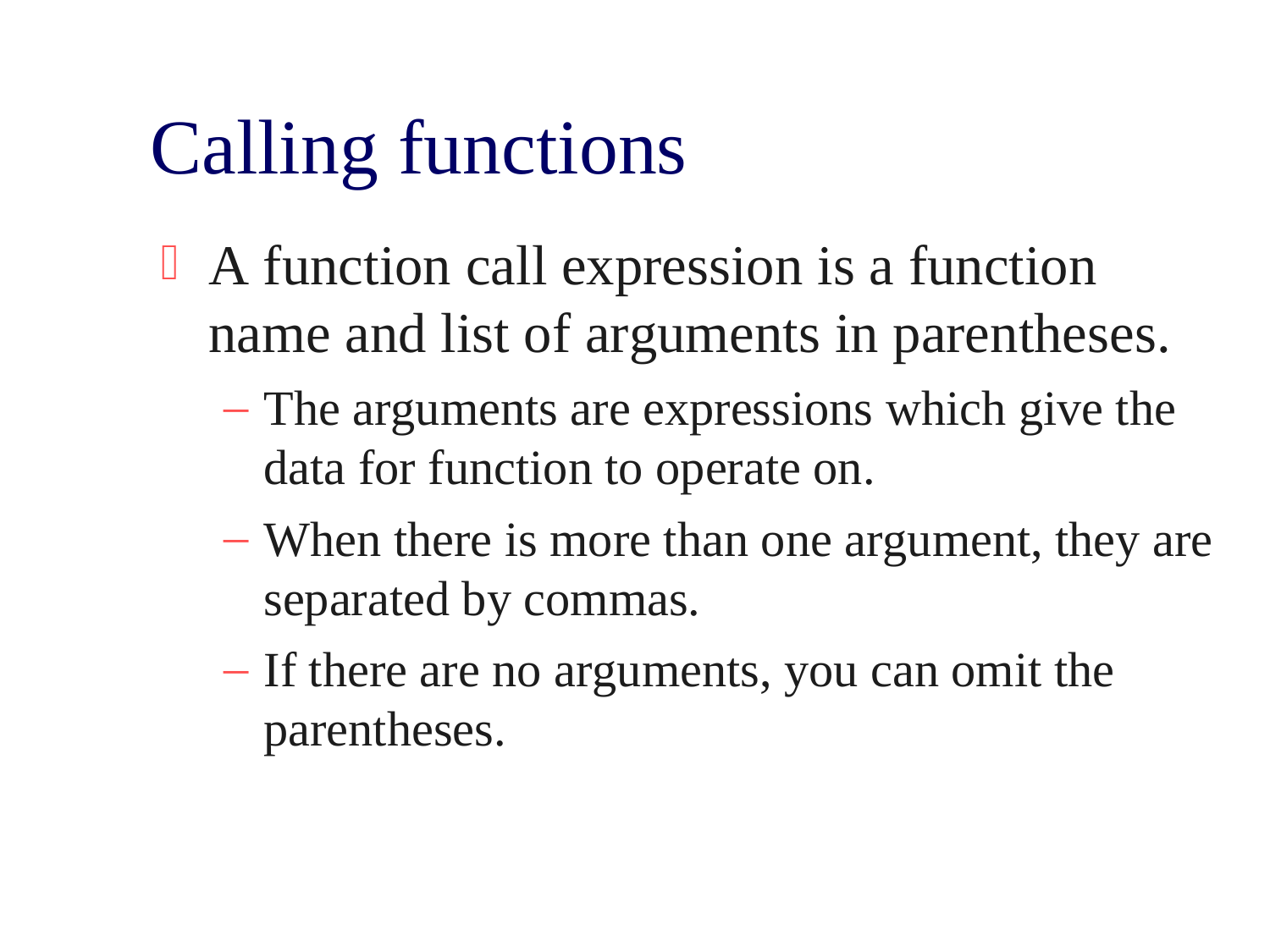# Calling functions

- A function call expression is a function name and list of arguments in parentheses.
  - The arguments are expressions which give the data for function to operate on.
  - When there is more than one argument, they are separated by commas.
  - If there are no arguments, you can omit the parentheses.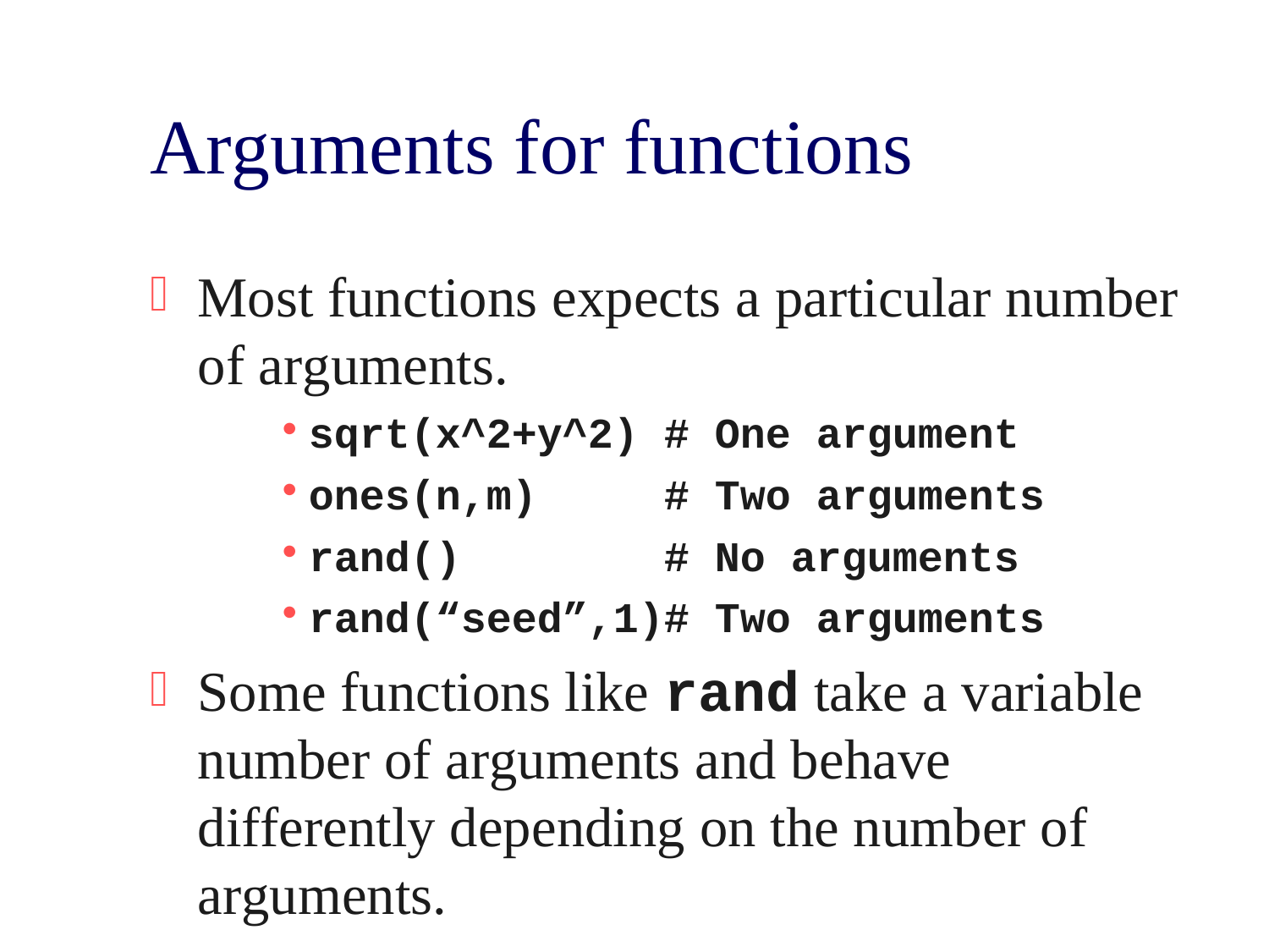# Arguments for functions

- Most functions expects a particular number of arguments.
  - `sqrt(x^2+y^2) # One argument`
  - `ones(n,m)      # Two arguments`
  - `rand()         # No arguments`
  - `rand(“seed”,1)# Two arguments`
- Some functions like **`rand`** take a variable number of arguments and behave differently depending on the number of arguments.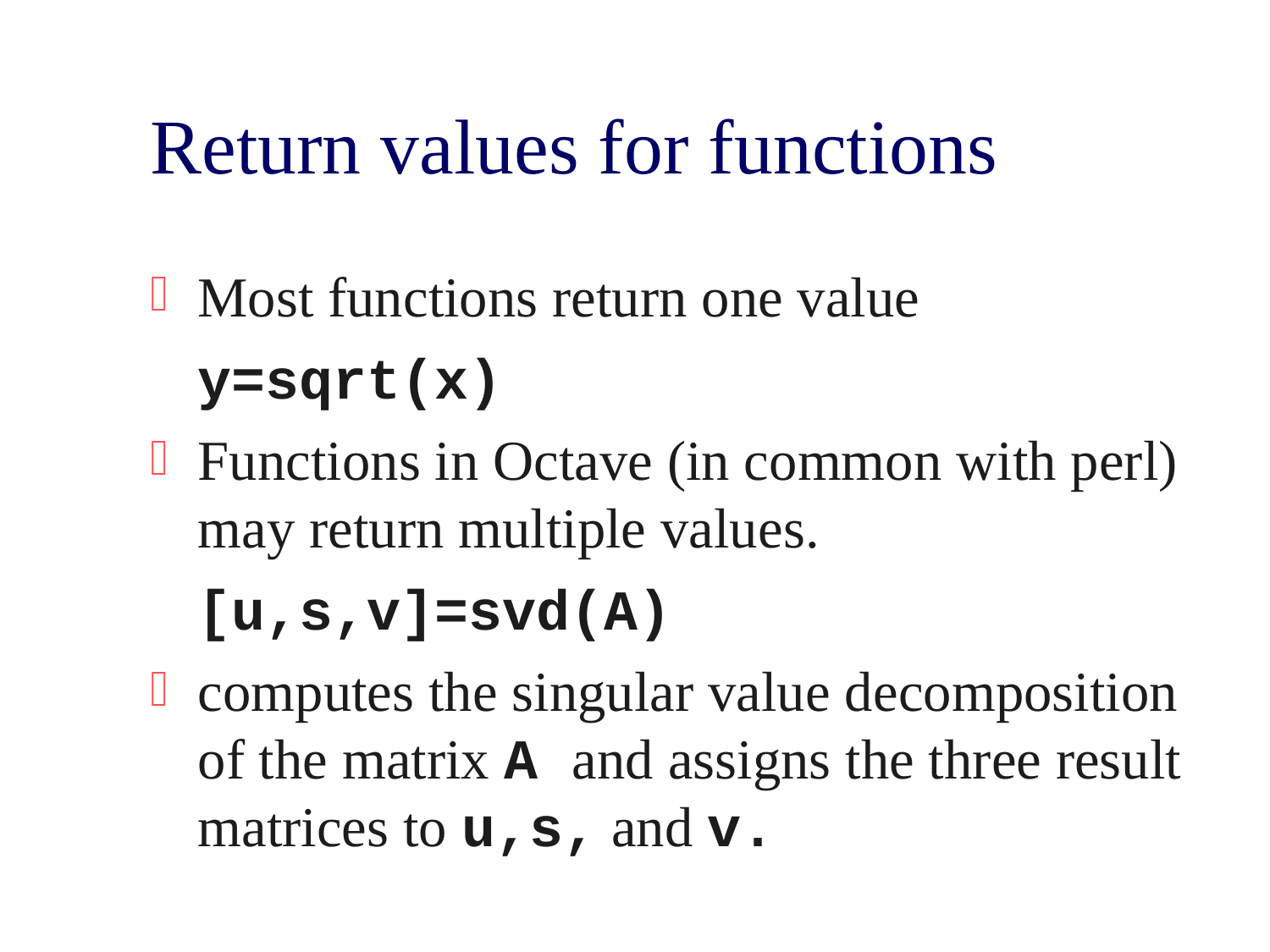# Return values for functions

- Most functions return one value

```
y=sqrt(x)
```

- Functions in Octave (in common with perl) may return multiple values.

```
[u,s,v]=svd(A)
```

- computes the singular value decomposition of the matrix `A` and assigns the three result matrices to `u,s,` and `v.`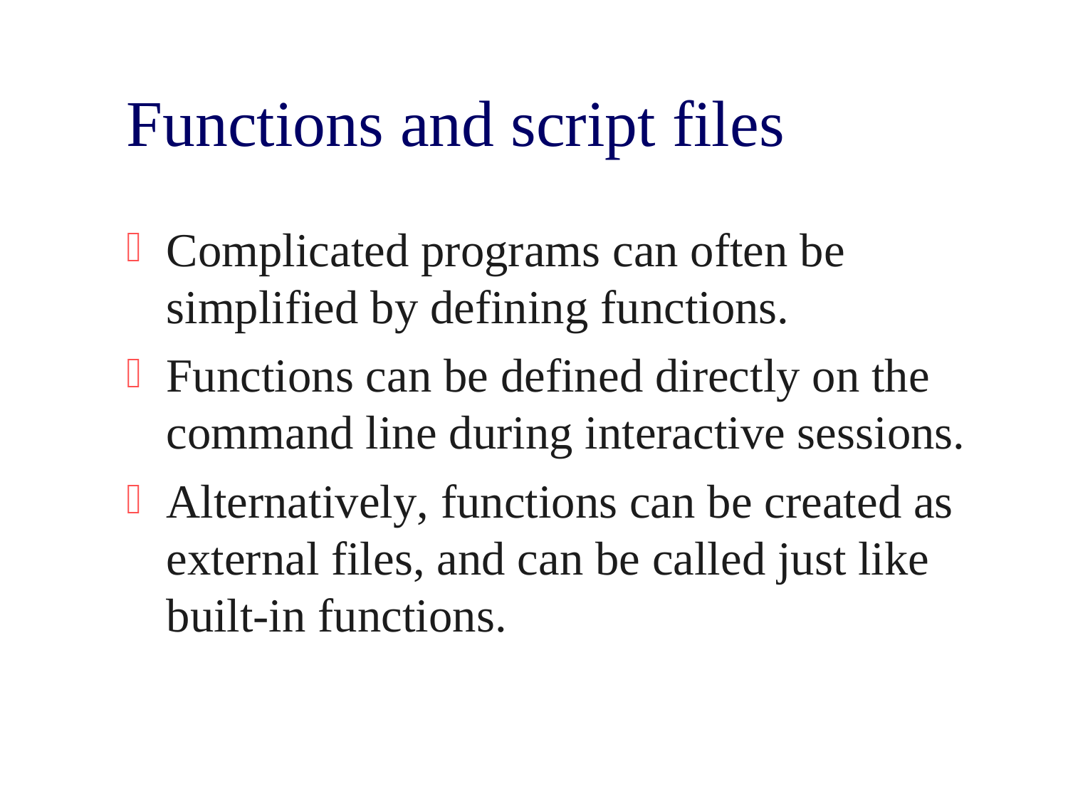# Functions and script files

- Complicated programs can often be simplified by defining functions.
- Functions can be defined directly on the command line during interactive sessions.
- Alternatively, functions can be created as external files, and can be called just like built-in functions.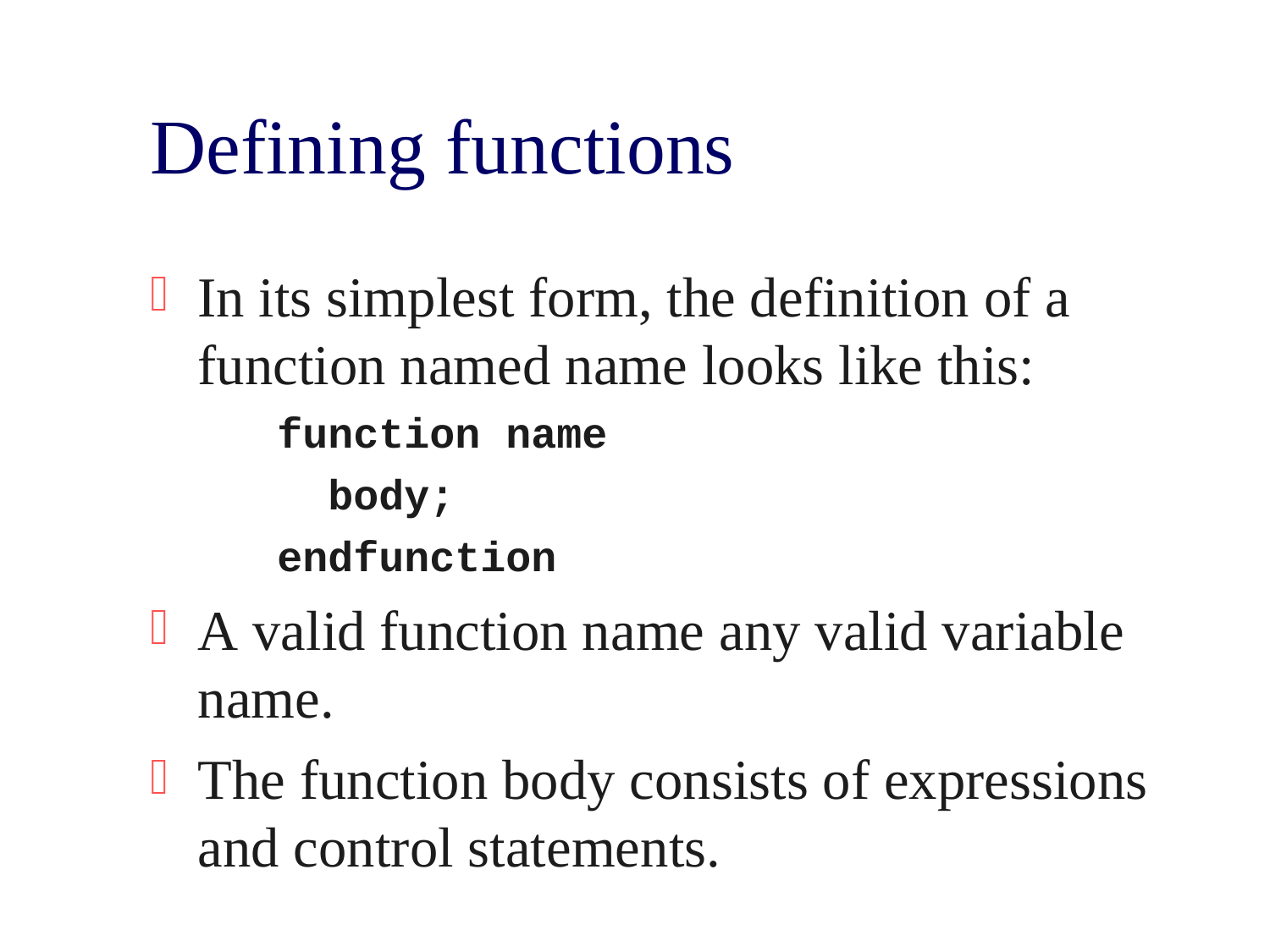# Defining functions

- In its simplest form, the definition of a function named name looks like this:

```
function name
  body;
endfunction
```

- A valid function name any valid variable name.
- The function body consists of expressions and control statements.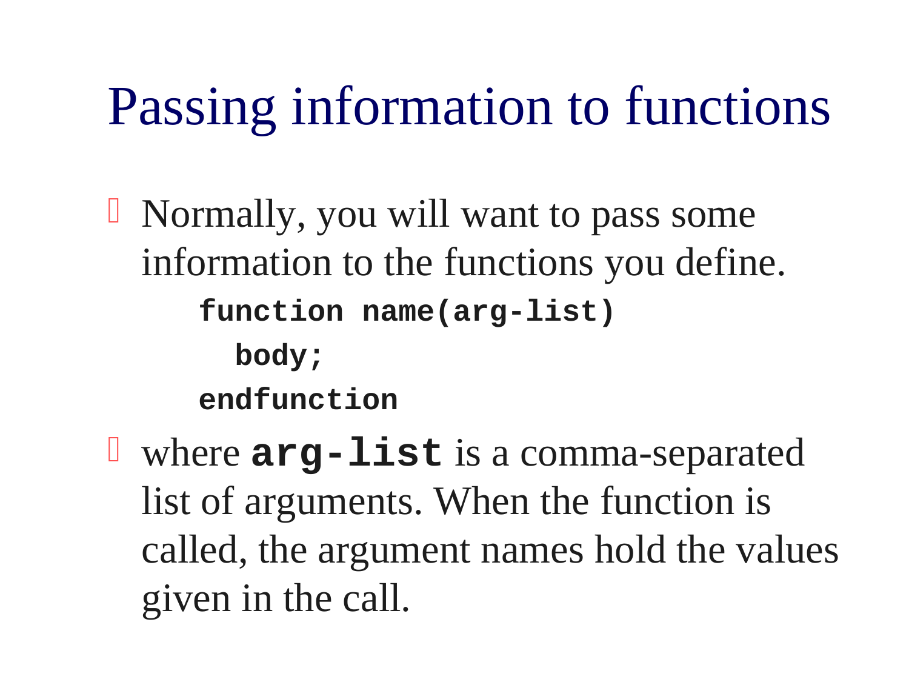# Passing information to functions

- Normally, you will want to pass some information to the functions you define.

```
function name(arg-list)
  body;
endfunction
```

- where **`arg-list`** is a comma-separated list of arguments. When the function is called, the argument names hold the values given in the call.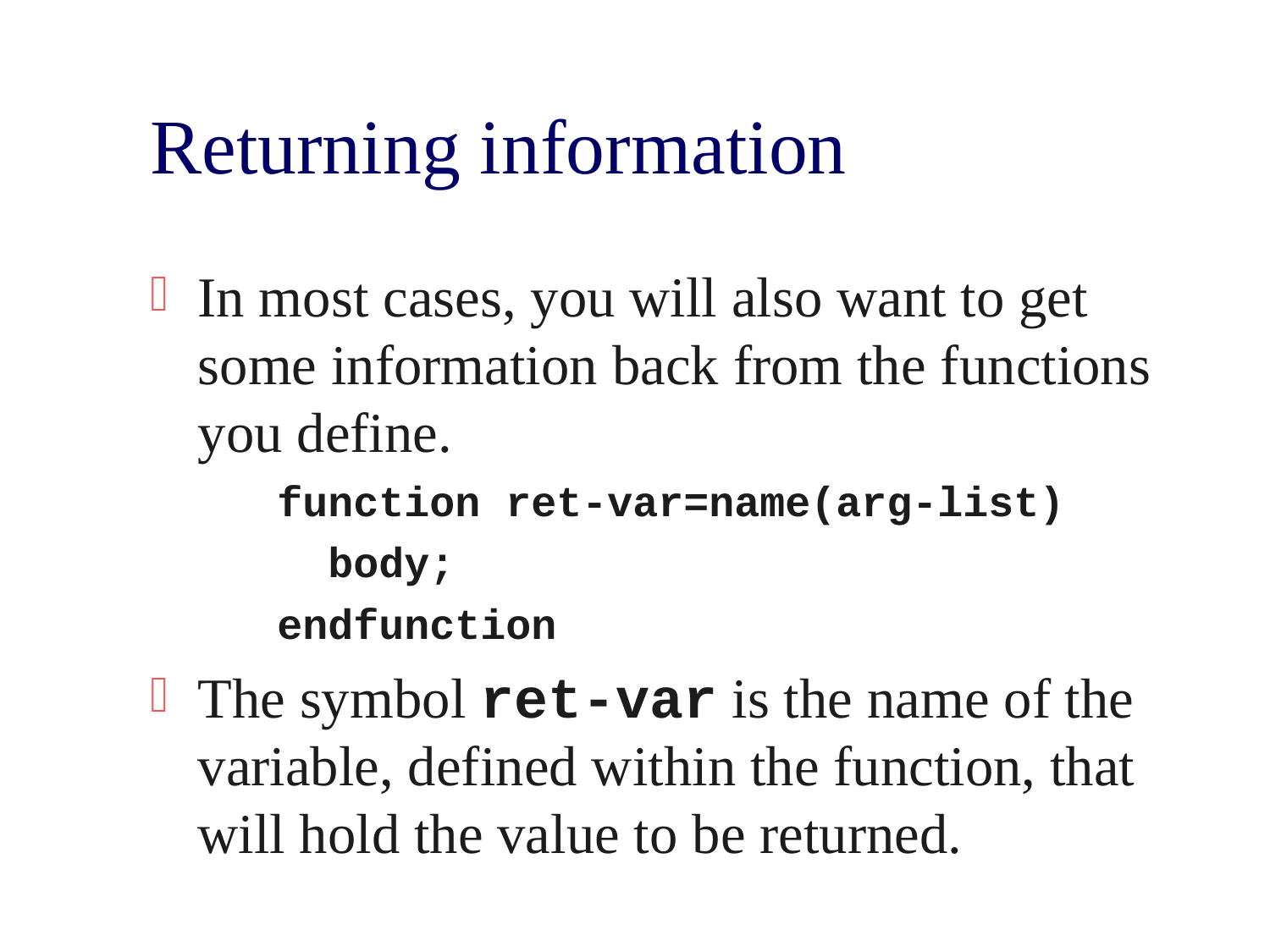# Returning information

- In most cases, you will also want to get some information back from the functions you define.

```
function ret-var=name(arg-list)
  body;
endfunction
```

- The symbol **`ret-var`** is the name of the variable, defined within the function, that will hold the value to be returned.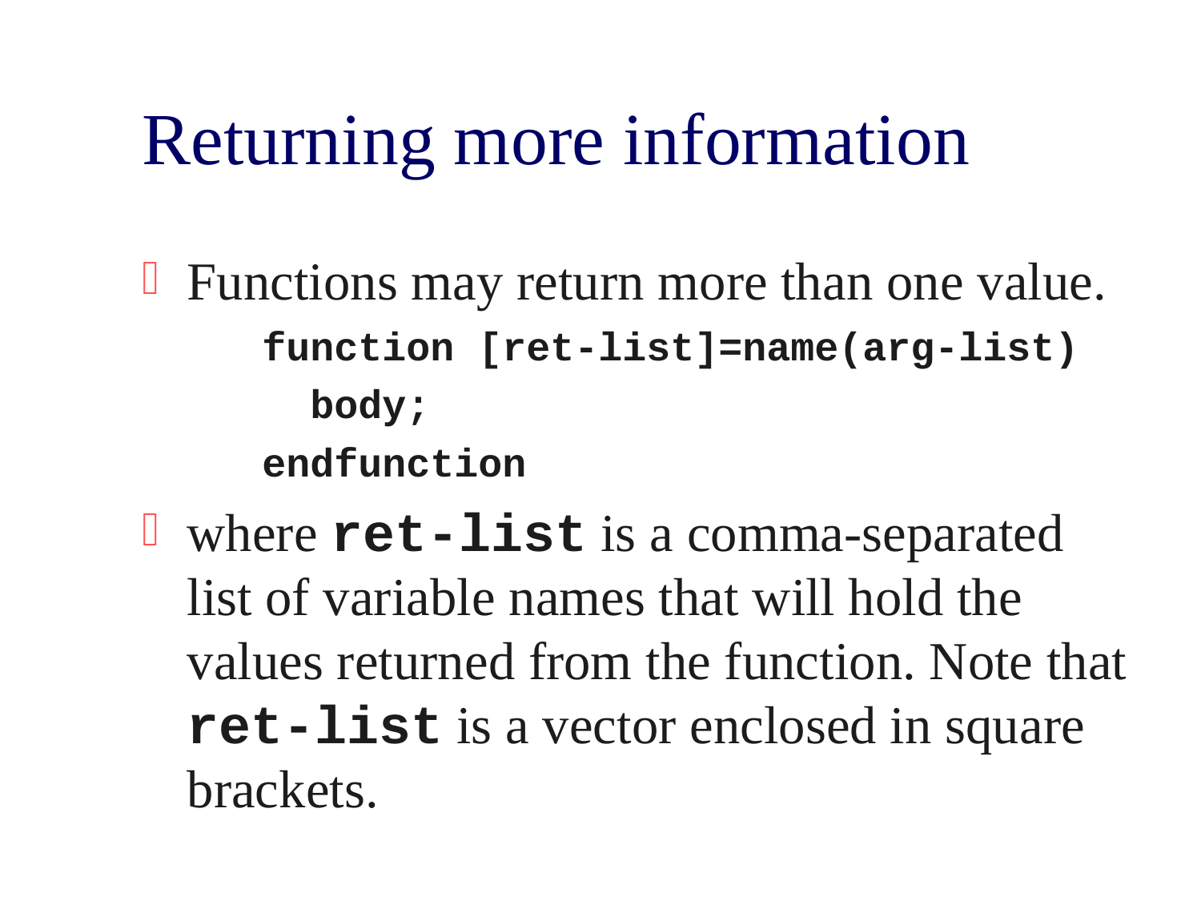# Returning more information

- Functions may return more than one value.

```
function [ret-list]=name(arg-list)
  body;
endfunction
```

- where **`ret-list`** is a comma-separated list of variable names that will hold the values returned from the function. Note that **`ret-list`** is a vector enclosed in square brackets.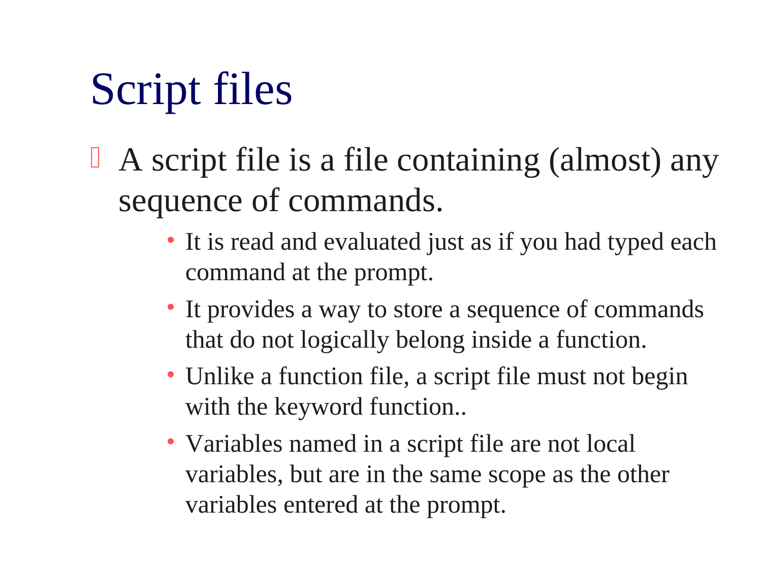# Script files

- A script file is a file containing (almost) any sequence of commands.
  - It is read and evaluated just as if you had typed each command at the prompt.
  - It provides a way to store a sequence of commands that do not logically belong inside a function.
  - Unlike a function file, a script file must not begin with the keyword function..
  - Variables named in a script file are not local variables, but are in the same scope as the other variables entered at the prompt.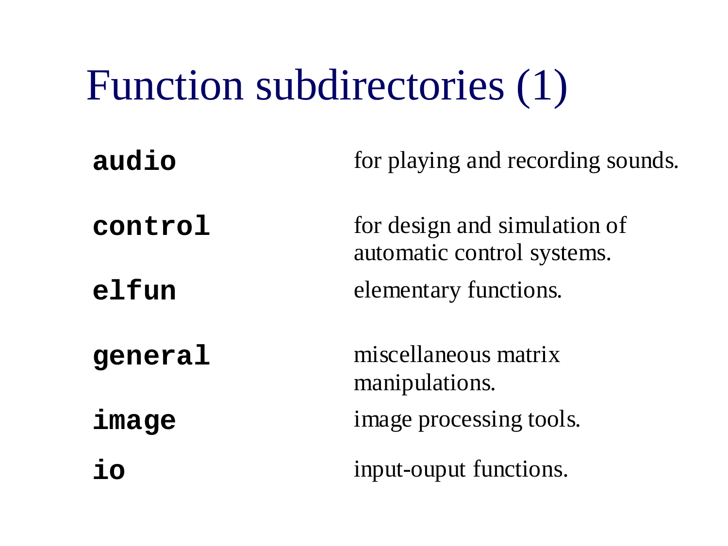# Function subdirectories (1)

| | |
|---|---|
| **`audio`** | for playing and recording sounds. |
| **`control`** | for design and simulation of automatic control systems. |
| **`elfun`** | elementary functions. |
| **`general`** | miscellaneous matrix manipulations. |
| **`image`** | image processing tools. |
| **`io`** | input-ouput functions. |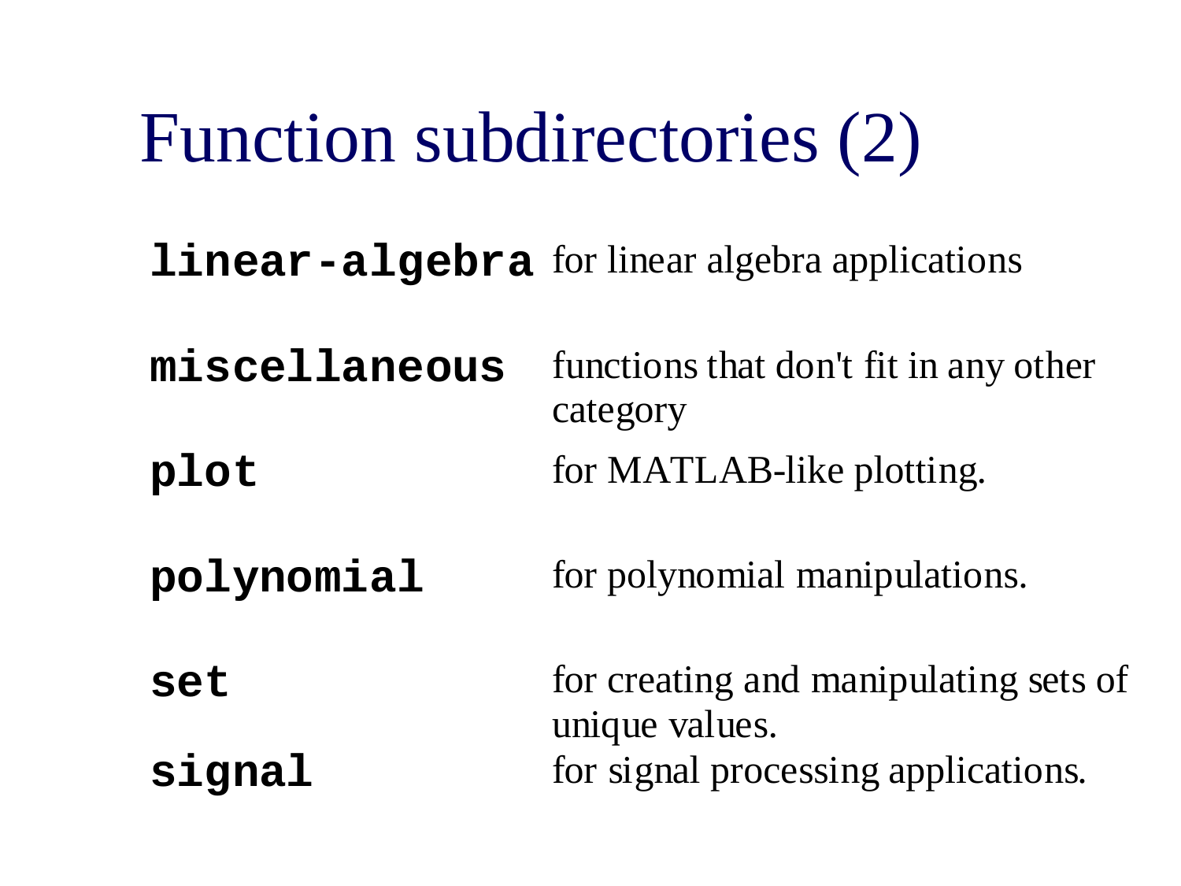# Function subdirectories (2)

| | |
|---|---|
| **`linear-algebra`** | for linear algebra applications |
| **`miscellaneous`** | functions that don't fit in any other category |
| **`plot`** | for MATLAB-like plotting. |
| **`polynomial`** | for polynomial manipulations. |
| **`set`** | for creating and manipulating sets of unique values. |
| **`signal`** | for signal processing applications. |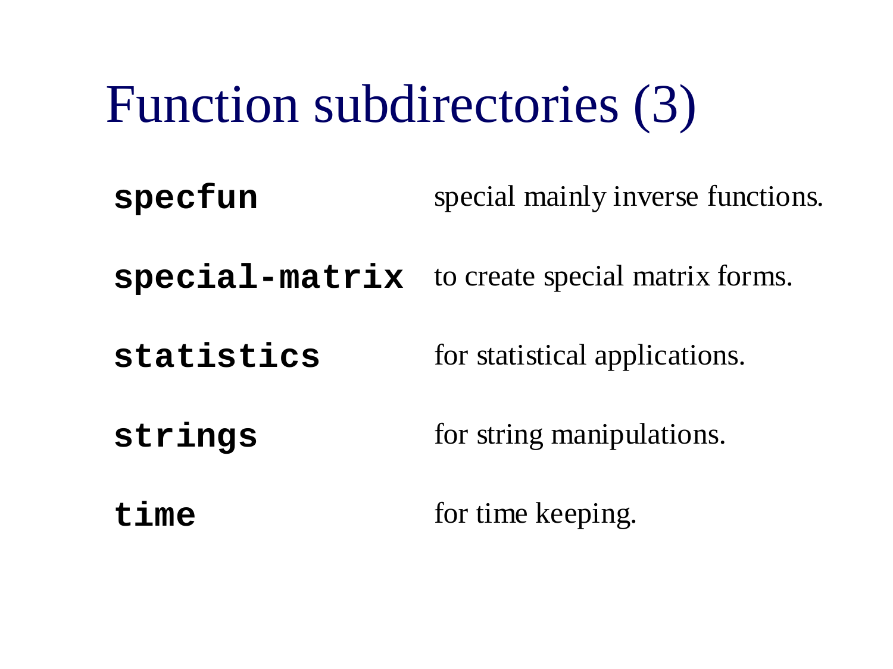# Function subdirectories (3)

| | |
|---|---|
| **`specfun`** | special mainly inverse functions. |
| **`special-matrix`** | to create special matrix forms. |
| **`statistics`** | for statistical applications. |
| **`strings`** | for string manipulations. |
| **`time`** | for time keeping. |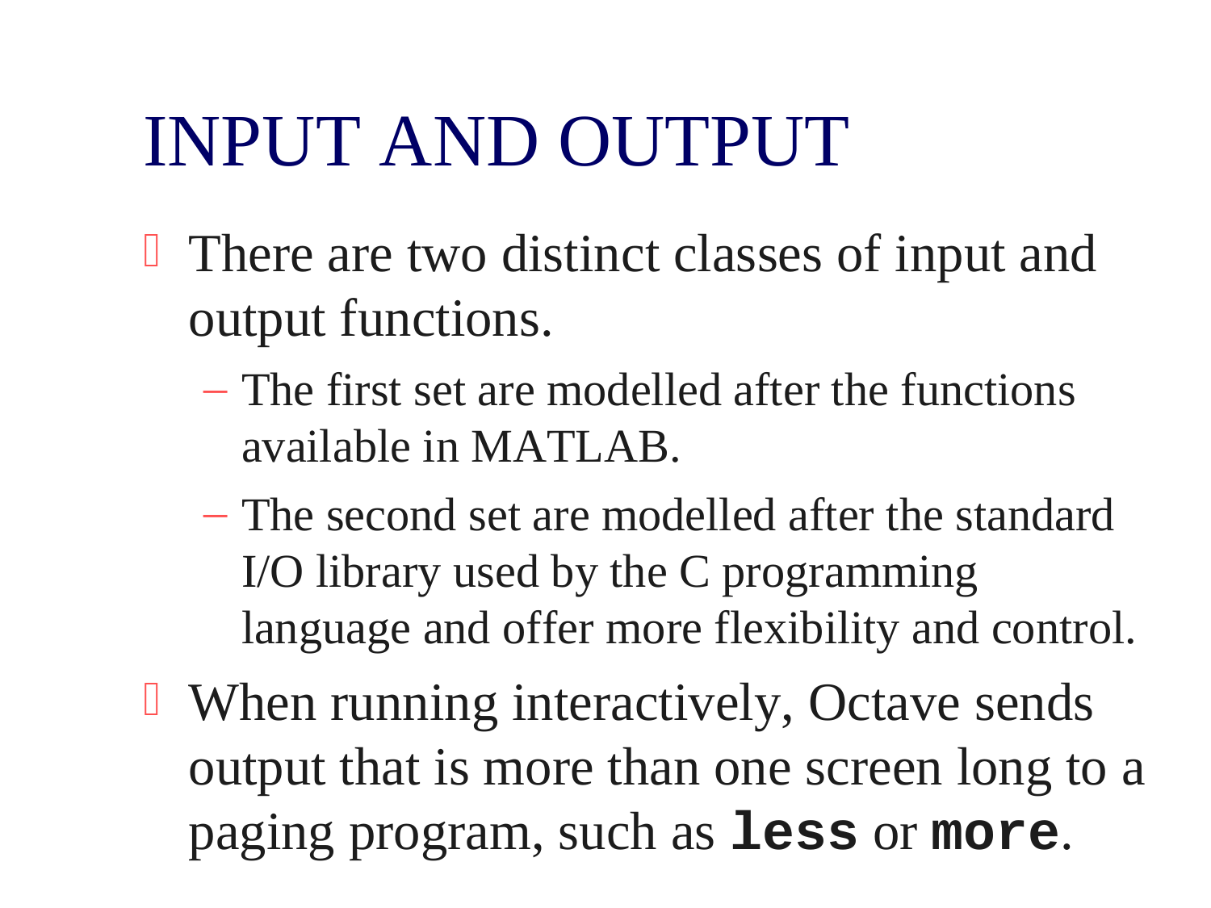# INPUT AND OUTPUT

- There are two distinct classes of input and output functions.
  - The first set are modelled after the functions available in MATLAB.
  - The second set are modelled after the standard I/O library used by the C programming language and offer more flexibility and control.
- When running interactively, Octave sends output that is more than one screen long to a paging program, such as **`less`** or **`more`**.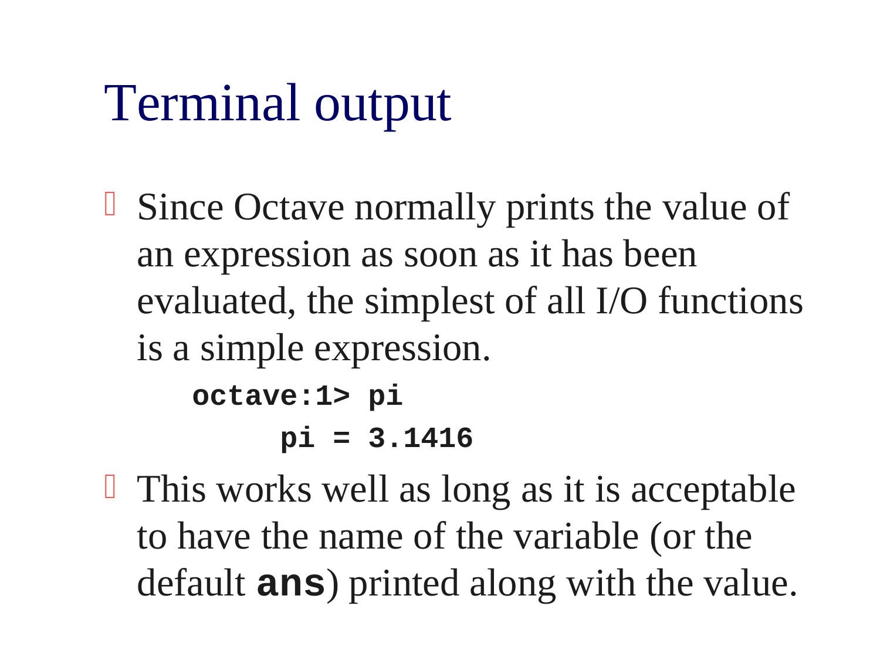# Terminal output

- Since Octave normally prints the value of an expression as soon as it has been evaluated, the simplest of all I/O functions is a simple expression.

```
octave:1> pi
     pi = 3.1416
```

- This works well as long as it is acceptable to have the name of the variable (or the default **`ans`**) printed along with the value.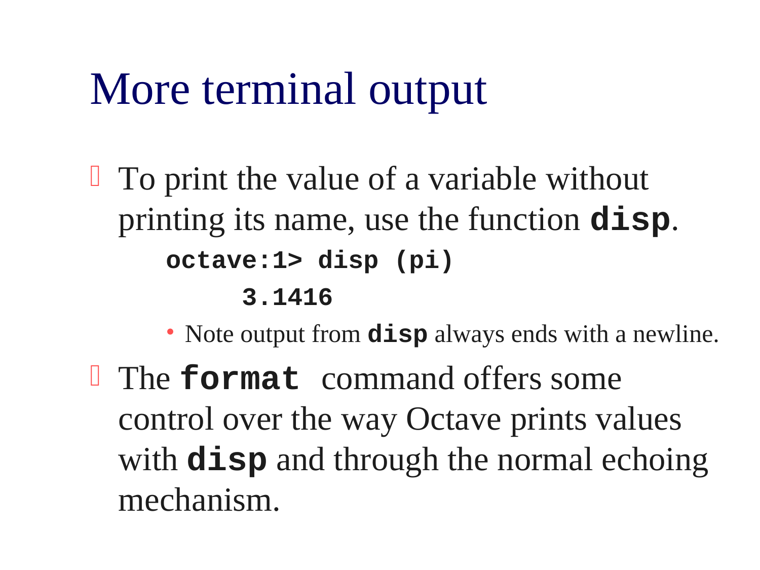# More terminal output

- To print the value of a variable without printing its name, use the function **`disp`**.

```
octave:1> disp (pi)
     3.1416
```

  - Note output from **`disp`** always ends with a newline.

- The **`format`** command offers some control over the way Octave prints values with **`disp`** and through the normal echoing mechanism.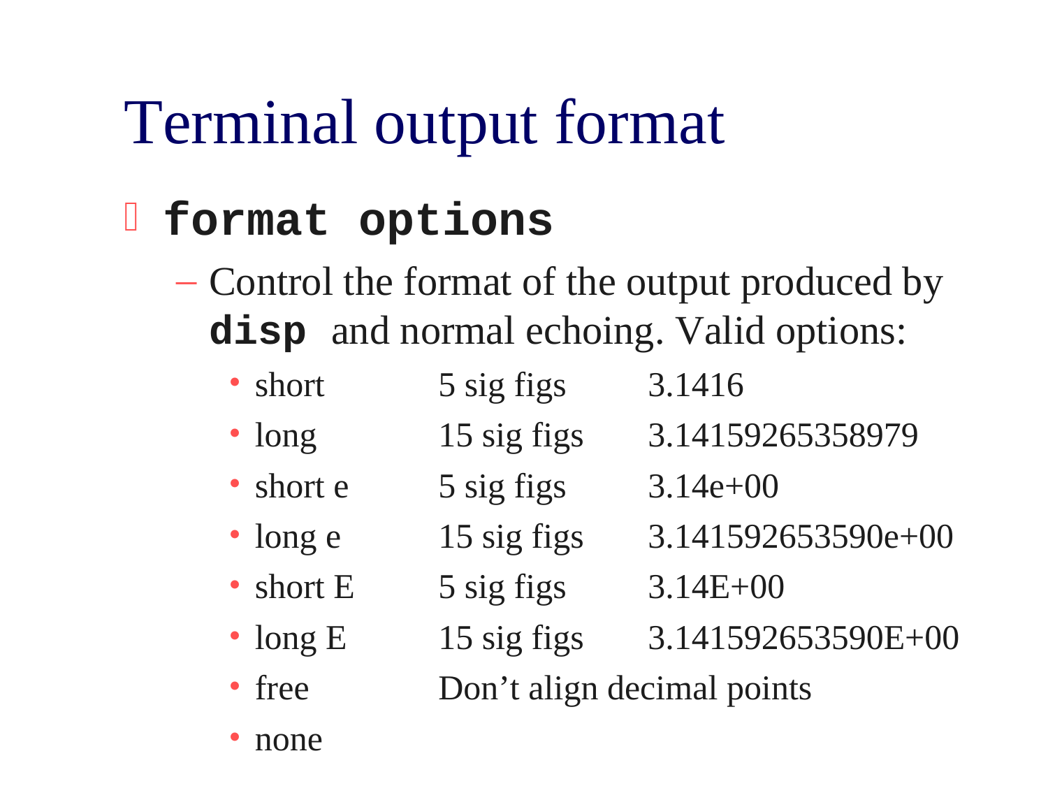# Terminal output format

- **`format options`**
  - Control the format of the output produced by **`disp`** and normal echoing. Valid options:
    - short 5 sig figs 3.1416
    - long 15 sig figs 3.14159265358979
    - short e 5 sig figs 3.14e+00
    - long e 15 sig figs 3.141592653590e+00
    - short E 5 sig figs 3.14E+00
    - long E 15 sig figs 3.141592653590E+00
    - free Don't align decimal points
    - none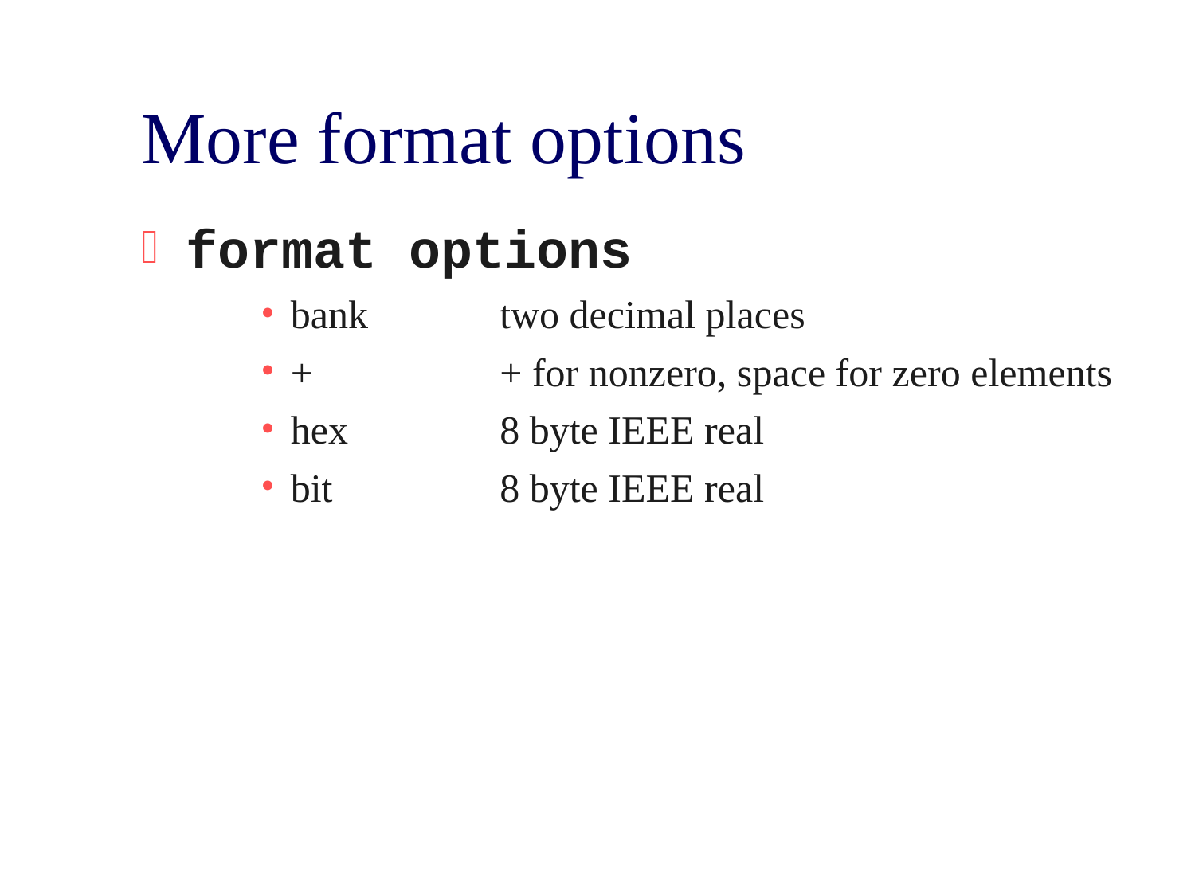# More format options

- **`format options`**
  - bank    two decimal places
  - +    + for nonzero, space for zero elements
  - hex    8 byte IEEE real
  - bit    8 byte IEEE real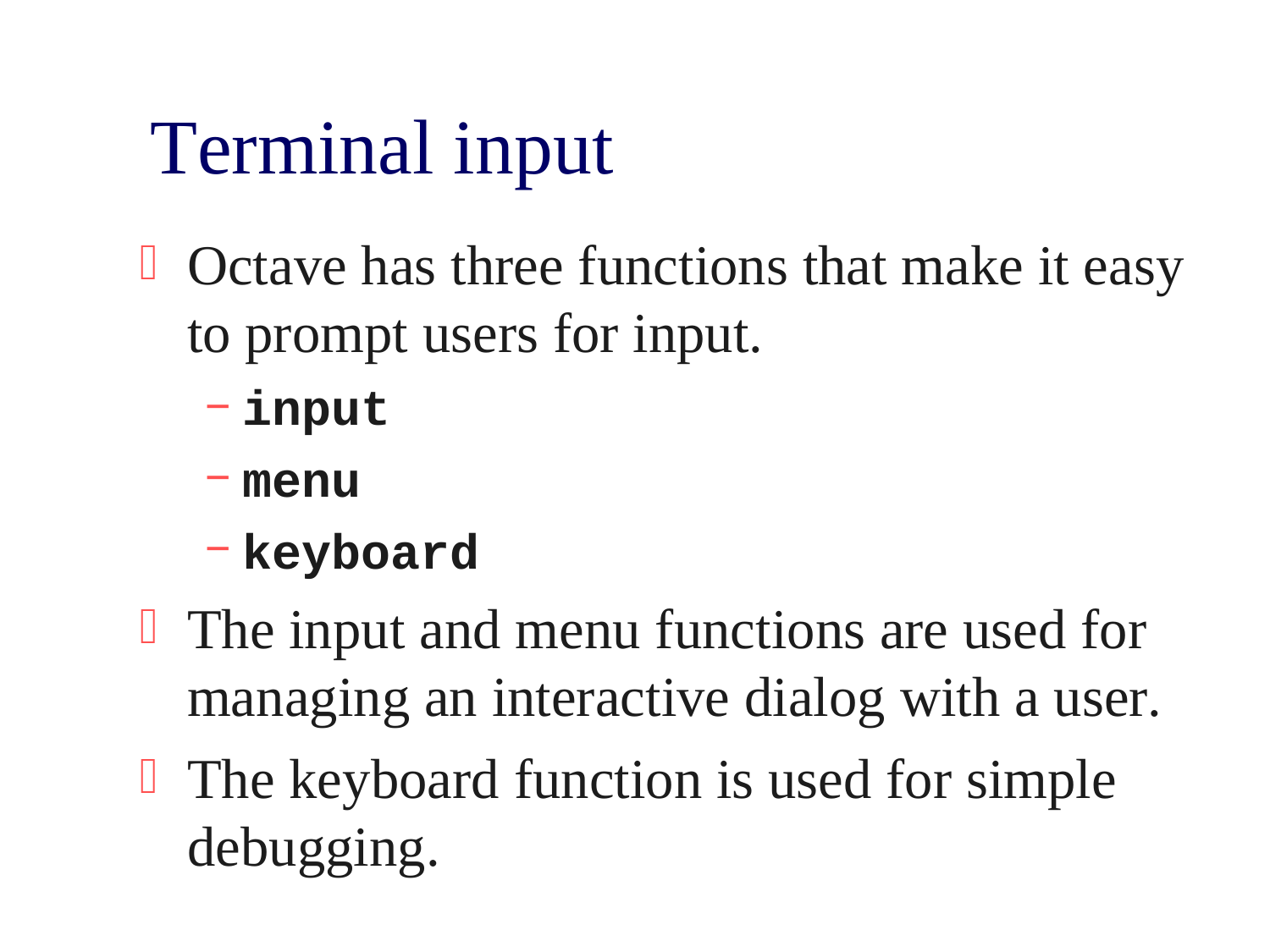# Terminal input

- Octave has three functions that make it easy to prompt users for input.
  - **`input`**
  - **`menu`**
  - **`keyboard`**
- The input and menu functions are used for managing an interactive dialog with a user.
- The keyboard function is used for simple debugging.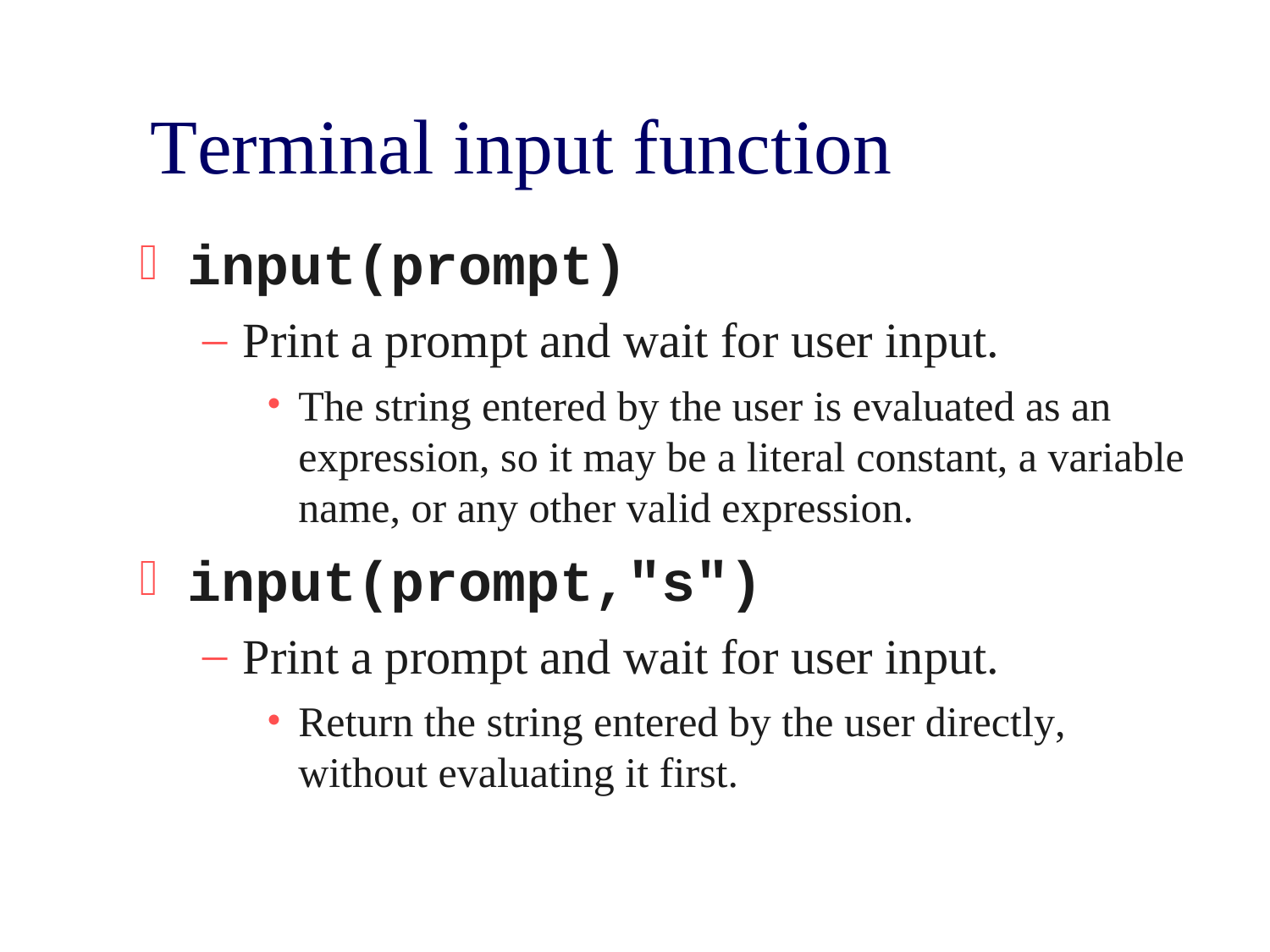# Terminal input function

- **`input(prompt)`**
  - Print a prompt and wait for user input.
    - The string entered by the user is evaluated as an expression, so it may be a literal constant, a variable name, or any other valid expression.
- **`input(prompt,"s")`**
  - Print a prompt and wait for user input.
    - Return the string entered by the user directly, without evaluating it first.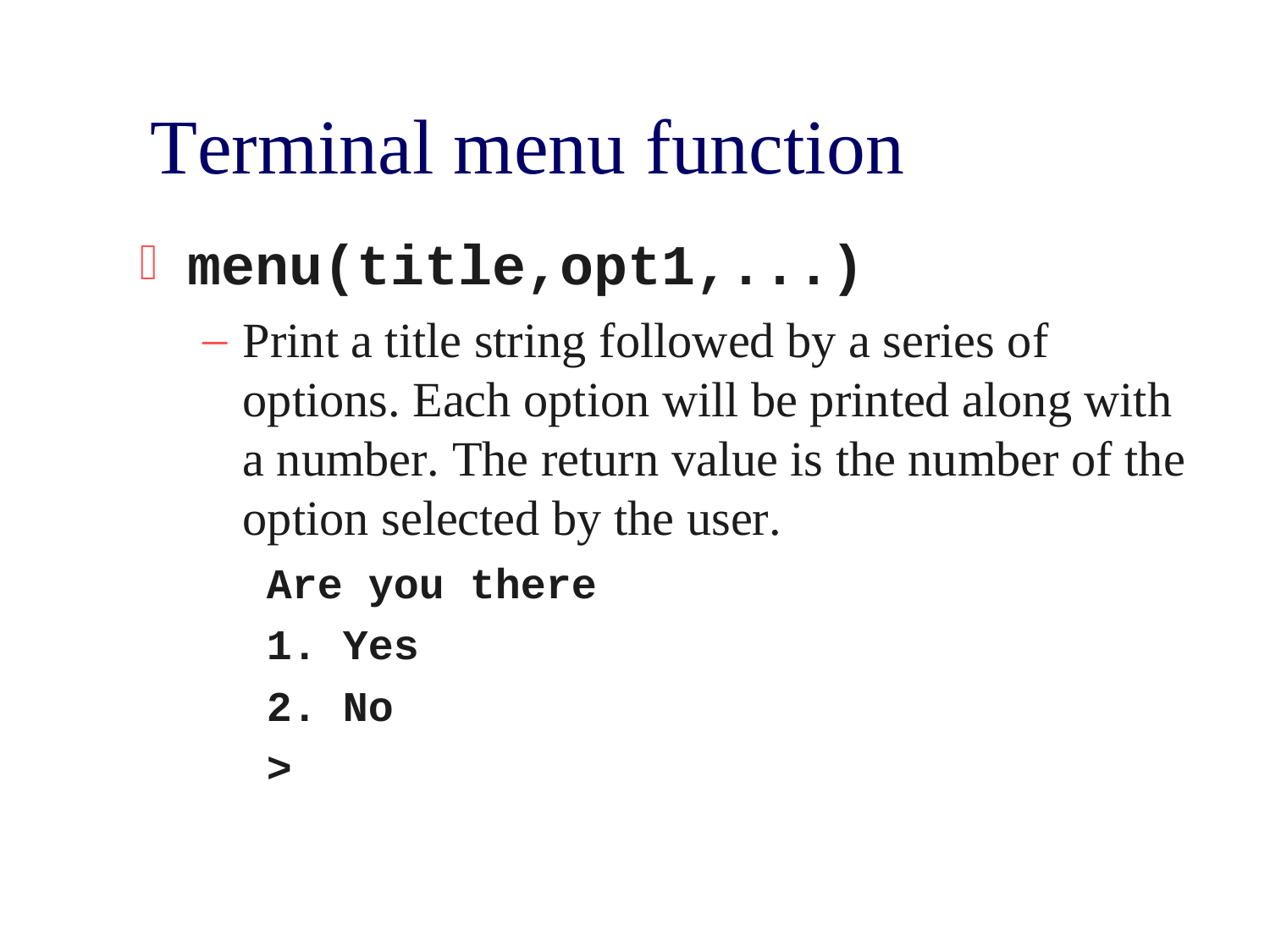# Terminal menu function

- **`menu(title,opt1,...)`**
  - Print a title string followed by a series of options. Each option will be printed along with a number. The return value is the number of the option selected by the user.

```
Are you there
1. Yes
2. No
>
```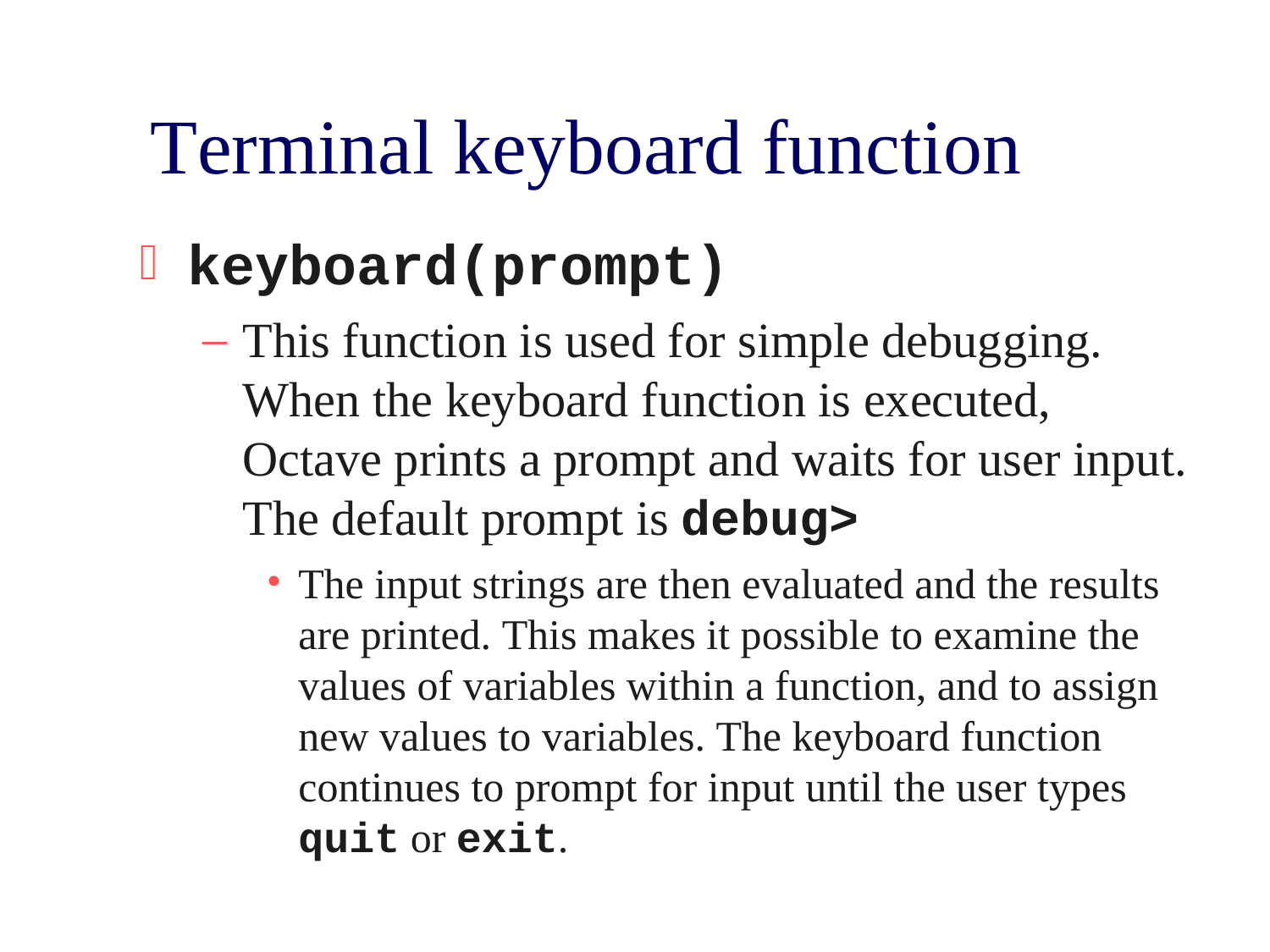# Terminal keyboard function

- **`keyboard(prompt)`**
  - This function is used for simple debugging. When the keyboard function is executed, Octave prints a prompt and waits for user input. The default prompt is **`debug>`**
    - The input strings are then evaluated and the results are printed. This makes it possible to examine the values of variables within a function, and to assign new values to variables. The keyboard function continues to prompt for input until the user types **`quit`** or **`exit`**.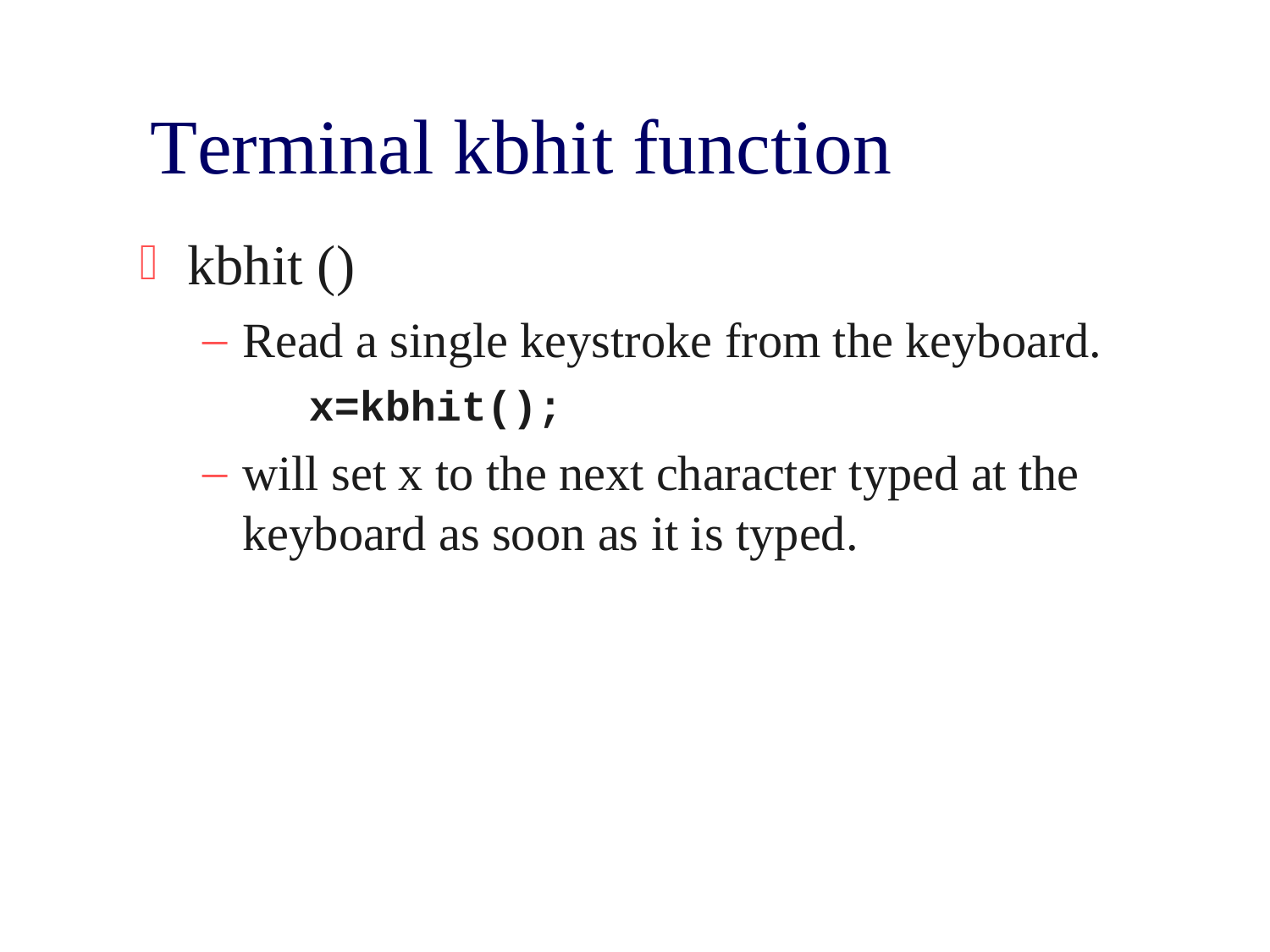# Terminal kbhit function

- kbhit ()
  - Read a single keystroke from the keyboard.

```
x=kbhit();
```

  - will set x to the next character typed at the keyboard as soon as it is typed.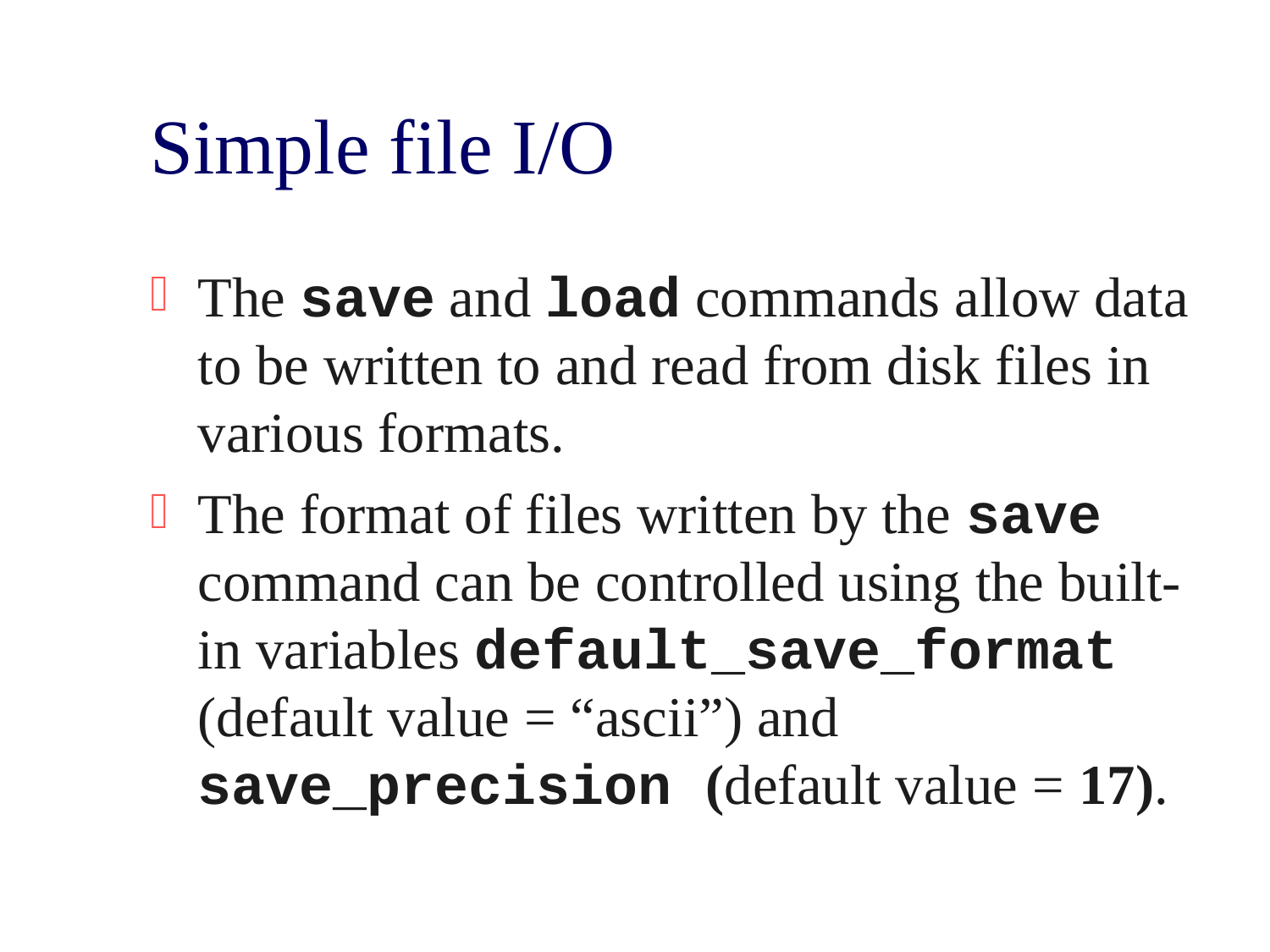# Simple file I/O

- The **`save`** and **`load`** commands allow data to be written to and read from disk files in various formats.
- The format of files written by the **`save`** command can be controlled using the built-in variables **`default_save_format`** (default value = “ascii”) and **`save_precision`** **(**default value = **17)**.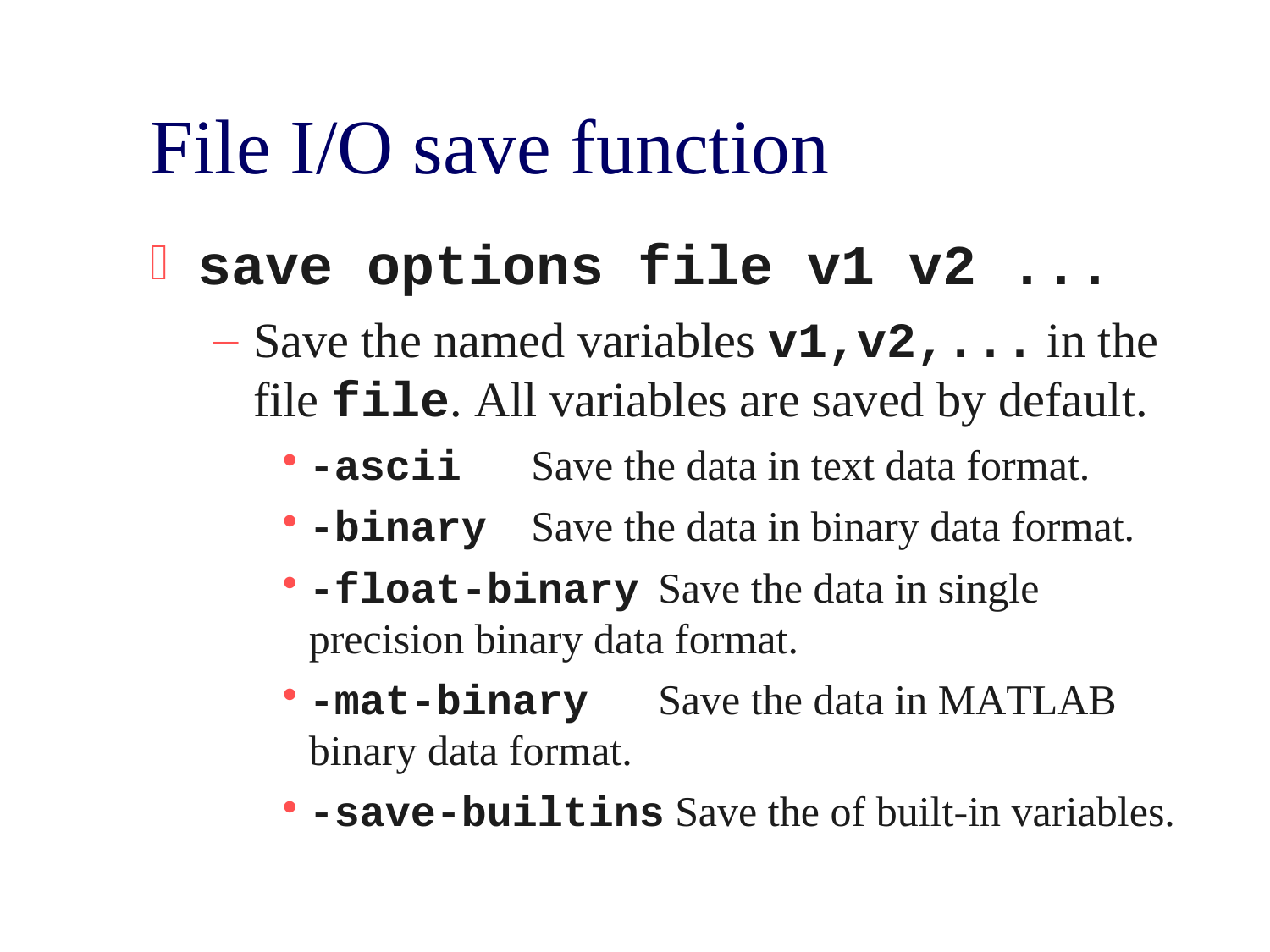# File I/O save function

- **`save options file v1 v2 ...`**
  - Save the named variables **`v1,v2,...`** in the file **`file`**. All variables are saved by default.
    - **`-ascii`** Save the data in text data format.
    - **`-binary`** Save the data in binary data format.
    - **`-float-binary`** Save the data in single precision binary data format.
    - **`-mat-binary`** Save the data in MATLAB binary data format.
    - **`-save-builtins`** Save the of built-in variables.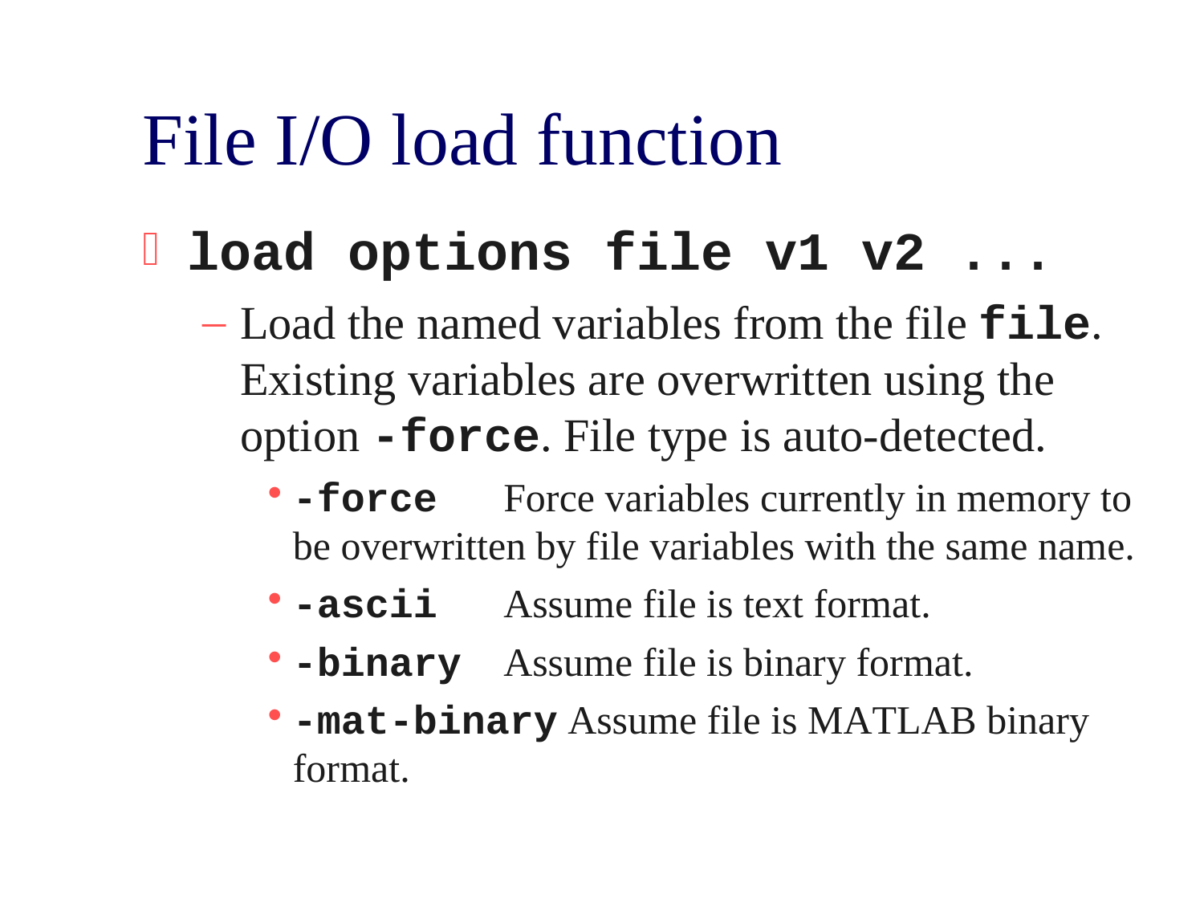# File I/O load function

- **`load options file v1 v2 ...`**
  - Load the named variables from the file **`file`**. Existing variables are overwritten using the option **`-force`**. File type is auto-detected.
    - **`-force`** Force variables currently in memory to be overwritten by file variables with the same name.
    - **`-ascii`** Assume file is text format.
    - **`-binary`** Assume file is binary format.
    - **`-mat-binary`** Assume file is MATLAB binary format.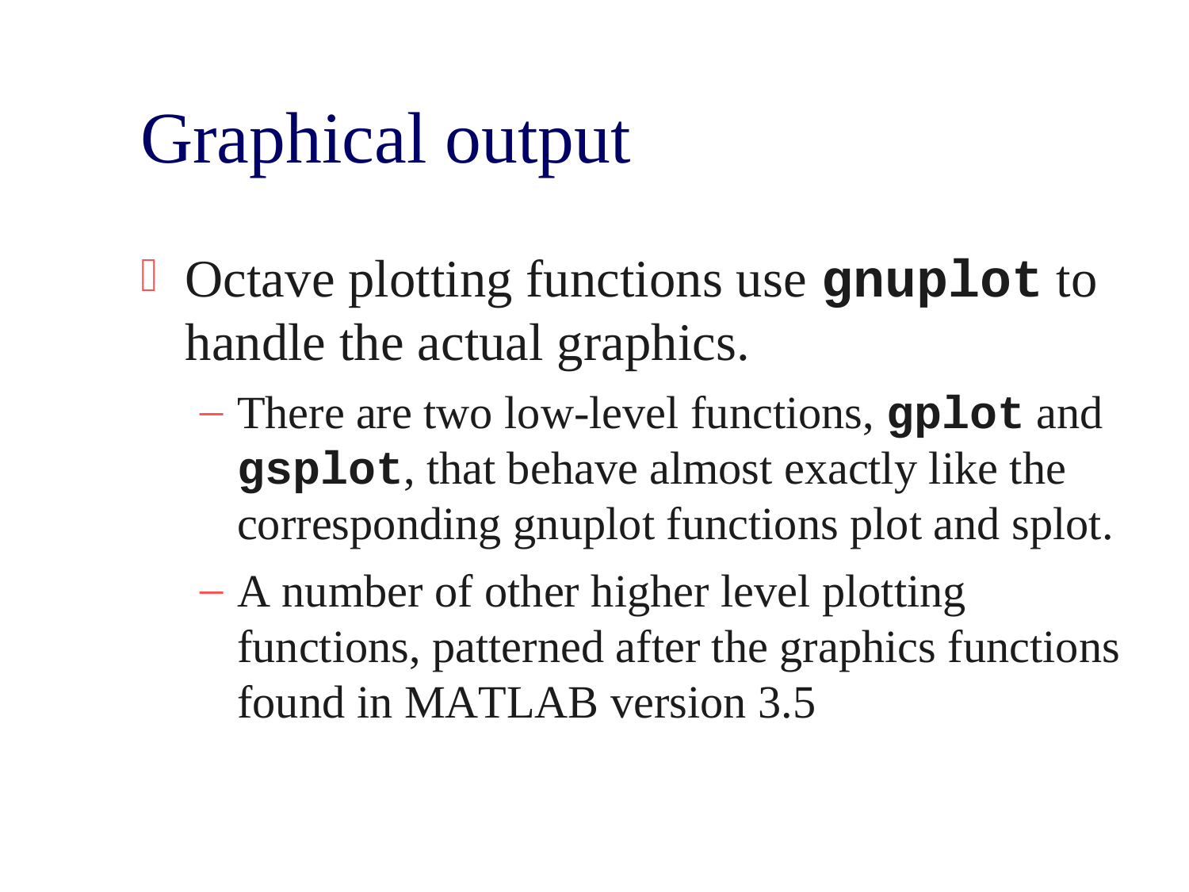# Graphical output

- Octave plotting functions use **`gnuplot`** to handle the actual graphics.
  - There are two low-level functions, **`gplot`** and **`gsplot`**, that behave almost exactly like the corresponding gnuplot functions plot and splot.
  - A number of other higher level plotting functions, patterned after the graphics functions found in MATLAB version 3.5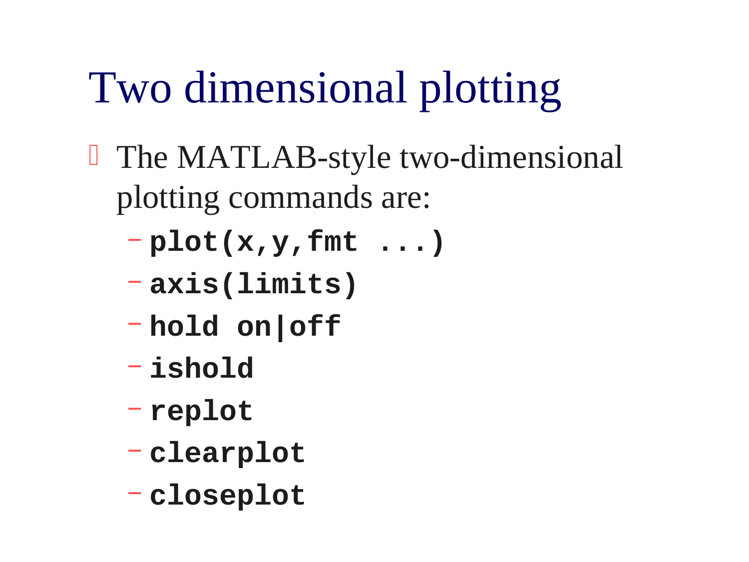# Two dimensional plotting

- The MATLAB-style two-dimensional plotting commands are:
  - **`plot(x,y,fmt ...)`**
  - **`axis(limits)`**
  - **`hold on|off`**
  - **`ishold`**
  - **`replot`**
  - **`clearplot`**
  - **`closeplot`**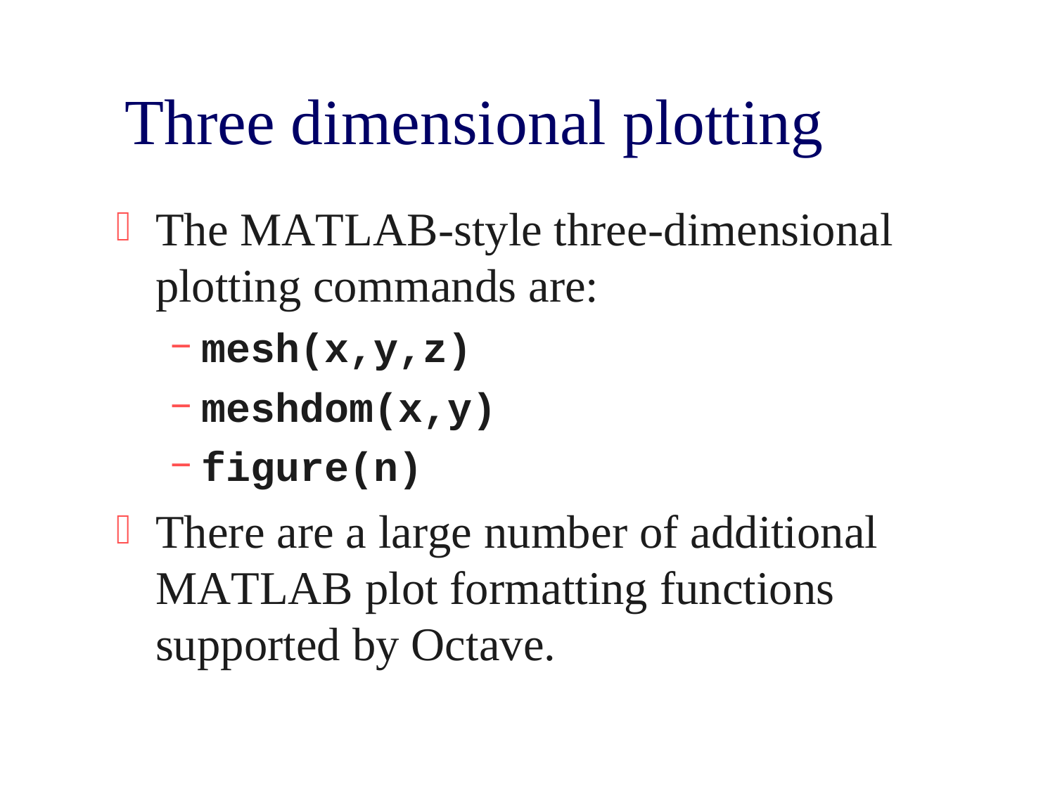# Three dimensional plotting

- The MATLAB-style three-dimensional plotting commands are:
  - **`mesh(x,y,z)`**
  - **`meshdom(x,y)`**
  - **`figure(n)`**
- There are a large number of additional MATLAB plot formatting functions supported by Octave.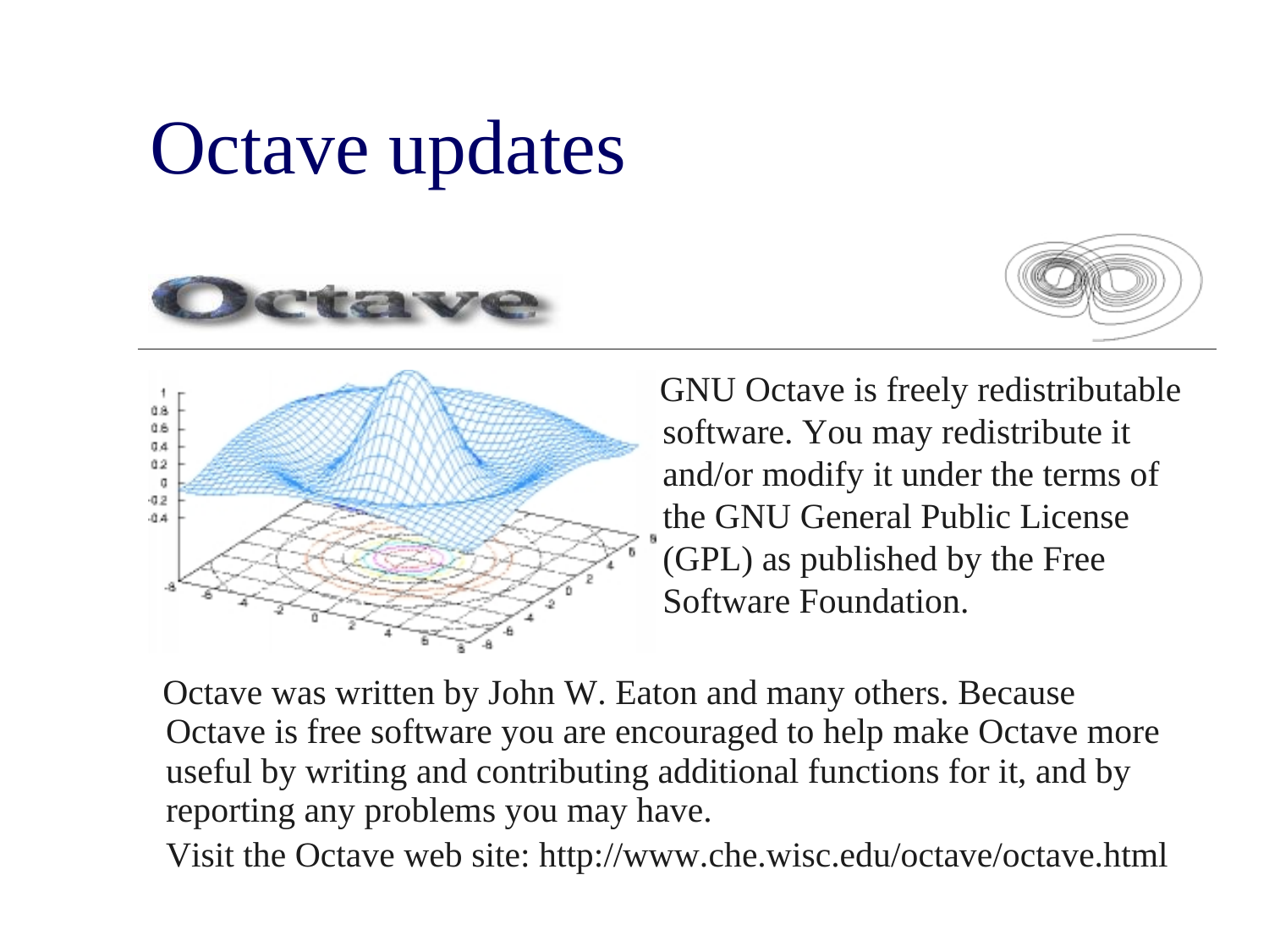# Octave updates

GNU Octave is freely redistributable software. You may redistribute it and/or modify it under the terms of the GNU General Public License (GPL) as published by the Free Software Foundation.

Octave was written by John W. Eaton and many others. Because Octave is free software you are encouraged to help make Octave more useful by writing and contributing additional functions for it, and by reporting any problems you may have.

Visit the Octave web site: http://www.che.wisc.edu/octave/octave.html